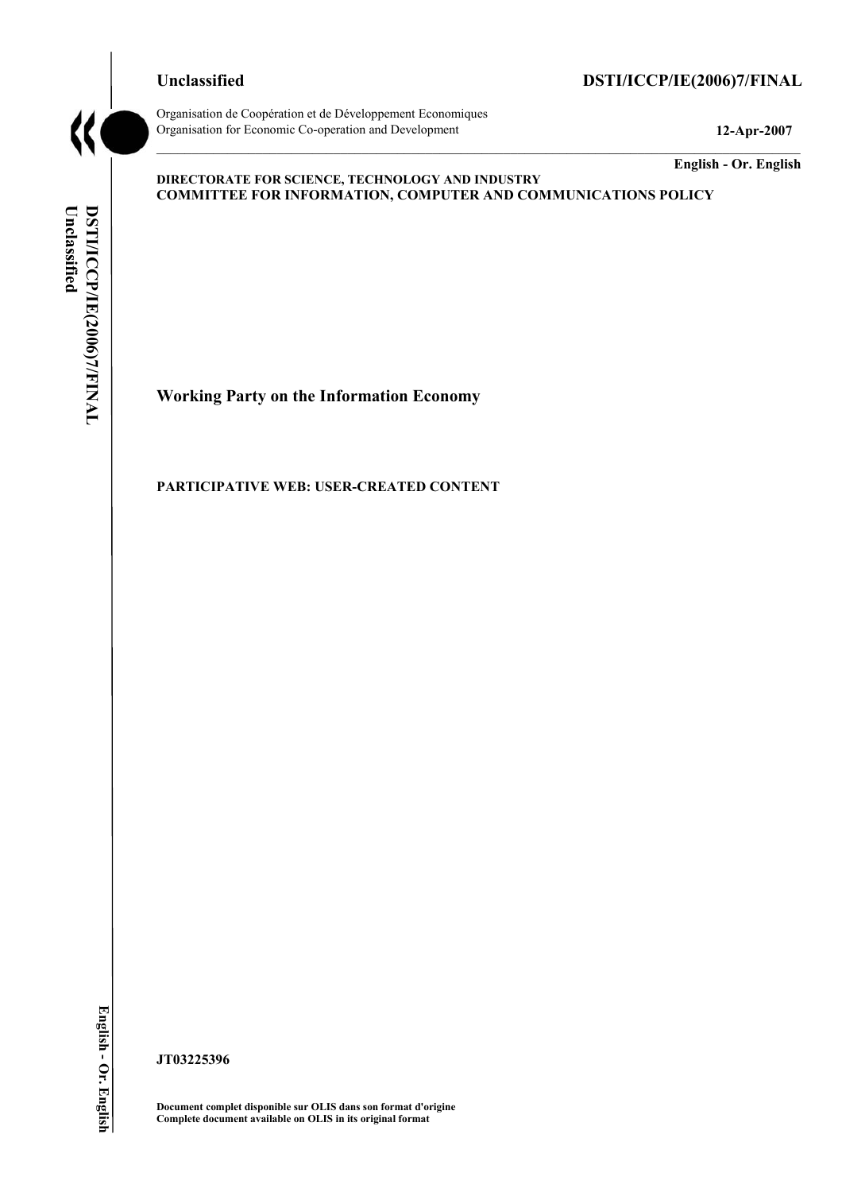**Unclassified** **DSTI/ICCP/IE(2006)7/FINAL**

Organisation de Coopération et de Développement Economiques
Organisation for Economic Co-operation and Development **12-Apr-2007**

**English - Or. English**

**DIRECTORATE FOR SCIENCE, TECHNOLOGY AND INDUSTRY**
**COMMITTEE FOR INFORMATION, COMPUTER AND COMMUNICATIONS POLICY**

# Working Party on the Information Economy

## PARTICIPATIVE WEB: USER-CREATED CONTENT

**JT03225396**

**Document complet disponible sur OLIS dans son format d'origine**
**Complete document available on OLIS in its original format**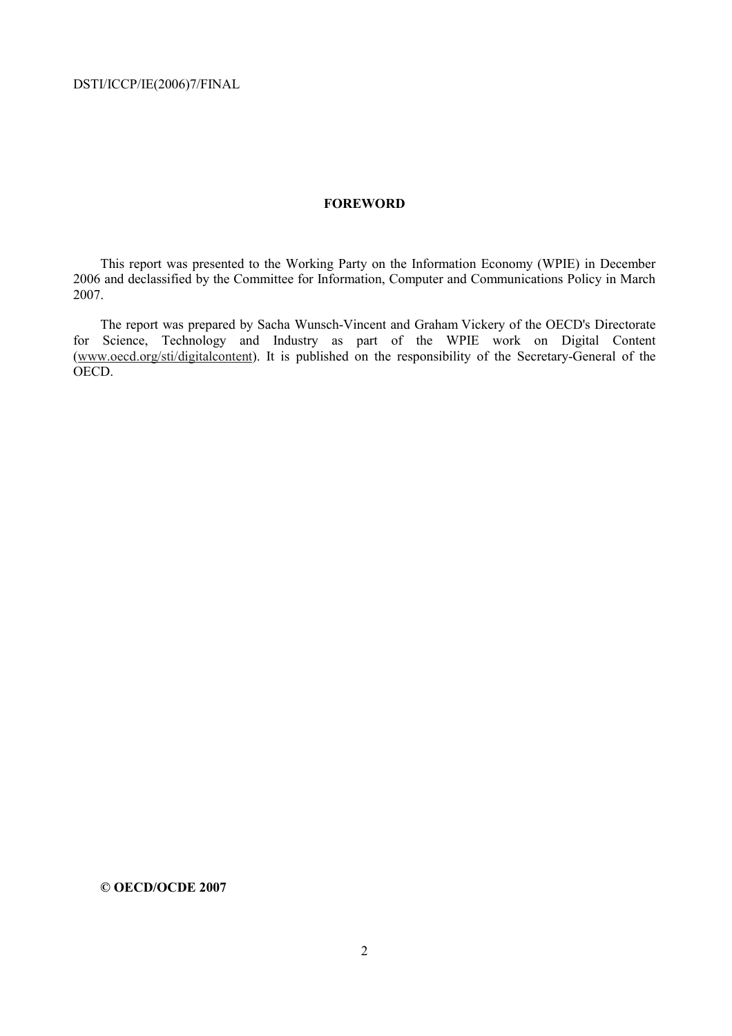# FOREWORD

This report was presented to the Working Party on the Information Economy (WPIE) in December 2006 and declassified by the Committee for Information, Computer and Communications Policy in March 2007.

The report was prepared by Sacha Wunsch-Vincent and Graham Vickery of the OECD's Directorate for Science, Technology and Industry as part of the WPIE work on Digital Content (www.oecd.org/sti/digitalcontent). It is published on the responsibility of the Secretary-General of the OECD.

**© OECD/OCDE 2007**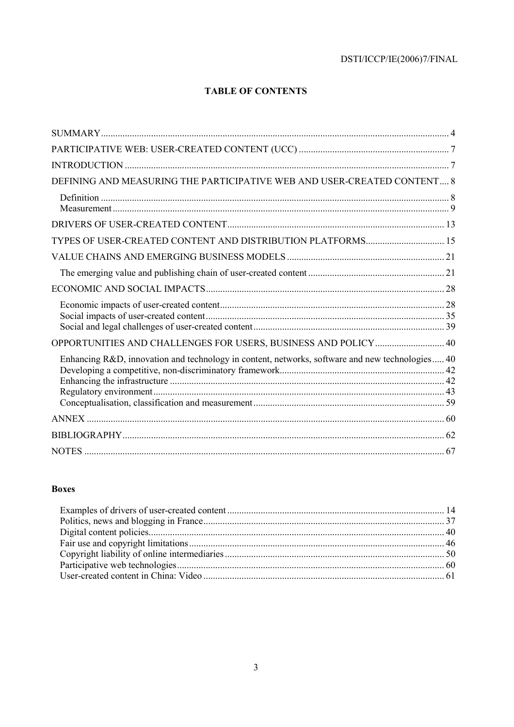# TABLE OF CONTENTS

SUMMARY ... 4

PARTICIPATIVE WEB: USER-CREATED CONTENT (UCC) ... 7

INTRODUCTION ... 7

DEFINING AND MEASURING THE PARTICIPATIVE WEB AND USER-CREATED CONTENT ... 8

- Definition ... 8
- Measurement ... 9

DRIVERS OF USER-CREATED CONTENT ... 13

TYPES OF USER-CREATED CONTENT AND DISTRIBUTION PLATFORMS ... 15

VALUE CHAINS AND EMERGING BUSINESS MODELS ... 21

- The emerging value and publishing chain of user-created content ... 21

ECONOMIC AND SOCIAL IMPACTS ... 28

- Economic impacts of user-created content ... 28
- Social impacts of user-created content ... 35
- Social and legal challenges of user-created content ... 39

OPPORTUNITIES AND CHALLENGES FOR USERS, BUSINESS AND POLICY ... 40

- Enhancing R&D, innovation and technology in content, networks, software and new technologies ... 40
- Developing a competitive, non-discriminatory framework ... 42
- Enhancing the infrastructure ... 42
- Regulatory environment ... 43
- Conceptualisation, classification and measurement ... 59

ANNEX ... 60

BIBLIOGRAPHY ... 62

NOTES ... 67

**Boxes**

- Examples of drivers of user-created content ... 14
- Politics, news and blogging in France ... 37
- Digital content policies ... 40
- Fair use and copyright limitations ... 46
- Copyright liability of online intermediaries ... 50
- Participative web technologies ... 60
- User-created content in China: Video ... 61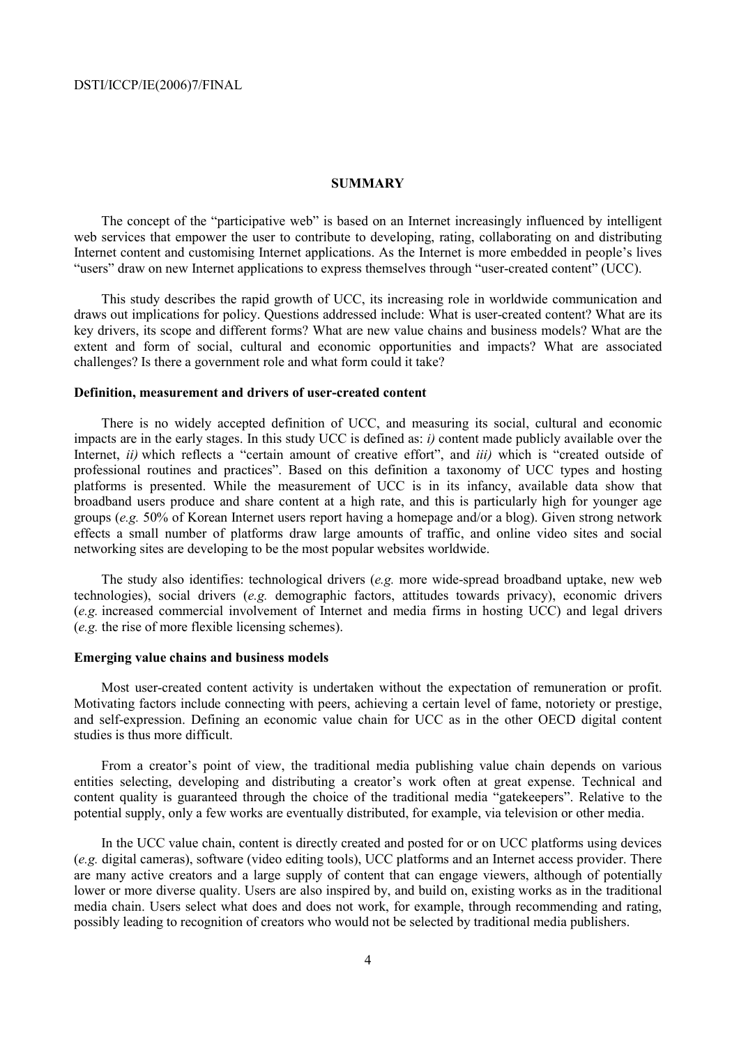## SUMMARY

The concept of the "participative web" is based on an Internet increasingly influenced by intelligent web services that empower the user to contribute to developing, rating, collaborating on and distributing Internet content and customising Internet applications. As the Internet is more embedded in people's lives "users" draw on new Internet applications to express themselves through "user-created content" (UCC).

This study describes the rapid growth of UCC, its increasing role in worldwide communication and draws out implications for policy. Questions addressed include: What is user-created content? What are its key drivers, its scope and different forms? What are new value chains and business models? What are the extent and form of social, cultural and economic opportunities and impacts? What are associated challenges? Is there a government role and what form could it take?

### Definition, measurement and drivers of user-created content

There is no widely accepted definition of UCC, and measuring its social, cultural and economic impacts are in the early stages. In this study UCC is defined as: *i)* content made publicly available over the Internet, *ii)* which reflects a "certain amount of creative effort", and *iii)* which is "created outside of professional routines and practices". Based on this definition a taxonomy of UCC types and hosting platforms is presented. While the measurement of UCC is in its infancy, available data show that broadband users produce and share content at a high rate, and this is particularly high for younger age groups (*e.g.* 50% of Korean Internet users report having a homepage and/or a blog). Given strong network effects a small number of platforms draw large amounts of traffic, and online video sites and social networking sites are developing to be the most popular websites worldwide.

The study also identifies: technological drivers (*e.g.* more wide-spread broadband uptake, new web technologies), social drivers (*e.g.* demographic factors, attitudes towards privacy), economic drivers (*e.g.* increased commercial involvement of Internet and media firms in hosting UCC) and legal drivers (*e.g.* the rise of more flexible licensing schemes).

### Emerging value chains and business models

Most user-created content activity is undertaken without the expectation of remuneration or profit. Motivating factors include connecting with peers, achieving a certain level of fame, notoriety or prestige, and self-expression. Defining an economic value chain for UCC as in the other OECD digital content studies is thus more difficult.

From a creator's point of view, the traditional media publishing value chain depends on various entities selecting, developing and distributing a creator's work often at great expense. Technical and content quality is guaranteed through the choice of the traditional media "gatekeepers". Relative to the potential supply, only a few works are eventually distributed, for example, via television or other media.

In the UCC value chain, content is directly created and posted for or on UCC platforms using devices (*e.g.* digital cameras), software (video editing tools), UCC platforms and an Internet access provider. There are many active creators and a large supply of content that can engage viewers, although of potentially lower or more diverse quality. Users are also inspired by, and build on, existing works as in the traditional media chain. Users select what does and does not work, for example, through recommending and rating, possibly leading to recognition of creators who would not be selected by traditional media publishers.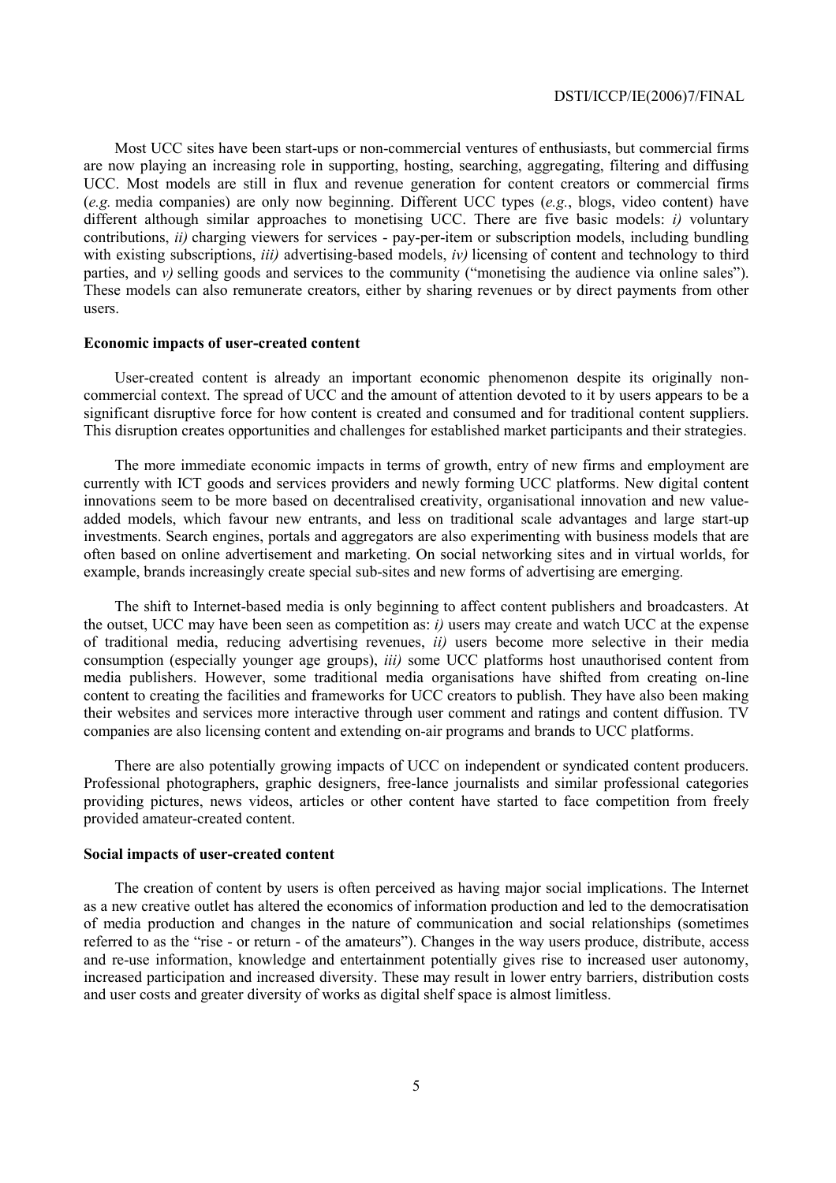Most UCC sites have been start-ups or non-commercial ventures of enthusiasts, but commercial firms are now playing an increasing role in supporting, hosting, searching, aggregating, filtering and diffusing UCC. Most models are still in flux and revenue generation for content creators or commercial firms (*e.g.* media companies) are only now beginning. Different UCC types (*e.g.*, blogs, video content) have different although similar approaches to monetising UCC. There are five basic models: *i)* voluntary contributions, *ii)* charging viewers for services - pay-per-item or subscription models, including bundling with existing subscriptions, *iii)* advertising-based models, *iv)* licensing of content and technology to third parties, and *v)* selling goods and services to the community ("monetising the audience via online sales"). These models can also remunerate creators, either by sharing revenues or by direct payments from other users.

**Economic impacts of user-created content**

User-created content is already an important economic phenomenon despite its originally non-commercial context. The spread of UCC and the amount of attention devoted to it by users appears to be a significant disruptive force for how content is created and consumed and for traditional content suppliers. This disruption creates opportunities and challenges for established market participants and their strategies.

The more immediate economic impacts in terms of growth, entry of new firms and employment are currently with ICT goods and services providers and newly forming UCC platforms. New digital content innovations seem to be more based on decentralised creativity, organisational innovation and new value-added models, which favour new entrants, and less on traditional scale advantages and large start-up investments. Search engines, portals and aggregators are also experimenting with business models that are often based on online advertisement and marketing. On social networking sites and in virtual worlds, for example, brands increasingly create special sub-sites and new forms of advertising are emerging.

The shift to Internet-based media is only beginning to affect content publishers and broadcasters. At the outset, UCC may have been seen as competition as: *i)* users may create and watch UCC at the expense of traditional media, reducing advertising revenues, *ii)* users become more selective in their media consumption (especially younger age groups), *iii)* some UCC platforms host unauthorised content from media publishers. However, some traditional media organisations have shifted from creating on-line content to creating the facilities and frameworks for UCC creators to publish. They have also been making their websites and services more interactive through user comment and ratings and content diffusion. TV companies are also licensing content and extending on-air programs and brands to UCC platforms.

There are also potentially growing impacts of UCC on independent or syndicated content producers. Professional photographers, graphic designers, free-lance journalists and similar professional categories providing pictures, news videos, articles or other content have started to face competition from freely provided amateur-created content.

**Social impacts of user-created content**

The creation of content by users is often perceived as having major social implications. The Internet as a new creative outlet has altered the economics of information production and led to the democratisation of media production and changes in the nature of communication and social relationships (sometimes referred to as the "rise - or return - of the amateurs"). Changes in the way users produce, distribute, access and re-use information, knowledge and entertainment potentially gives rise to increased user autonomy, increased participation and increased diversity. These may result in lower entry barriers, distribution costs and user costs and greater diversity of works as digital shelf space is almost limitless.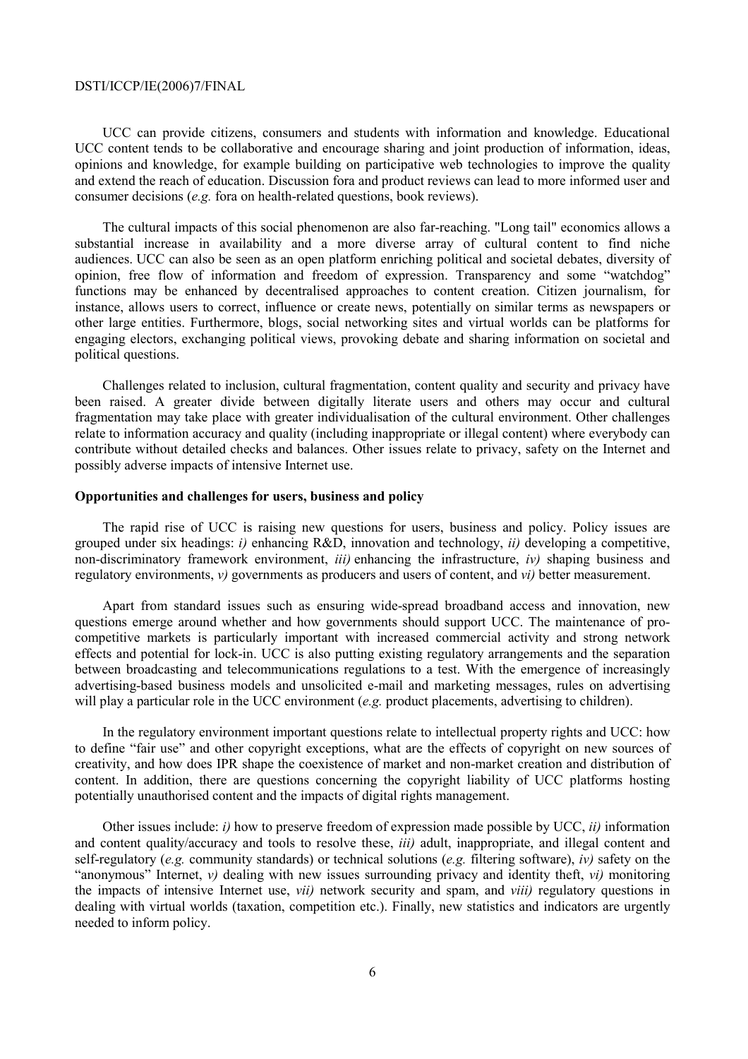UCC can provide citizens, consumers and students with information and knowledge. Educational UCC content tends to be collaborative and encourage sharing and joint production of information, ideas, opinions and knowledge, for example building on participative web technologies to improve the quality and extend the reach of education. Discussion fora and product reviews can lead to more informed user and consumer decisions (*e.g.* fora on health-related questions, book reviews).

The cultural impacts of this social phenomenon are also far-reaching. "Long tail" economics allows a substantial increase in availability and a more diverse array of cultural content to find niche audiences. UCC can also be seen as an open platform enriching political and societal debates, diversity of opinion, free flow of information and freedom of expression. Transparency and some "watchdog" functions may be enhanced by decentralised approaches to content creation. Citizen journalism, for instance, allows users to correct, influence or create news, potentially on similar terms as newspapers or other large entities. Furthermore, blogs, social networking sites and virtual worlds can be platforms for engaging electors, exchanging political views, provoking debate and sharing information on societal and political questions.

Challenges related to inclusion, cultural fragmentation, content quality and security and privacy have been raised. A greater divide between digitally literate users and others may occur and cultural fragmentation may take place with greater individualisation of the cultural environment. Other challenges relate to information accuracy and quality (including inappropriate or illegal content) where everybody can contribute without detailed checks and balances. Other issues relate to privacy, safety on the Internet and possibly adverse impacts of intensive Internet use.

**Opportunities and challenges for users, business and policy**

The rapid rise of UCC is raising new questions for users, business and policy. Policy issues are grouped under six headings: *i)* enhancing R&D, innovation and technology, *ii)* developing a competitive, non-discriminatory framework environment, *iii)* enhancing the infrastructure, *iv)* shaping business and regulatory environments, *v)* governments as producers and users of content, and *vi)* better measurement.

Apart from standard issues such as ensuring wide-spread broadband access and innovation, new questions emerge around whether and how governments should support UCC. The maintenance of pro-competitive markets is particularly important with increased commercial activity and strong network effects and potential for lock-in. UCC is also putting existing regulatory arrangements and the separation between broadcasting and telecommunications regulations to a test. With the emergence of increasingly advertising-based business models and unsolicited e-mail and marketing messages, rules on advertising will play a particular role in the UCC environment (*e.g.* product placements, advertising to children).

In the regulatory environment important questions relate to intellectual property rights and UCC: how to define "fair use" and other copyright exceptions, what are the effects of copyright on new sources of creativity, and how does IPR shape the coexistence of market and non-market creation and distribution of content. In addition, there are questions concerning the copyright liability of UCC platforms hosting potentially unauthorised content and the impacts of digital rights management.

Other issues include: *i)* how to preserve freedom of expression made possible by UCC, *ii)* information and content quality/accuracy and tools to resolve these, *iii)* adult, inappropriate, and illegal content and self-regulatory (*e.g.* community standards) or technical solutions (*e.g.* filtering software), *iv)* safety on the "anonymous" Internet, *v)* dealing with new issues surrounding privacy and identity theft, *vi)* monitoring the impacts of intensive Internet use, *vii)* network security and spam, and *viii)* regulatory questions in dealing with virtual worlds (taxation, competition etc.). Finally, new statistics and indicators are urgently needed to inform policy.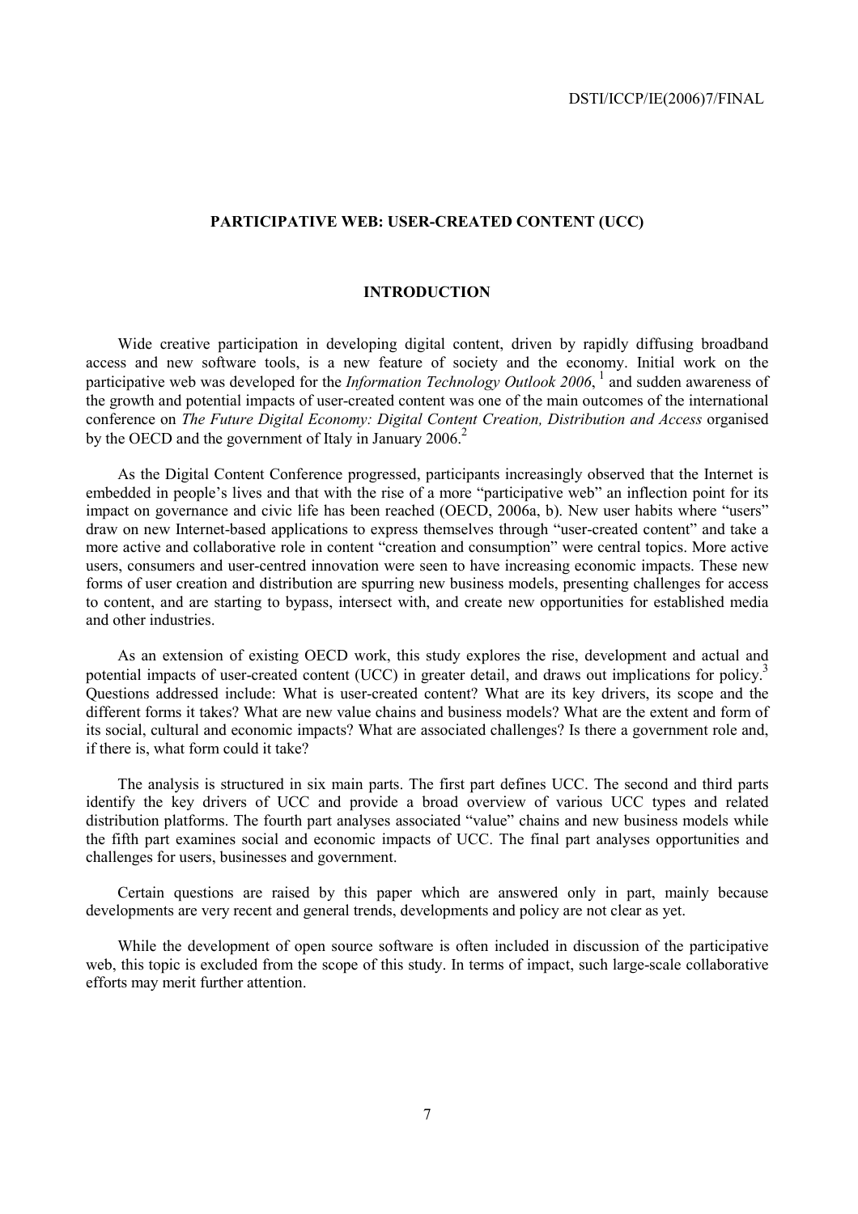# PARTICIPATIVE WEB: USER-CREATED CONTENT (UCC)

## INTRODUCTION

Wide creative participation in developing digital content, driven by rapidly diffusing broadband access and new software tools, is a new feature of society and the economy. Initial work on the participative web was developed for the *Information Technology Outlook 2006*, [1] and sudden awareness of the growth and potential impacts of user-created content was one of the main outcomes of the international conference on *The Future Digital Economy: Digital Content Creation, Distribution and Access* organised by the OECD and the government of Italy in January 2006.[2]

As the Digital Content Conference progressed, participants increasingly observed that the Internet is embedded in people's lives and that with the rise of a more "participative web" an inflection point for its impact on governance and civic life has been reached (OECD, 2006a, b). New user habits where "users" draw on new Internet-based applications to express themselves through "user-created content" and take a more active and collaborative role in content "creation and consumption" were central topics. More active users, consumers and user-centred innovation were seen to have increasing economic impacts. These new forms of user creation and distribution are spurring new business models, presenting challenges for access to content, and are starting to bypass, intersect with, and create new opportunities for established media and other industries.

As an extension of existing OECD work, this study explores the rise, development and actual and potential impacts of user-created content (UCC) in greater detail, and draws out implications for policy.[3] Questions addressed include: What is user-created content? What are its key drivers, its scope and the different forms it takes? What are new value chains and business models? What are the extent and form of its social, cultural and economic impacts? What are associated challenges? Is there a government role and, if there is, what form could it take?

The analysis is structured in six main parts. The first part defines UCC. The second and third parts identify the key drivers of UCC and provide a broad overview of various UCC types and related distribution platforms. The fourth part analyses associated "value" chains and new business models while the fifth part examines social and economic impacts of UCC. The final part analyses opportunities and challenges for users, businesses and government.

Certain questions are raised by this paper which are answered only in part, mainly because developments are very recent and general trends, developments and policy are not clear as yet.

While the development of open source software is often included in discussion of the participative web, this topic is excluded from the scope of this study. In terms of impact, such large-scale collaborative efforts may merit further attention.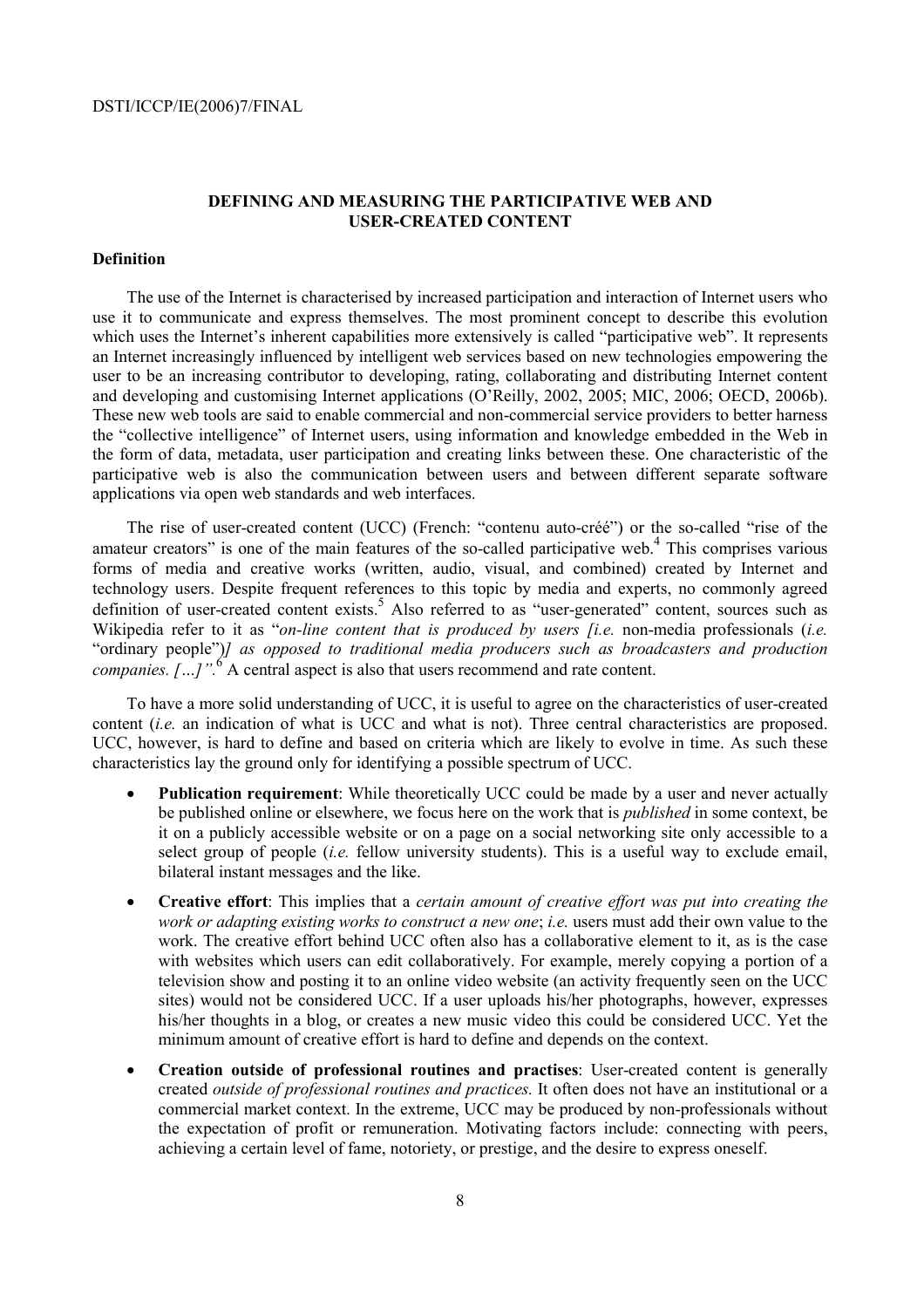## DEFINING AND MEASURING THE PARTICIPATIVE WEB AND USER-CREATED CONTENT

### Definition

The use of the Internet is characterised by increased participation and interaction of Internet users who use it to communicate and express themselves. The most prominent concept to describe this evolution which uses the Internet's inherent capabilities more extensively is called "participative web". It represents an Internet increasingly influenced by intelligent web services based on new technologies empowering the user to be an increasing contributor to developing, rating, collaborating and distributing Internet content and developing and customising Internet applications (O'Reilly, 2002, 2005; MIC, 2006; OECD, 2006b). These new web tools are said to enable commercial and non-commercial service providers to better harness the "collective intelligence" of Internet users, using information and knowledge embedded in the Web in the form of data, metadata, user participation and creating links between these. One characteristic of the participative web is also the communication between users and between different separate software applications via open web standards and web interfaces.

The rise of user-created content (UCC) (French: "contenu auto-créé") or the so-called "rise of the amateur creators" is one of the main features of the so-called participative web.[4] This comprises various forms of media and creative works (written, audio, visual, and combined) created by Internet and technology users. Despite frequent references to this topic by media and experts, no commonly agreed definition of user-created content exists.[5] Also referred to as "user-generated" content, sources such as Wikipedia refer to it as "*on-line content that is produced by users [i.e.* non-media professionals (*i.e.* "ordinary people")*] as opposed to traditional media producers such as broadcasters and production companies. […]"*.[6] A central aspect is also that users recommend and rate content.

To have a more solid understanding of UCC, it is useful to agree on the characteristics of user-created content (*i.e.* an indication of what is UCC and what is not). Three central characteristics are proposed. UCC, however, is hard to define and based on criteria which are likely to evolve in time. As such these characteristics lay the ground only for identifying a possible spectrum of UCC.

- **Publication requirement**: While theoretically UCC could be made by a user and never actually be published online or elsewhere, we focus here on the work that is *published* in some context, be it on a publicly accessible website or on a page on a social networking site only accessible to a select group of people (*i.e.* fellow university students). This is a useful way to exclude email, bilateral instant messages and the like.
- **Creative effort**: This implies that a *certain amount of creative effort was put into creating the work or adapting existing works to construct a new one*; *i.e.* users must add their own value to the work. The creative effort behind UCC often also has a collaborative element to it, as is the case with websites which users can edit collaboratively. For example, merely copying a portion of a television show and posting it to an online video website (an activity frequently seen on the UCC sites) would not be considered UCC. If a user uploads his/her photographs, however, expresses his/her thoughts in a blog, or creates a new music video this could be considered UCC. Yet the minimum amount of creative effort is hard to define and depends on the context.
- **Creation outside of professional routines and practises**: User-created content is generally created *outside of professional routines and practices.* It often does not have an institutional or a commercial market context. In the extreme, UCC may be produced by non-professionals without the expectation of profit or remuneration. Motivating factors include: connecting with peers, achieving a certain level of fame, notoriety, or prestige, and the desire to express oneself.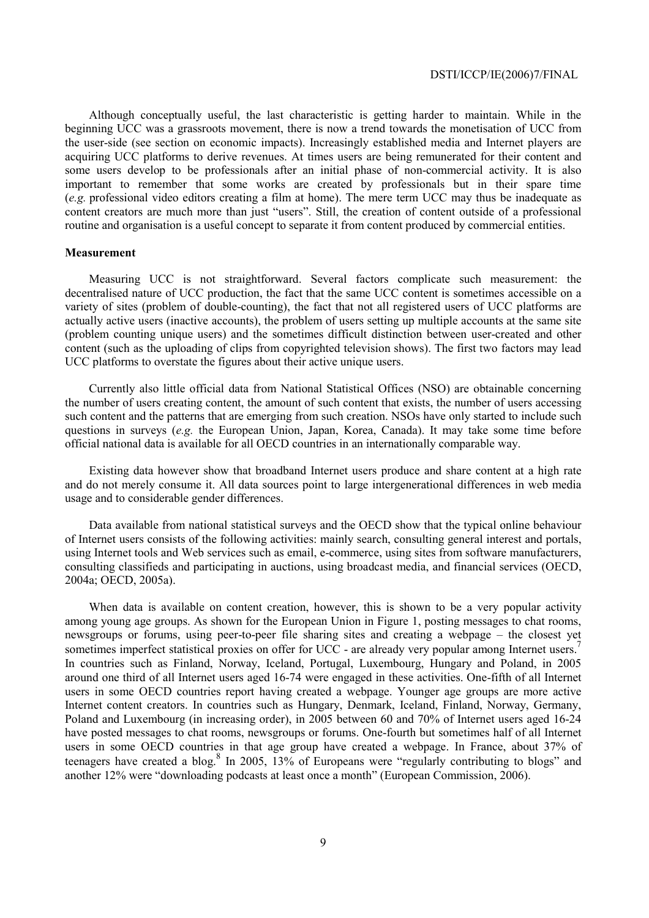Although conceptually useful, the last characteristic is getting harder to maintain. While in the beginning UCC was a grassroots movement, there is now a trend towards the monetisation of UCC from the user-side (see section on economic impacts). Increasingly established media and Internet players are acquiring UCC platforms to derive revenues. At times users are being remunerated for their content and some users develop to be professionals after an initial phase of non-commercial activity. It is also important to remember that some works are created by professionals but in their spare time (*e.g.* professional video editors creating a film at home). The mere term UCC may thus be inadequate as content creators are much more than just "users". Still, the creation of content outside of a professional routine and organisation is a useful concept to separate it from content produced by commercial entities.

**Measurement**

Measuring UCC is not straightforward. Several factors complicate such measurement: the decentralised nature of UCC production, the fact that the same UCC content is sometimes accessible on a variety of sites (problem of double-counting), the fact that not all registered users of UCC platforms are actually active users (inactive accounts), the problem of users setting up multiple accounts at the same site (problem counting unique users) and the sometimes difficult distinction between user-created and other content (such as the uploading of clips from copyrighted television shows). The first two factors may lead UCC platforms to overstate the figures about their active unique users.

Currently also little official data from National Statistical Offices (NSO) are obtainable concerning the number of users creating content, the amount of such content that exists, the number of users accessing such content and the patterns that are emerging from such creation. NSOs have only started to include such questions in surveys (*e.g.* the European Union, Japan, Korea, Canada). It may take some time before official national data is available for all OECD countries in an internationally comparable way.

Existing data however show that broadband Internet users produce and share content at a high rate and do not merely consume it. All data sources point to large intergenerational differences in web media usage and to considerable gender differences.

Data available from national statistical surveys and the OECD show that the typical online behaviour of Internet users consists of the following activities: mainly search, consulting general interest and portals, using Internet tools and Web services such as email, e-commerce, using sites from software manufacturers, consulting classifieds and participating in auctions, using broadcast media, and financial services (OECD, 2004a; OECD, 2005a).

When data is available on content creation, however, this is shown to be a very popular activity among young age groups. As shown for the European Union in Figure 1, posting messages to chat rooms, newsgroups or forums, using peer-to-peer file sharing sites and creating a webpage – the closest yet sometimes imperfect statistical proxies on offer for UCC - are already very popular among Internet users.[7] In countries such as Finland, Norway, Iceland, Portugal, Luxembourg, Hungary and Poland, in 2005 around one third of all Internet users aged 16-74 were engaged in these activities. One-fifth of all Internet users in some OECD countries report having created a webpage. Younger age groups are more active Internet content creators. In countries such as Hungary, Denmark, Iceland, Finland, Norway, Germany, Poland and Luxembourg (in increasing order), in 2005 between 60 and 70% of Internet users aged 16-24 have posted messages to chat rooms, newsgroups or forums. One-fourth but sometimes half of all Internet users in some OECD countries in that age group have created a webpage. In France, about 37% of teenagers have created a blog.[8] In 2005, 13% of Europeans were "regularly contributing to blogs" and another 12% were "downloading podcasts at least once a month" (European Commission, 2006).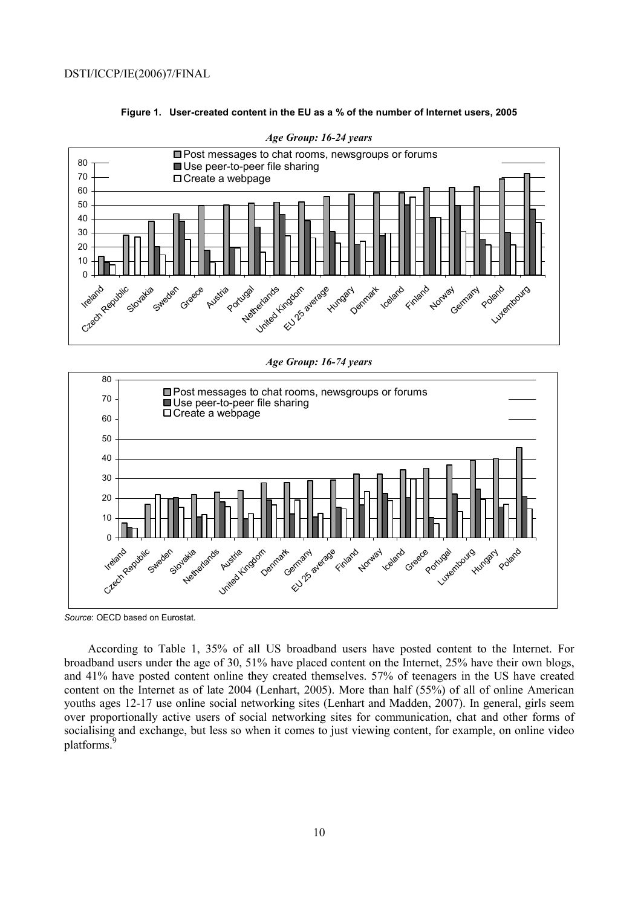**Figure 1. User-created content in the EU as a % of the number of Internet users, 2005**

*Age Group: 16-24 years*

*Age Group: 16-74 years*

*Source*: OECD based on Eurostat.

According to Table 1, 35% of all US broadband users have posted content to the Internet. For broadband users under the age of 30, 51% have placed content on the Internet, 25% have their own blogs, and 41% have posted content online they created themselves. 57% of teenagers in the US have created content on the Internet as of late 2004 (Lenhart, 2005). More than half (55%) of all of online American youths ages 12-17 use online social networking sites (Lenhart and Madden, 2007). In general, girls seem over proportionally active users of social networking sites for communication, chat and other forms of socialising and exchange, but less so when it comes to just viewing content, for example, on online video platforms.[9]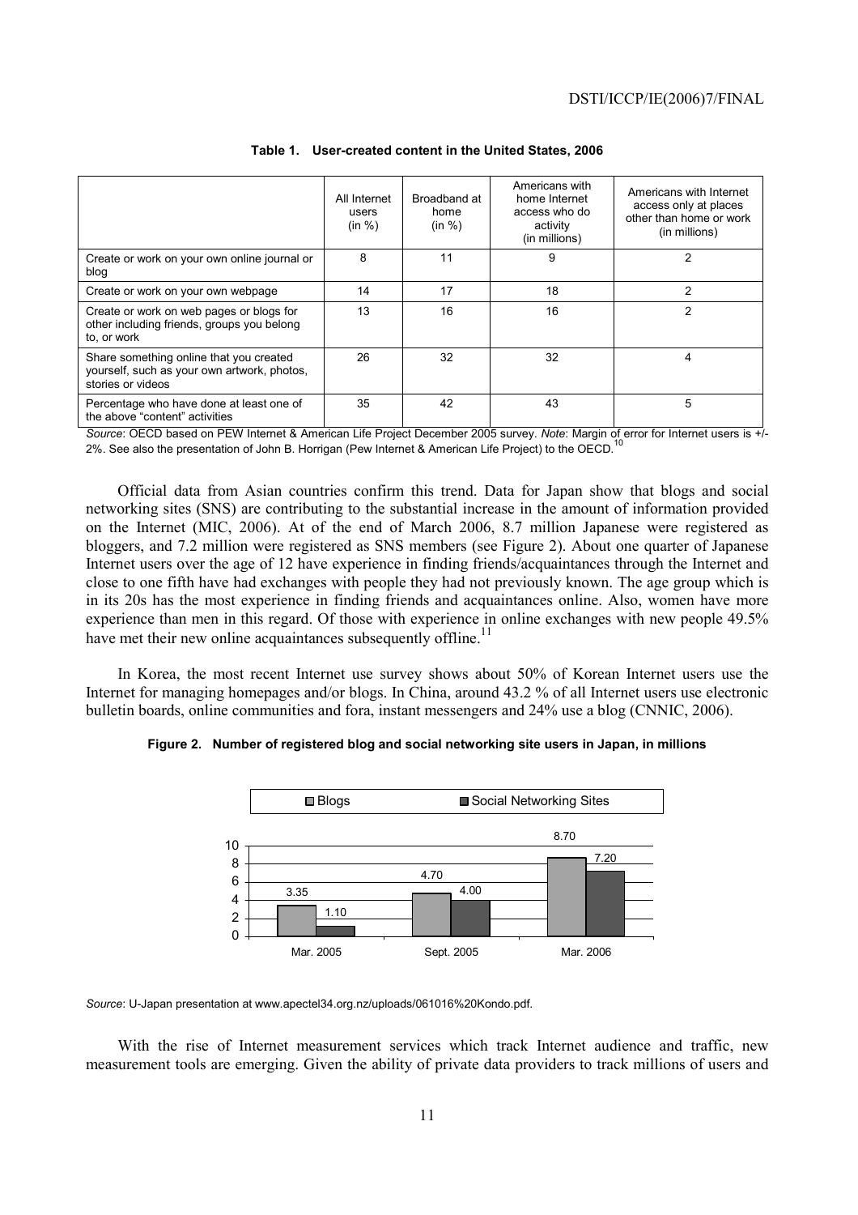**Table 1. User-created content in the United States, 2006**

| | All Internet users (in %) | Broadband at home (in %) | Americans with home Internet access who do activity (in millions) | Americans with Internet access only at places other than home or work (in millions) |
|---|---|---|---|---|
| Create or work on your own online journal or blog | 8 | 11 | 9 | 2 |
| Create or work on your own webpage | 14 | 17 | 18 | 2 |
| Create or work on web pages or blogs for other including friends, groups you belong to, or work | 13 | 16 | 16 | 2 |
| Share something online that you created yourself, such as your own artwork, photos, stories or videos | 26 | 32 | 32 | 4 |
| Percentage who have done at least one of the above "content" activities | 35 | 42 | 43 | 5 |

*Source*: OECD based on PEW Internet & American Life Project December 2005 survey. *Note*: Margin of error for Internet users is +/- 2%. See also the presentation of John B. Horrigan (Pew Internet & American Life Project) to the OECD.[10]

Official data from Asian countries confirm this trend. Data for Japan show that blogs and social networking sites (SNS) are contributing to the substantial increase in the amount of information provided on the Internet (MIC, 2006). At of the end of March 2006, 8.7 million Japanese were registered as bloggers, and 7.2 million were registered as SNS members (see Figure 2). About one quarter of Japanese Internet users over the age of 12 have experience in finding friends/acquaintances through the Internet and close to one fifth have had exchanges with people they had not previously known. The age group which is in its 20s has the most experience in finding friends and acquaintances online. Also, women have more experience than men in this regard. Of those with experience in online exchanges with new people 49.5% have met their new online acquaintances subsequently offline.[11]

In Korea, the most recent Internet use survey shows about 50% of Korean Internet users use the Internet for managing homepages and/or blogs. In China, around 43.2 % of all Internet users use electronic bulletin boards, online communities and fora, instant messengers and 24% use a blog (CNNIC, 2006).

**Figure 2. Number of registered blog and social networking site users in Japan, in millions**

| | Blogs | Social Networking Sites |
|---|---|---|
| Mar. 2005 | 3.35 | 1.10 |
| Sept. 2005 | 4.70 | 4.00 |
| Mar. 2006 | 8.70 | 7.20 |

*Source*: U-Japan presentation at www.apectel34.org.nz/uploads/061016%20Kondo.pdf.

With the rise of Internet measurement services which track Internet audience and traffic, new measurement tools are emerging. Given the ability of private data providers to track millions of users and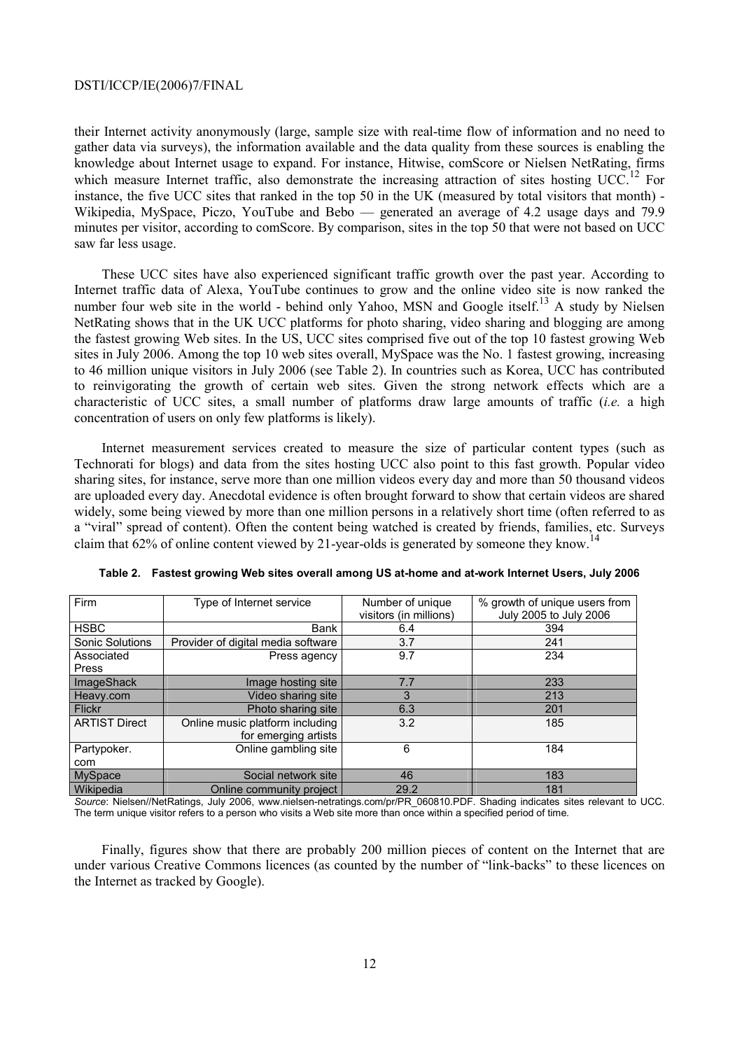their Internet activity anonymously (large, sample size with real-time flow of information and no need to gather data via surveys), the information available and the data quality from these sources is enabling the knowledge about Internet usage to expand. For instance, Hitwise, comScore or Nielsen NetRating, firms which measure Internet traffic, also demonstrate the increasing attraction of sites hosting UCC.[12] For instance, the five UCC sites that ranked in the top 50 in the UK (measured by total visitors that month) - Wikipedia, MySpace, Piczo, YouTube and Bebo — generated an average of 4.2 usage days and 79.9 minutes per visitor, according to comScore. By comparison, sites in the top 50 that were not based on UCC saw far less usage.

These UCC sites have also experienced significant traffic growth over the past year. According to Internet traffic data of Alexa, YouTube continues to grow and the online video site is now ranked the number four web site in the world - behind only Yahoo, MSN and Google itself.[13] A study by Nielsen NetRating shows that in the UK UCC platforms for photo sharing, video sharing and blogging are among the fastest growing Web sites. In the US, UCC sites comprised five out of the top 10 fastest growing Web sites in July 2006. Among the top 10 web sites overall, MySpace was the No. 1 fastest growing, increasing to 46 million unique visitors in July 2006 (see Table 2). In countries such as Korea, UCC has contributed to reinvigorating the growth of certain web sites. Given the strong network effects which are a characteristic of UCC sites, a small number of platforms draw large amounts of traffic (*i.e.* a high concentration of users on only few platforms is likely).

Internet measurement services created to measure the size of particular content types (such as Technorati for blogs) and data from the sites hosting UCC also point to this fast growth. Popular video sharing sites, for instance, serve more than one million videos every day and more than 50 thousand videos are uploaded every day. Anecdotal evidence is often brought forward to show that certain videos are shared widely, some being viewed by more than one million persons in a relatively short time (often referred to as a "viral" spread of content). Often the content being watched is created by friends, families, etc. Surveys claim that 62% of online content viewed by 21-year-olds is generated by someone they know.[14]

**Table 2. Fastest growing Web sites overall among US at-home and at-work Internet Users, July 2006**

| Firm | Type of Internet service | Number of unique visitors (in millions) | % growth of unique users from July 2005 to July 2006 |
|---|---|---|---|
| HSBC | Bank | 6.4 | 394 |
| Sonic Solutions | Provider of digital media software | 3.7 | 241 |
| Associated Press | Press agency | 9.7 | 234 |
| ImageShack | Image hosting site | 7.7 | 233 |
| Heavy.com | Video sharing site | 3 | 213 |
| Flickr | Photo sharing site | 6.3 | 201 |
| ARTIST Direct | Online music platform including for emerging artists | 3.2 | 185 |
| Partypoker.com | Online gambling site | 6 | 184 |
| MySpace | Social network site | 46 | 183 |
| Wikipedia | Online community project | 29.2 | 181 |

*Source*: Nielsen//NetRatings, July 2006, www.nielsen-netratings.com/pr/PR_060810.PDF. Shading indicates sites relevant to UCC. The term unique visitor refers to a person who visits a Web site more than once within a specified period of time.

Finally, figures show that there are probably 200 million pieces of content on the Internet that are under various Creative Commons licences (as counted by the number of "link-backs" to these licences on the Internet as tracked by Google).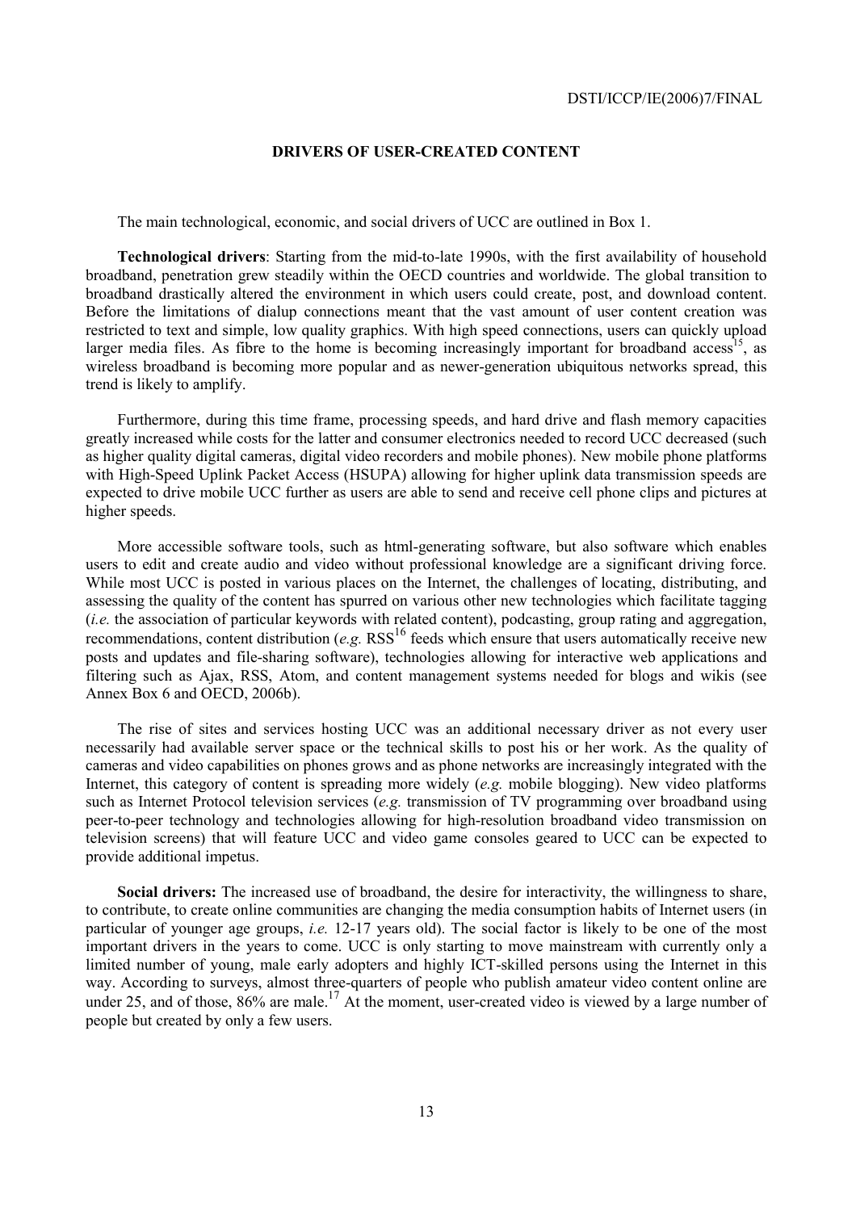## DRIVERS OF USER-CREATED CONTENT

The main technological, economic, and social drivers of UCC are outlined in Box 1.

**Technological drivers**: Starting from the mid-to-late 1990s, with the first availability of household broadband, penetration grew steadily within the OECD countries and worldwide. The global transition to broadband drastically altered the environment in which users could create, post, and download content. Before the limitations of dialup connections meant that the vast amount of user content creation was restricted to text and simple, low quality graphics. With high speed connections, users can quickly upload larger media files. As fibre to the home is becoming increasingly important for broadband access[15], as wireless broadband is becoming more popular and as newer-generation ubiquitous networks spread, this trend is likely to amplify.

Furthermore, during this time frame, processing speeds, and hard drive and flash memory capacities greatly increased while costs for the latter and consumer electronics needed to record UCC decreased (such as higher quality digital cameras, digital video recorders and mobile phones). New mobile phone platforms with High-Speed Uplink Packet Access (HSUPA) allowing for higher uplink data transmission speeds are expected to drive mobile UCC further as users are able to send and receive cell phone clips and pictures at higher speeds.

More accessible software tools, such as html-generating software, but also software which enables users to edit and create audio and video without professional knowledge are a significant driving force. While most UCC is posted in various places on the Internet, the challenges of locating, distributing, and assessing the quality of the content has spurred on various other new technologies which facilitate tagging (*i.e.* the association of particular keywords with related content), podcasting, group rating and aggregation, recommendations, content distribution (*e.g.* RSS[16] feeds which ensure that users automatically receive new posts and updates and file-sharing software), technologies allowing for interactive web applications and filtering such as Ajax, RSS, Atom, and content management systems needed for blogs and wikis (see Annex Box 6 and OECD, 2006b).

The rise of sites and services hosting UCC was an additional necessary driver as not every user necessarily had available server space or the technical skills to post his or her work. As the quality of cameras and video capabilities on phones grows and as phone networks are increasingly integrated with the Internet, this category of content is spreading more widely (*e.g.* mobile blogging). New video platforms such as Internet Protocol television services (*e.g.* transmission of TV programming over broadband using peer-to-peer technology and technologies allowing for high-resolution broadband video transmission on television screens) that will feature UCC and video game consoles geared to UCC can be expected to provide additional impetus.

**Social drivers:** The increased use of broadband, the desire for interactivity, the willingness to share, to contribute, to create online communities are changing the media consumption habits of Internet users (in particular of younger age groups, *i.e.* 12-17 years old). The social factor is likely to be one of the most important drivers in the years to come. UCC is only starting to move mainstream with currently only a limited number of young, male early adopters and highly ICT-skilled persons using the Internet in this way. According to surveys, almost three-quarters of people who publish amateur video content online are under 25, and of those, 86% are male.[17] At the moment, user-created video is viewed by a large number of people but created by only a few users.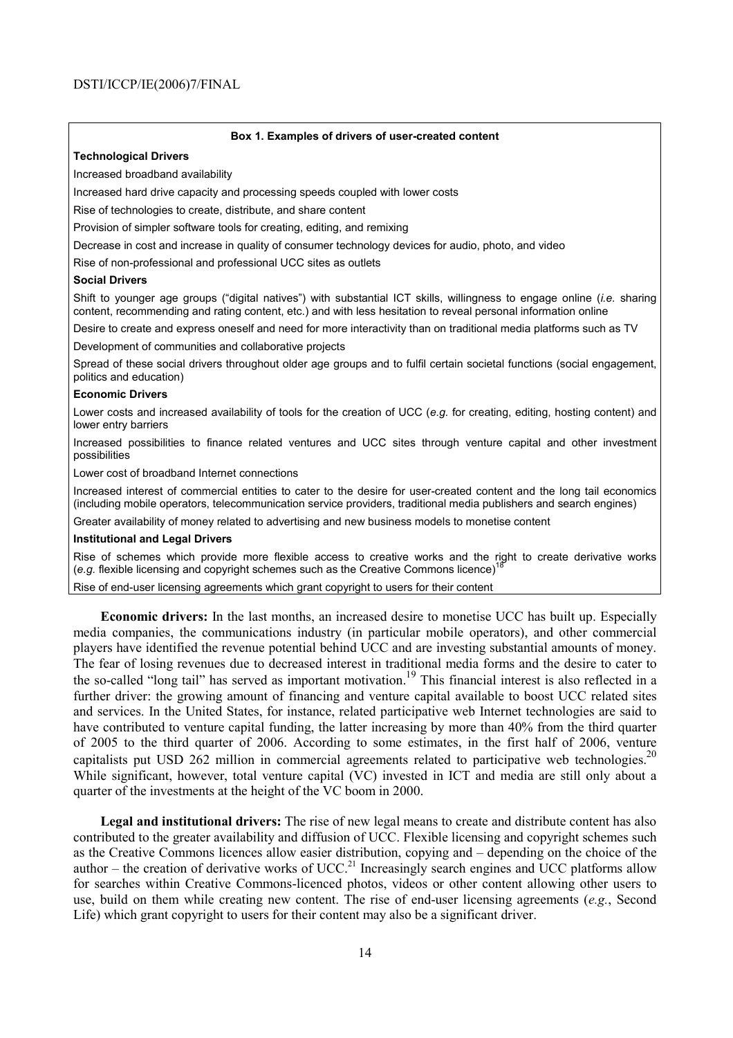**Box 1. Examples of drivers of user-created content**

**Technological Drivers**

Increased broadband availability

Increased hard drive capacity and processing speeds coupled with lower costs

Rise of technologies to create, distribute, and share content

Provision of simpler software tools for creating, editing, and remixing

Decrease in cost and increase in quality of consumer technology devices for audio, photo, and video

Rise of non-professional and professional UCC sites as outlets

**Social Drivers**

Shift to younger age groups ("digital natives") with substantial ICT skills, willingness to engage online (*i.e.* sharing content, recommending and rating content, etc.) and with less hesitation to reveal personal information online

Desire to create and express oneself and need for more interactivity than on traditional media platforms such as TV

Development of communities and collaborative projects

Spread of these social drivers throughout older age groups and to fulfil certain societal functions (social engagement, politics and education)

**Economic Drivers**

Lower costs and increased availability of tools for the creation of UCC (*e.g.* for creating, editing, hosting content) and lower entry barriers

Increased possibilities to finance related ventures and UCC sites through venture capital and other investment possibilities

Lower cost of broadband Internet connections

Increased interest of commercial entities to cater to the desire for user-created content and the long tail economics (including mobile operators, telecommunication service providers, traditional media publishers and search engines)

Greater availability of money related to advertising and new business models to monetise content

**Institutional and Legal Drivers**

Rise of schemes which provide more flexible access to creative works and the right to create derivative works (*e.g.* flexible licensing and copyright schemes such as the Creative Commons licence)[18]

Rise of end-user licensing agreements which grant copyright to users for their content

**Economic drivers:** In the last months, an increased desire to monetise UCC has built up. Especially media companies, the communications industry (in particular mobile operators), and other commercial players have identified the revenue potential behind UCC and are investing substantial amounts of money. The fear of losing revenues due to decreased interest in traditional media forms and the desire to cater to the so-called "long tail" has served as important motivation.[19] This financial interest is also reflected in a further driver: the growing amount of financing and venture capital available to boost UCC related sites and services. In the United States, for instance, related participative web Internet technologies are said to have contributed to venture capital funding, the latter increasing by more than 40% from the third quarter of 2005 to the third quarter of 2006. According to some estimates, in the first half of 2006, venture capitalists put USD 262 million in commercial agreements related to participative web technologies.[20] While significant, however, total venture capital (VC) invested in ICT and media are still only about a quarter of the investments at the height of the VC boom in 2000.

**Legal and institutional drivers:** The rise of new legal means to create and distribute content has also contributed to the greater availability and diffusion of UCC. Flexible licensing and copyright schemes such as the Creative Commons licences allow easier distribution, copying and – depending on the choice of the author – the creation of derivative works of UCC.[21] Increasingly search engines and UCC platforms allow for searches within Creative Commons-licenced photos, videos or other content allowing other users to use, build on them while creating new content. The rise of end-user licensing agreements (*e.g.*, Second Life) which grant copyright to users for their content may also be a significant driver.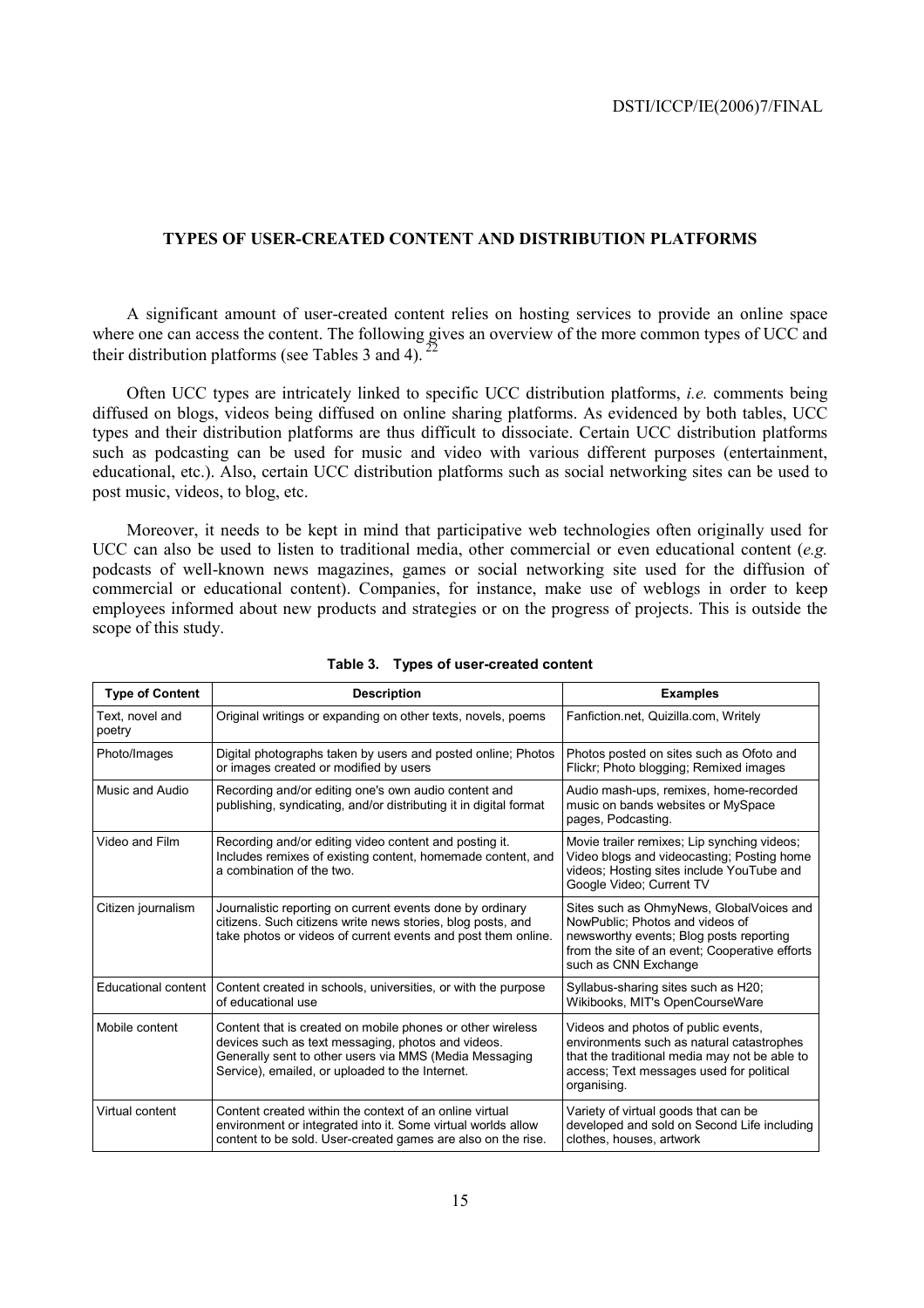## TYPES OF USER-CREATED CONTENT AND DISTRIBUTION PLATFORMS

A significant amount of user-created content relies on hosting services to provide an online space where one can access the content. The following gives an overview of the more common types of UCC and their distribution platforms (see Tables 3 and 4).[22]

Often UCC types are intricately linked to specific UCC distribution platforms, *i.e.* comments being diffused on blogs, videos being diffused on online sharing platforms. As evidenced by both tables, UCC types and their distribution platforms are thus difficult to dissociate. Certain UCC distribution platforms such as podcasting can be used for music and video with various different purposes (entertainment, educational, etc.). Also, certain UCC distribution platforms such as social networking sites can be used to post music, videos, to blog, etc.

Moreover, it needs to be kept in mind that participative web technologies often originally used for UCC can also be used to listen to traditional media, other commercial or even educational content (*e.g.* podcasts of well-known news magazines, games or social networking site used for the diffusion of commercial or educational content). Companies, for instance, make use of weblogs in order to keep employees informed about new products and strategies or on the progress of projects. This is outside the scope of this study.

**Table 3. Types of user-created content**

| Type of Content | Description | Examples |
|---|---|---|
| Text, novel and poetry | Original writings or expanding on other texts, novels, poems | Fanfiction.net, Quizilla.com, Writely |
| Photo/Images | Digital photographs taken by users and posted online; Photos or images created or modified by users | Photos posted on sites such as Ofoto and Flickr; Photo blogging; Remixed images |
| Music and Audio | Recording and/or editing one's own audio content and publishing, syndicating, and/or distributing it in digital format | Audio mash-ups, remixes, home-recorded music on bands websites or MySpace pages, Podcasting. |
| Video and Film | Recording and/or editing video content and posting it. Includes remixes of existing content, homemade content, and a combination of the two. | Movie trailer remixes; Lip synching videos; Video blogs and videocasting; Posting home videos; Hosting sites include YouTube and Google Video; Current TV |
| Citizen journalism | Journalistic reporting on current events done by ordinary citizens. Such citizens write news stories, blog posts, and take photos or videos of current events and post them online. | Sites such as OhmyNews, GlobalVoices and NowPublic; Photos and videos of newsworthy events; Blog posts reporting from the site of an event; Cooperative efforts such as CNN Exchange |
| Educational content | Content created in schools, universities, or with the purpose of educational use | Syllabus-sharing sites such as H20; Wikibooks, MIT's OpenCourseWare |
| Mobile content | Content that is created on mobile phones or other wireless devices such as text messaging, photos and videos. Generally sent to other users via MMS (Media Messaging Service), emailed, or uploaded to the Internet. | Videos and photos of public events, environments such as natural catastrophes that the traditional media may not be able to access; Text messages used for political organising. |
| Virtual content | Content created within the context of an online virtual environment or integrated into it. Some virtual worlds allow content to be sold. User-created games are also on the rise. | Variety of virtual goods that can be developed and sold on Second Life including clothes, houses, artwork |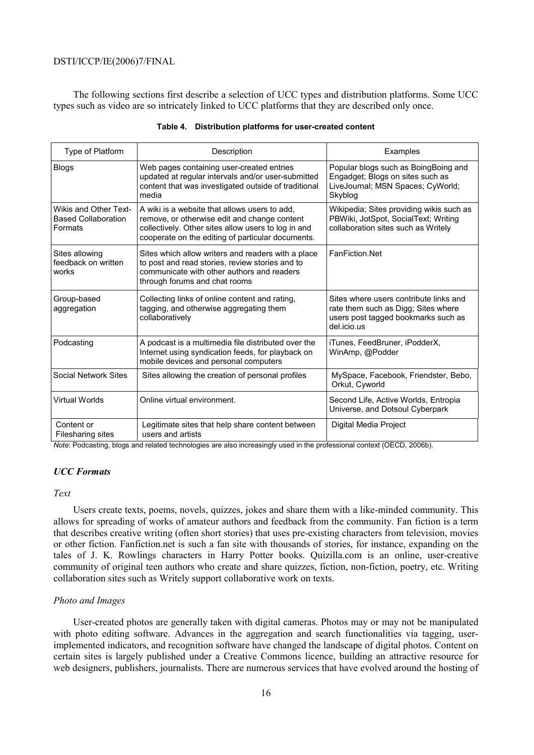The following sections first describe a selection of UCC types and distribution platforms. Some UCC types such as video are so intricately linked to UCC platforms that they are described only once.

**Table 4. Distribution platforms for user-created content**

| Type of Platform | Description | Examples |
|---|---|---|
| Blogs | Web pages containing user-created entries updated at regular intervals and/or user-submitted content that was investigated outside of traditional media | Popular blogs such as BoingBoing and Engadget; Blogs on sites such as LiveJournal; MSN Spaces; CyWorld; Skyblog |
| Wikis and Other Text-Based Collaboration Formats | A wiki is a website that allows users to add, remove, or otherwise edit and change content collectively. Other sites allow users to log in and cooperate on the editing of particular documents. | Wikipedia; Sites providing wikis such as PBWiki, JotSpot, SocialText; Writing collaboration sites such as Writely |
| Sites allowing feedback on written works | Sites which allow writers and readers with a place to post and read stories, review stories and to communicate with other authors and readers through forums and chat rooms | FanFiction.Net |
| Group-based aggregation | Collecting links of online content and rating, tagging, and otherwise aggregating them collaboratively | Sites where users contribute links and rate them such as Digg; Sites where users post tagged bookmarks such as del.icio.us |
| Podcasting | A podcast is a multimedia file distributed over the Internet using syndication feeds, for playback on mobile devices and personal computers | iTunes, FeedBruner, iPodderX, WinAmp, @Podder |
| Social Network Sites | Sites allowing the creation of personal profiles | MySpace, Facebook, Friendster, Bebo, Orkut, Cyworld |
| Virtual Worlds | Online virtual environment. | Second Life, Active Worlds, Entropia Universe, and Dotsoul Cyberpark |
| Content or Filesharing sites | Legitimate sites that help share content between users and artists | Digital Media Project |

*Note*: Podcasting, blogs and related technologies are also increasingly used in the professional context (OECD, 2006b).

### *UCC Formats*

#### *Text*

Users create texts, poems, novels, quizzes, jokes and share them with a like-minded community. This allows for spreading of works of amateur authors and feedback from the community. Fan fiction is a term that describes creative writing (often short stories) that uses pre-existing characters from television, movies or other fiction. Fanfiction.net is such a fan site with thousands of stories, for instance, expanding on the tales of J. K. Rowlings characters in Harry Potter books. Quizilla.com is an online, user-creative community of original teen authors who create and share quizzes, fiction, non-fiction, poetry, etc. Writing collaboration sites such as Writely support collaborative work on texts.

#### *Photo and Images*

User-created photos are generally taken with digital cameras. Photos may or may not be manipulated with photo editing software. Advances in the aggregation and search functionalities via tagging, user-implemented indicators, and recognition software have changed the landscape of digital photos. Content on certain sites is largely published under a Creative Commons licence, building an attractive resource for web designers, publishers, journalists. There are numerous services that have evolved around the hosting of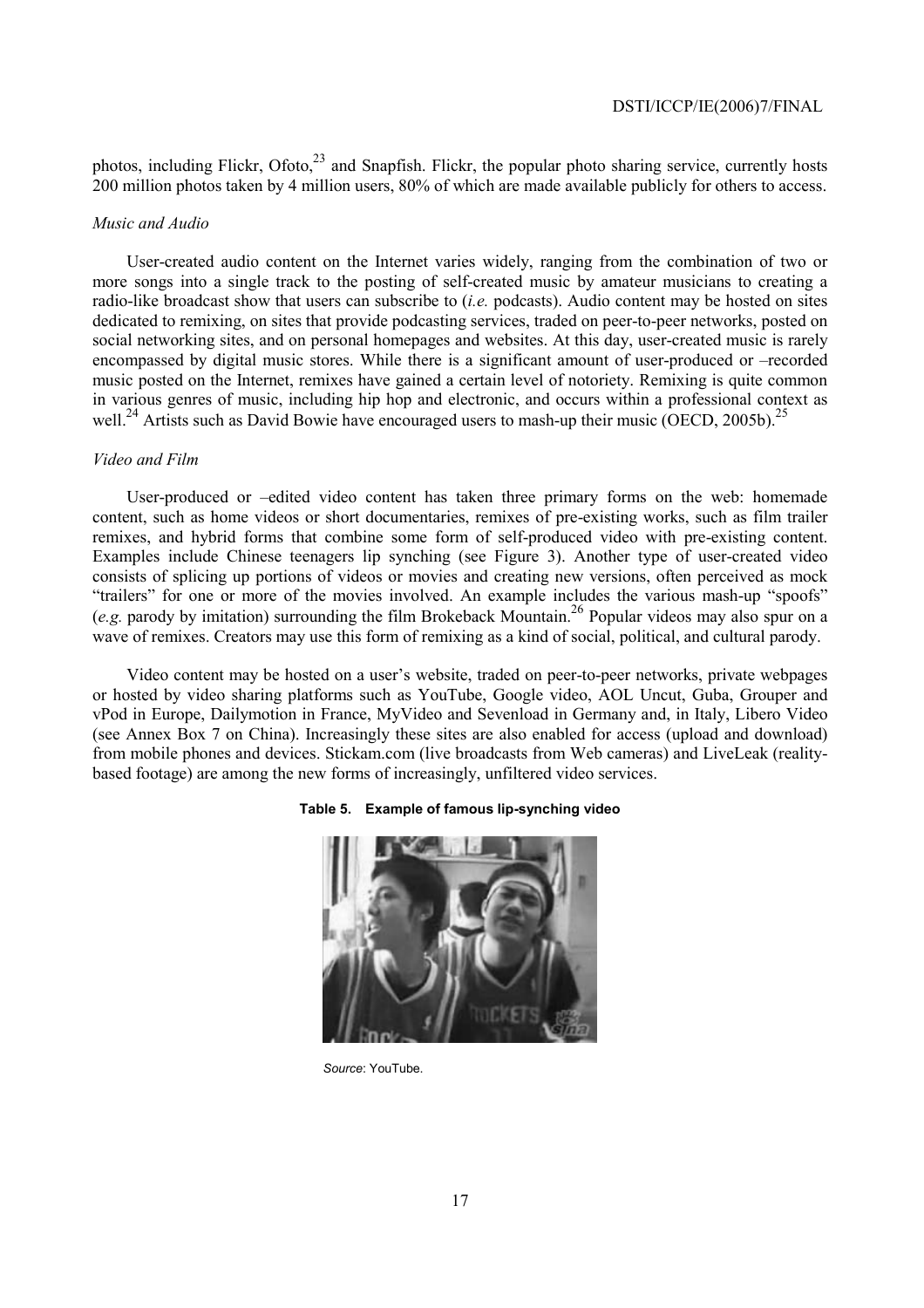photos, including Flickr, Ofoto,[23] and Snapfish. Flickr, the popular photo sharing service, currently hosts 200 million photos taken by 4 million users, 80% of which are made available publicly for others to access.

*Music and Audio*

User-created audio content on the Internet varies widely, ranging from the combination of two or more songs into a single track to the posting of self-created music by amateur musicians to creating a radio-like broadcast show that users can subscribe to (*i.e.* podcasts). Audio content may be hosted on sites dedicated to remixing, on sites that provide podcasting services, traded on peer-to-peer networks, posted on social networking sites, and on personal homepages and websites. At this day, user-created music is rarely encompassed by digital music stores. While there is a significant amount of user-produced or –recorded music posted on the Internet, remixes have gained a certain level of notoriety. Remixing is quite common in various genres of music, including hip hop and electronic, and occurs within a professional context as well.[24] Artists such as David Bowie have encouraged users to mash-up their music (OECD, 2005b).[25]

*Video and Film*

User-produced or –edited video content has taken three primary forms on the web: homemade content, such as home videos or short documentaries, remixes of pre-existing works, such as film trailer remixes, and hybrid forms that combine some form of self-produced video with pre-existing content. Examples include Chinese teenagers lip synching (see Figure 3). Another type of user-created video consists of splicing up portions of videos or movies and creating new versions, often perceived as mock "trailers" for one or more of the movies involved. An example includes the various mash-up "spoofs" (*e.g.* parody by imitation) surrounding the film Brokeback Mountain.[26] Popular videos may also spur on a wave of remixes. Creators may use this form of remixing as a kind of social, political, and cultural parody.

Video content may be hosted on a user's website, traded on peer-to-peer networks, private webpages or hosted by video sharing platforms such as YouTube, Google video, AOL Uncut, Guba, Grouper and vPod in Europe, Dailymotion in France, MyVideo and Sevenload in Germany and, in Italy, Libero Video (see Annex Box 7 on China). Increasingly these sites are also enabled for access (upload and download) from mobile phones and devices. Stickam.com (live broadcasts from Web cameras) and LiveLeak (reality-based footage) are among the new forms of increasingly, unfiltered video services.

**Table 5. Example of famous lip-synching video**

*Source*: YouTube.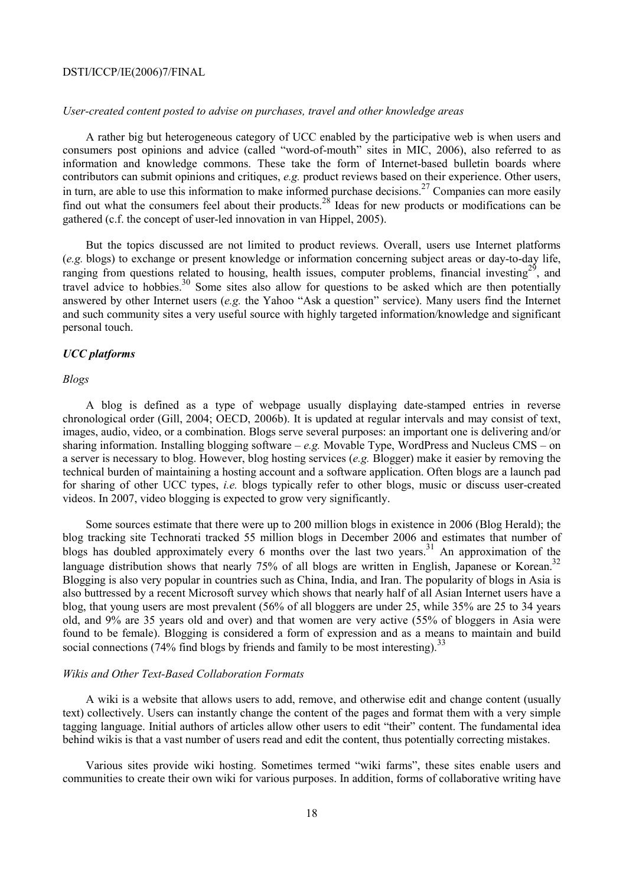*User-created content posted to advise on purchases, travel and other knowledge areas*

A rather big but heterogeneous category of UCC enabled by the participative web is when users and consumers post opinions and advice (called "word-of-mouth" sites in MIC, 2006), also referred to as information and knowledge commons. These take the form of Internet-based bulletin boards where contributors can submit opinions and critiques, *e.g.* product reviews based on their experience. Other users, in turn, are able to use this information to make informed purchase decisions.[27] Companies can more easily find out what the consumers feel about their products.[28] Ideas for new products or modifications can be gathered (c.f. the concept of user-led innovation in van Hippel, 2005).

But the topics discussed are not limited to product reviews. Overall, users use Internet platforms (*e.g.* blogs) to exchange or present knowledge or information concerning subject areas or day-to-day life, ranging from questions related to housing, health issues, computer problems, financial investing[29], and travel advice to hobbies.[30] Some sites also allow for questions to be asked which are then potentially answered by other Internet users (*e.g.* the Yahoo "Ask a question" service). Many users find the Internet and such community sites a very useful source with highly targeted information/knowledge and significant personal touch.

### *UCC platforms*

*Blogs*

A blog is defined as a type of webpage usually displaying date-stamped entries in reverse chronological order (Gill, 2004; OECD, 2006b). It is updated at regular intervals and may consist of text, images, audio, video, or a combination. Blogs serve several purposes: an important one is delivering and/or sharing information. Installing blogging software – *e.g.* Movable Type, WordPress and Nucleus CMS – on a server is necessary to blog. However, blog hosting services (*e.g.* Blogger) make it easier by removing the technical burden of maintaining a hosting account and a software application. Often blogs are a launch pad for sharing of other UCC types, *i.e.* blogs typically refer to other blogs, music or discuss user-created videos. In 2007, video blogging is expected to grow very significantly.

Some sources estimate that there were up to 200 million blogs in existence in 2006 (Blog Herald); the blog tracking site Technorati tracked 55 million blogs in December 2006 and estimates that number of blogs has doubled approximately every 6 months over the last two years.[31] An approximation of the language distribution shows that nearly 75% of all blogs are written in English, Japanese or Korean.[32] Blogging is also very popular in countries such as China, India, and Iran. The popularity of blogs in Asia is also buttressed by a recent Microsoft survey which shows that nearly half of all Asian Internet users have a blog, that young users are most prevalent (56% of all bloggers are under 25, while 35% are 25 to 34 years old, and 9% are 35 years old and over) and that women are very active (55% of bloggers in Asia were found to be female). Blogging is considered a form of expression and as a means to maintain and build social connections (74% find blogs by friends and family to be most interesting).[33]

*Wikis and Other Text-Based Collaboration Formats*

A wiki is a website that allows users to add, remove, and otherwise edit and change content (usually text) collectively. Users can instantly change the content of the pages and format them with a very simple tagging language. Initial authors of articles allow other users to edit "their" content. The fundamental idea behind wikis is that a vast number of users read and edit the content, thus potentially correcting mistakes.

Various sites provide wiki hosting. Sometimes termed "wiki farms", these sites enable users and communities to create their own wiki for various purposes. In addition, forms of collaborative writing have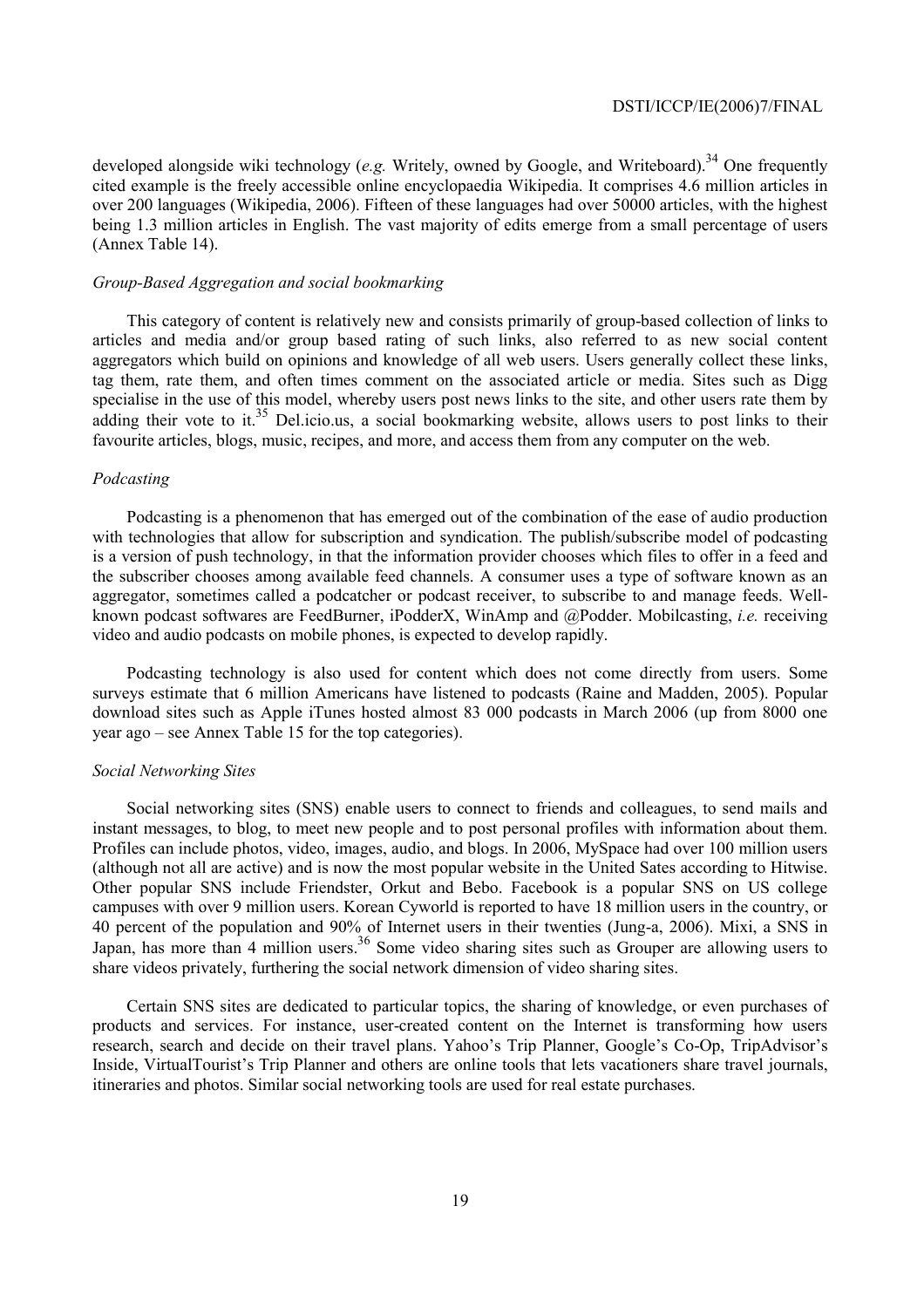developed alongside wiki technology (*e.g.* Writely, owned by Google, and Writeboard).[34] One frequently cited example is the freely accessible online encyclopaedia Wikipedia. It comprises 4.6 million articles in over 200 languages (Wikipedia, 2006). Fifteen of these languages had over 50000 articles, with the highest being 1.3 million articles in English. The vast majority of edits emerge from a small percentage of users (Annex Table 14).

*Group-Based Aggregation and social bookmarking*

This category of content is relatively new and consists primarily of group-based collection of links to articles and media and/or group based rating of such links, also referred to as new social content aggregators which build on opinions and knowledge of all web users. Users generally collect these links, tag them, rate them, and often times comment on the associated article or media. Sites such as Digg specialise in the use of this model, whereby users post news links to the site, and other users rate them by adding their vote to it.[35] Del.icio.us, a social bookmarking website, allows users to post links to their favourite articles, blogs, music, recipes, and more, and access them from any computer on the web.

*Podcasting*

Podcasting is a phenomenon that has emerged out of the combination of the ease of audio production with technologies that allow for subscription and syndication. The publish/subscribe model of podcasting is a version of push technology, in that the information provider chooses which files to offer in a feed and the subscriber chooses among available feed channels. A consumer uses a type of software known as an aggregator, sometimes called a podcatcher or podcast receiver, to subscribe to and manage feeds. Well-known podcast softwares are FeedBurner, iPodderX, WinAmp and @Podder. Mobilcasting, *i.e.* receiving video and audio podcasts on mobile phones, is expected to develop rapidly.

Podcasting technology is also used for content which does not come directly from users. Some surveys estimate that 6 million Americans have listened to podcasts (Raine and Madden, 2005). Popular download sites such as Apple iTunes hosted almost 83 000 podcasts in March 2006 (up from 8000 one year ago – see Annex Table 15 for the top categories).

*Social Networking Sites*

Social networking sites (SNS) enable users to connect to friends and colleagues, to send mails and instant messages, to blog, to meet new people and to post personal profiles with information about them. Profiles can include photos, video, images, audio, and blogs. In 2006, MySpace had over 100 million users (although not all are active) and is now the most popular website in the United Sates according to Hitwise. Other popular SNS include Friendster, Orkut and Bebo. Facebook is a popular SNS on US college campuses with over 9 million users. Korean Cyworld is reported to have 18 million users in the country, or 40 percent of the population and 90% of Internet users in their twenties (Jung-a, 2006). Mixi, a SNS in Japan, has more than 4 million users.[36] Some video sharing sites such as Grouper are allowing users to share videos privately, furthering the social network dimension of video sharing sites.

Certain SNS sites are dedicated to particular topics, the sharing of knowledge, or even purchases of products and services. For instance, user-created content on the Internet is transforming how users research, search and decide on their travel plans. Yahoo's Trip Planner, Google's Co-Op, TripAdvisor's Inside, VirtualTourist's Trip Planner and others are online tools that lets vacationers share travel journals, itineraries and photos. Similar social networking tools are used for real estate purchases.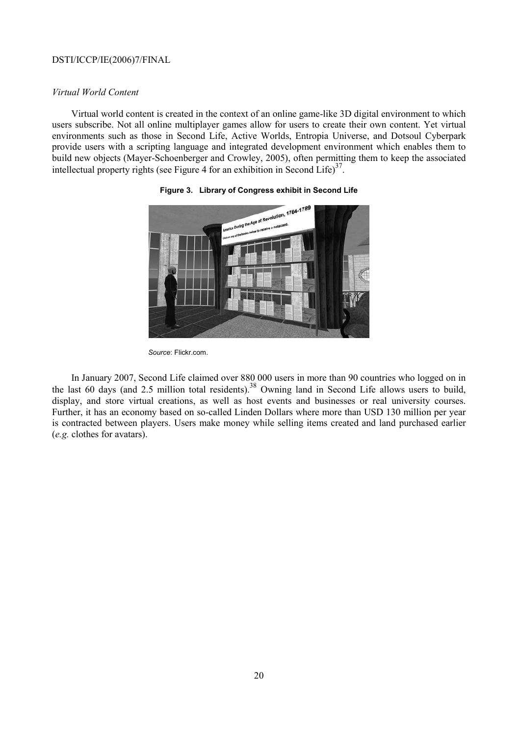*Virtual World Content*

Virtual world content is created in the context of an online game-like 3D digital environment to which users subscribe. Not all online multiplayer games allow for users to create their own content. Yet virtual environments such as those in Second Life, Active Worlds, Entropia Universe, and Dotsoul Cyberpark provide users with a scripting language and integrated development environment which enables them to build new objects (Mayer-Schoenberger and Crowley, 2005), often permitting them to keep the associated intellectual property rights (see Figure 4 for an exhibition in Second Life)[37].

**Figure 3. Library of Congress exhibit in Second Life**

*Source*: Flickr.com.

In January 2007, Second Life claimed over 880 000 users in more than 90 countries who logged on in the last 60 days (and 2.5 million total residents).[38] Owning land in Second Life allows users to build, display, and store virtual creations, as well as host events and businesses or real university courses. Further, it has an economy based on so-called Linden Dollars where more than USD 130 million per year is contracted between players. Users make money while selling items created and land purchased earlier (*e.g.* clothes for avatars).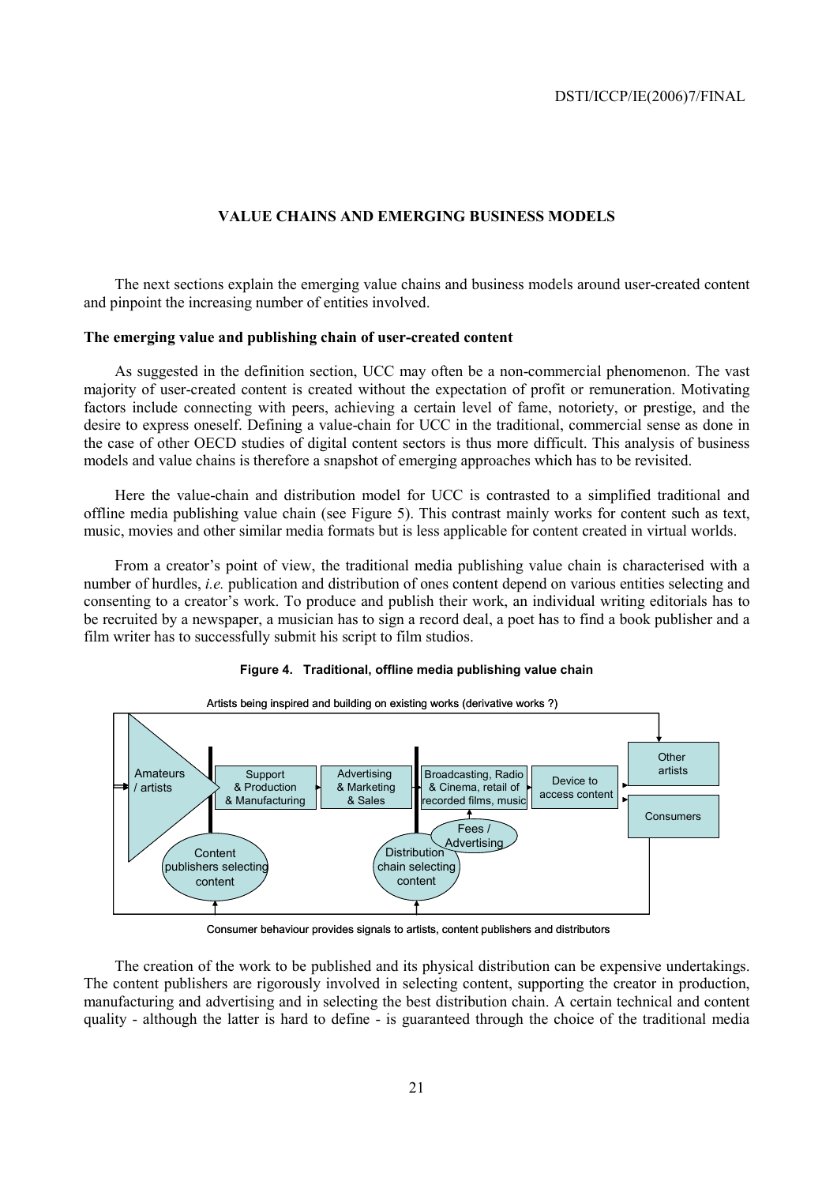## VALUE CHAINS AND EMERGING BUSINESS MODELS

The next sections explain the emerging value chains and business models around user-created content and pinpoint the increasing number of entities involved.

### The emerging value and publishing chain of user-created content

As suggested in the definition section, UCC may often be a non-commercial phenomenon. The vast majority of user-created content is created without the expectation of profit or remuneration. Motivating factors include connecting with peers, achieving a certain level of fame, notoriety, or prestige, and the desire to express oneself. Defining a value-chain for UCC in the traditional, commercial sense as done in the case of other OECD studies of digital content sectors is thus more difficult. This analysis of business models and value chains is therefore a snapshot of emerging approaches which has to be revisited.

Here the value-chain and distribution model for UCC is contrasted to a simplified traditional and offline media publishing value chain (see Figure 5). This contrast mainly works for content such as text, music, movies and other similar media formats but is less applicable for content created in virtual worlds.

From a creator's point of view, the traditional media publishing value chain is characterised with a number of hurdles, *i.e.* publication and distribution of ones content depend on various entities selecting and consenting to a creator's work. To produce and publish their work, an individual writing editorials has to be recruited by a newspaper, a musician has to sign a record deal, a poet has to find a book publisher and a film writer has to successfully submit his script to film studios.

**Figure 4. Traditional, offline media publishing value chain**

Artists being inspired and building on existing works (derivative works ?)

Amateurs / artists → Support & Production & Manufacturing → Advertising & Marketing & Sales → Broadcasting, Radio & Cinema, retail of recorded films, music → Device to access content → Other artists / Consumers

Content publishers selecting content — Distribution chain selecting content — Fees / Advertising

Consumer behaviour provides signals to artists, content publishers and distributors

The creation of the work to be published and its physical distribution can be expensive undertakings. The content publishers are rigorously involved in selecting content, supporting the creator in production, manufacturing and advertising and in selecting the best distribution chain. A certain technical and content quality - although the latter is hard to define - is guaranteed through the choice of the traditional media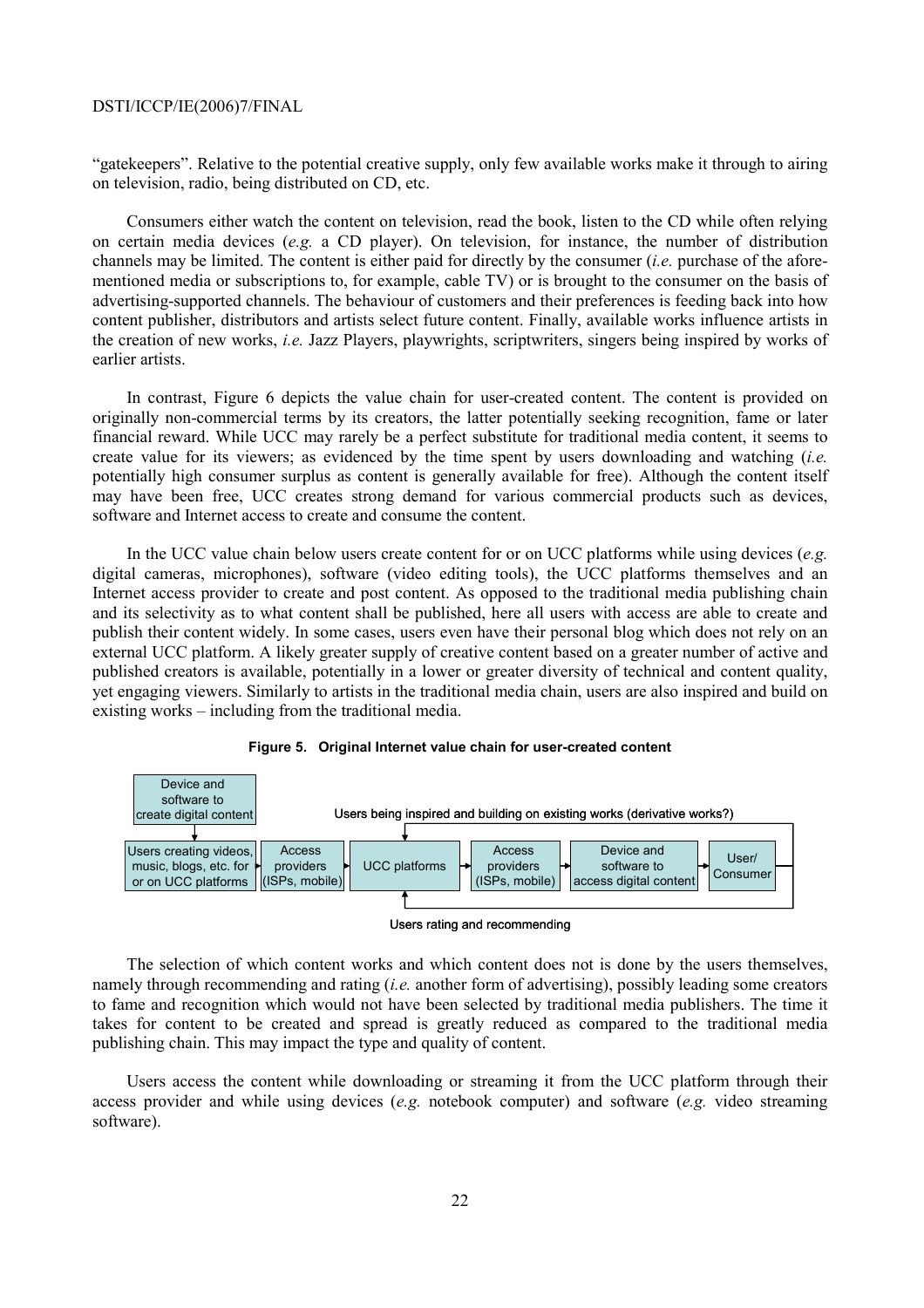"gatekeepers". Relative to the potential creative supply, only few available works make it through to airing on television, radio, being distributed on CD, etc.

Consumers either watch the content on television, read the book, listen to the CD while often relying on certain media devices (*e.g.* a CD player). On television, for instance, the number of distribution channels may be limited. The content is either paid for directly by the consumer (*i.e.* purchase of the afore-mentioned media or subscriptions to, for example, cable TV) or is brought to the consumer on the basis of advertising-supported channels. The behaviour of customers and their preferences is feeding back into how content publisher, distributors and artists select future content. Finally, available works influence artists in the creation of new works, *i.e.* Jazz Players, playwrights, scriptwriters, singers being inspired by works of earlier artists.

In contrast, Figure 6 depicts the value chain for user-created content. The content is provided on originally non-commercial terms by its creators, the latter potentially seeking recognition, fame or later financial reward. While UCC may rarely be a perfect substitute for traditional media content, it seems to create value for its viewers; as evidenced by the time spent by users downloading and watching (*i.e.* potentially high consumer surplus as content is generally available for free). Although the content itself may have been free, UCC creates strong demand for various commercial products such as devices, software and Internet access to create and consume the content.

In the UCC value chain below users create content for or on UCC platforms while using devices (*e.g.* digital cameras, microphones), software (video editing tools), the UCC platforms themselves and an Internet access provider to create and post content. As opposed to the traditional media publishing chain and its selectivity as to what content shall be published, here all users with access are able to create and publish their content widely. In some cases, users even have their personal blog which does not rely on an external UCC platform. A likely greater supply of creative content based on a greater number of active and published creators is available, potentially in a lower or greater diversity of technical and content quality, yet engaging viewers. Similarly to artists in the traditional media chain, users are also inspired and build on existing works – including from the traditional media.

**Figure 5. Original Internet value chain for user-created content**

Device and software to create digital content → Users creating videos, music, blogs, etc. for or on UCC platforms → Access providers (ISPs, mobile) → UCC platforms → Access providers (ISPs, mobile) → Device and software to access digital content → User/ Consumer

Users being inspired and building on existing works (derivative works?)

Users rating and recommending

The selection of which content works and which content does not is done by the users themselves, namely through recommending and rating (*i.e.* another form of advertising), possibly leading some creators to fame and recognition which would not have been selected by traditional media publishers. The time it takes for content to be created and spread is greatly reduced as compared to the traditional media publishing chain. This may impact the type and quality of content.

Users access the content while downloading or streaming it from the UCC platform through their access provider and while using devices (*e.g.* notebook computer) and software (*e.g.* video streaming software).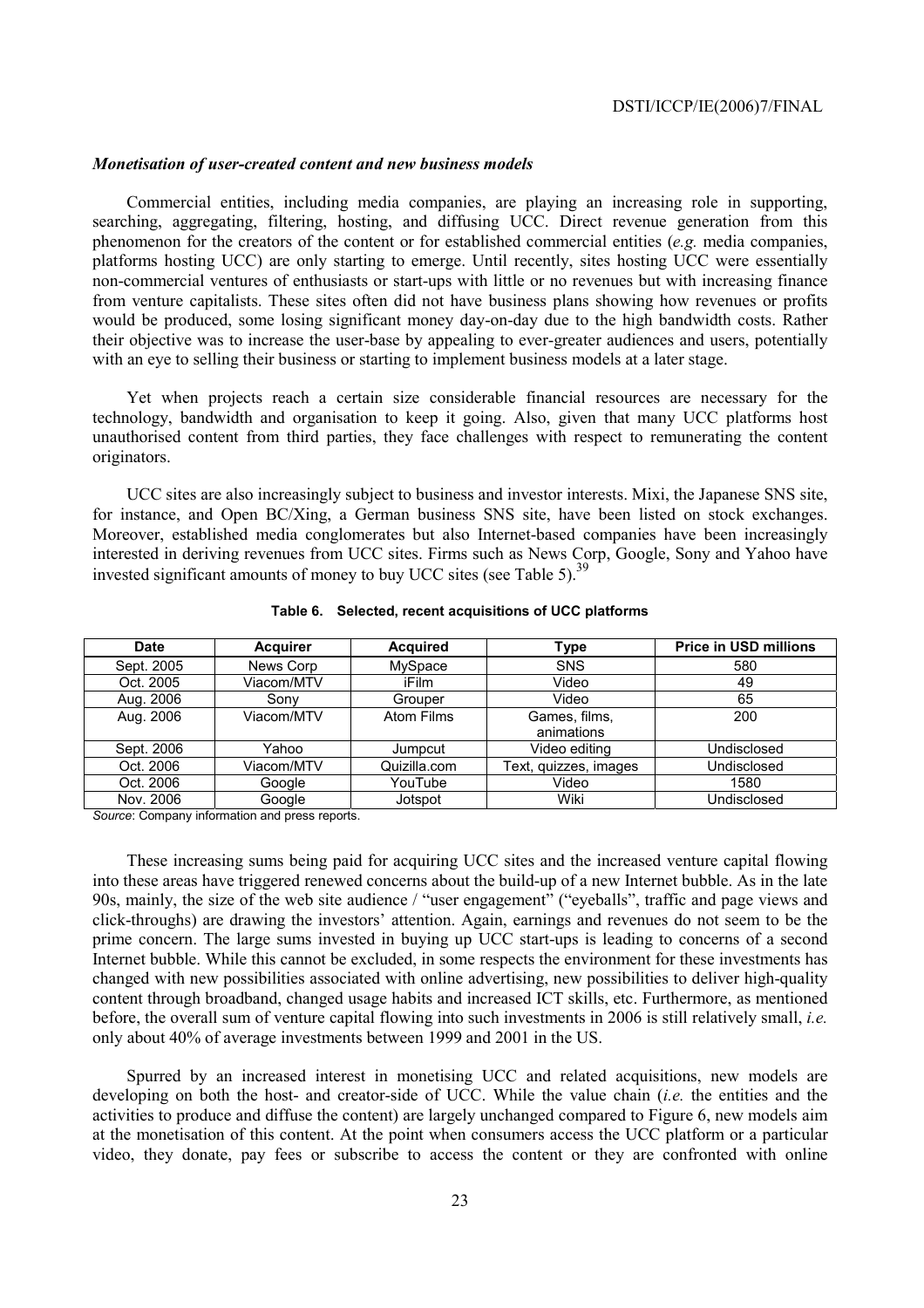### *Monetisation of user-created content and new business models*

Commercial entities, including media companies, are playing an increasing role in supporting, searching, aggregating, filtering, hosting, and diffusing UCC. Direct revenue generation from this phenomenon for the creators of the content or for established commercial entities (*e.g.* media companies, platforms hosting UCC) are only starting to emerge. Until recently, sites hosting UCC were essentially non-commercial ventures of enthusiasts or start-ups with little or no revenues but with increasing finance from venture capitalists. These sites often did not have business plans showing how revenues or profits would be produced, some losing significant money day-on-day due to the high bandwidth costs. Rather their objective was to increase the user-base by appealing to ever-greater audiences and users, potentially with an eye to selling their business or starting to implement business models at a later stage.

Yet when projects reach a certain size considerable financial resources are necessary for the technology, bandwidth and organisation to keep it going. Also, given that many UCC platforms host unauthorised content from third parties, they face challenges with respect to remunerating the content originators.

UCC sites are also increasingly subject to business and investor interests. Mixi, the Japanese SNS site, for instance, and Open BC/Xing, a German business SNS site, have been listed on stock exchanges. Moreover, established media conglomerates but also Internet-based companies have been increasingly interested in deriving revenues from UCC sites. Firms such as News Corp, Google, Sony and Yahoo have invested significant amounts of money to buy UCC sites (see Table 5).[39]

**Table 6. Selected, recent acquisitions of UCC platforms**

| Date | Acquirer | Acquired | Type | Price in USD millions |
|---|---|---|---|---|
| Sept. 2005 | News Corp | MySpace | SNS | 580 |
| Oct. 2005 | Viacom/MTV | iFilm | Video | 49 |
| Aug. 2006 | Sony | Grouper | Video | 65 |
| Aug. 2006 | Viacom/MTV | Atom Films | Games, films, animations | 200 |
| Sept. 2006 | Yahoo | Jumpcut | Video editing | Undisclosed |
| Oct. 2006 | Viacom/MTV | Quizilla.com | Text, quizzes, images | Undisclosed |
| Oct. 2006 | Google | YouTube | Video | 1580 |
| Nov. 2006 | Google | Jotspot | Wiki | Undisclosed |

*Source*: Company information and press reports.

These increasing sums being paid for acquiring UCC sites and the increased venture capital flowing into these areas have triggered renewed concerns about the build-up of a new Internet bubble. As in the late 90s, mainly, the size of the web site audience / "user engagement" ("eyeballs", traffic and page views and click-throughs) are drawing the investors' attention. Again, earnings and revenues do not seem to be the prime concern. The large sums invested in buying up UCC start-ups is leading to concerns of a second Internet bubble. While this cannot be excluded, in some respects the environment for these investments has changed with new possibilities associated with online advertising, new possibilities to deliver high-quality content through broadband, changed usage habits and increased ICT skills, etc. Furthermore, as mentioned before, the overall sum of venture capital flowing into such investments in 2006 is still relatively small, *i.e.* only about 40% of average investments between 1999 and 2001 in the US.

Spurred by an increased interest in monetising UCC and related acquisitions, new models are developing on both the host- and creator-side of UCC. While the value chain (*i.e.* the entities and the activities to produce and diffuse the content) are largely unchanged compared to Figure 6, new models aim at the monetisation of this content. At the point when consumers access the UCC platform or a particular video, they donate, pay fees or subscribe to access the content or they are confronted with online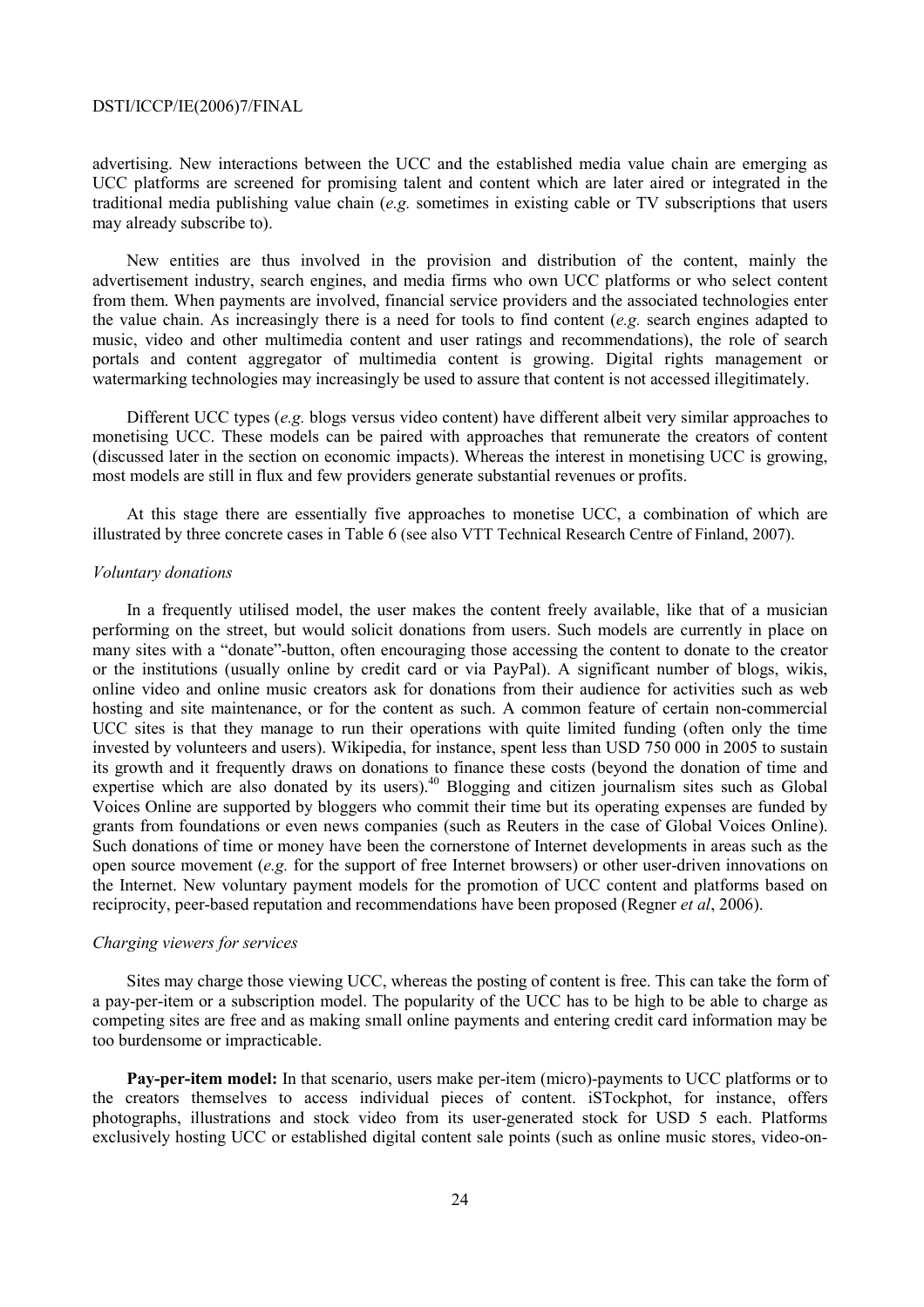advertising. New interactions between the UCC and the established media value chain are emerging as UCC platforms are screened for promising talent and content which are later aired or integrated in the traditional media publishing value chain (*e.g.* sometimes in existing cable or TV subscriptions that users may already subscribe to).

New entities are thus involved in the provision and distribution of the content, mainly the advertisement industry, search engines, and media firms who own UCC platforms or who select content from them. When payments are involved, financial service providers and the associated technologies enter the value chain. As increasingly there is a need for tools to find content (*e.g.* search engines adapted to music, video and other multimedia content and user ratings and recommendations), the role of search portals and content aggregator of multimedia content is growing. Digital rights management or watermarking technologies may increasingly be used to assure that content is not accessed illegitimately.

Different UCC types (*e.g.* blogs versus video content) have different albeit very similar approaches to monetising UCC. These models can be paired with approaches that remunerate the creators of content (discussed later in the section on economic impacts). Whereas the interest in monetising UCC is growing, most models are still in flux and few providers generate substantial revenues or profits.

At this stage there are essentially five approaches to monetise UCC, a combination of which are illustrated by three concrete cases in Table 6 (see also VTT Technical Research Centre of Finland, 2007).

*Voluntary donations*

In a frequently utilised model, the user makes the content freely available, like that of a musician performing on the street, but would solicit donations from users. Such models are currently in place on many sites with a "donate"-button, often encouraging those accessing the content to donate to the creator or the institutions (usually online by credit card or via PayPal). A significant number of blogs, wikis, online video and online music creators ask for donations from their audience for activities such as web hosting and site maintenance, or for the content as such. A common feature of certain non-commercial UCC sites is that they manage to run their operations with quite limited funding (often only the time invested by volunteers and users). Wikipedia, for instance, spent less than USD 750 000 in 2005 to sustain its growth and it frequently draws on donations to finance these costs (beyond the donation of time and expertise which are also donated by its users).[40] Blogging and citizen journalism sites such as Global Voices Online are supported by bloggers who commit their time but its operating expenses are funded by grants from foundations or even news companies (such as Reuters in the case of Global Voices Online). Such donations of time or money have been the cornerstone of Internet developments in areas such as the open source movement (*e.g.* for the support of free Internet browsers) or other user-driven innovations on the Internet. New voluntary payment models for the promotion of UCC content and platforms based on reciprocity, peer-based reputation and recommendations have been proposed (Regner *et al*, 2006).

*Charging viewers for services*

Sites may charge those viewing UCC, whereas the posting of content is free. This can take the form of a pay-per-item or a subscription model. The popularity of the UCC has to be high to be able to charge as competing sites are free and as making small online payments and entering credit card information may be too burdensome or impracticable.

**Pay-per-item model:** In that scenario, users make per-item (micro)-payments to UCC platforms or to the creators themselves to access individual pieces of content. iSTockphot, for instance, offers photographs, illustrations and stock video from its user-generated stock for USD 5 each. Platforms exclusively hosting UCC or established digital content sale points (such as online music stores, video-on-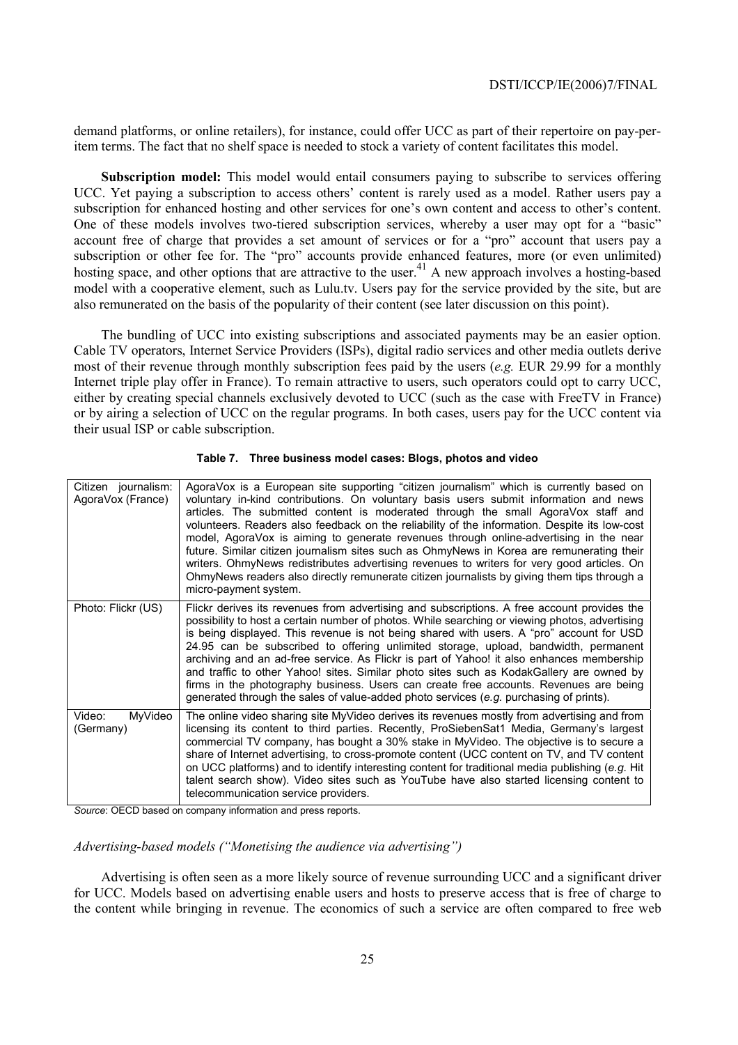demand platforms, or online retailers), for instance, could offer UCC as part of their repertoire on pay-per-item terms. The fact that no shelf space is needed to stock a variety of content facilitates this model.

**Subscription model:** This model would entail consumers paying to subscribe to services offering UCC. Yet paying a subscription to access others' content is rarely used as a model. Rather users pay a subscription for enhanced hosting and other services for one's own content and access to other's content. One of these models involves two-tiered subscription services, whereby a user may opt for a "basic" account free of charge that provides a set amount of services or for a "pro" account that users pay a subscription or other fee for. The "pro" accounts provide enhanced features, more (or even unlimited) hosting space, and other options that are attractive to the user.[41] A new approach involves a hosting-based model with a cooperative element, such as Lulu.tv. Users pay for the service provided by the site, but are also remunerated on the basis of the popularity of their content (see later discussion on this point).

The bundling of UCC into existing subscriptions and associated payments may be an easier option. Cable TV operators, Internet Service Providers (ISPs), digital radio services and other media outlets derive most of their revenue through monthly subscription fees paid by the users (*e.g.* EUR 29.99 for a monthly Internet triple play offer in France). To remain attractive to users, such operators could opt to carry UCC, either by creating special channels exclusively devoted to UCC (such as the case with FreeTV in France) or by airing a selection of UCC on the regular programs. In both cases, users pay for the UCC content via their usual ISP or cable subscription.

**Table 7. Three business model cases: Blogs, photos and video**

| | |
|---|---|
| Citizen journalism: AgoraVox (France) | AgoraVox is a European site supporting "citizen journalism" which is currently based on voluntary in-kind contributions. On voluntary basis users submit information and news articles. The submitted content is moderated through the small AgoraVox staff and volunteers. Readers also feedback on the reliability of the information. Despite its low-cost model, AgoraVox is aiming to generate revenues through online-advertising in the near future. Similar citizen journalism sites such as OhmyNews in Korea are remunerating their writers. OhmyNews redistributes advertising revenues to writers for very good articles. On OhmyNews readers also directly remunerate citizen journalists by giving them tips through a micro-payment system. |
| Photo: Flickr (US) | Flickr derives its revenues from advertising and subscriptions. A free account provides the possibility to host a certain number of photos. While searching or viewing photos, advertising is being displayed. This revenue is not being shared with users. A "pro" account for USD 24.95 can be subscribed to offering unlimited storage, upload, bandwidth, permanent archiving and an ad-free service. As Flickr is part of Yahoo! it also enhances membership and traffic to other Yahoo! sites. Similar photo sites such as KodakGallery are owned by firms in the photography business. Users can create free accounts. Revenues are being generated through the sales of value-added photo services (*e.g.* purchasing of prints). |
| Video: MyVideo (Germany) | The online video sharing site MyVideo derives its revenues mostly from advertising and from licensing its content to third parties. Recently, ProSiebenSat1 Media, Germany's largest commercial TV company, has bought a 30% stake in MyVideo. The objective is to secure a share of Internet advertising, to cross-promote content (UCC content on TV, and TV content on UCC platforms) and to identify interesting content for traditional media publishing (*e.g.* Hit talent search show). Video sites such as YouTube have also started licensing content to telecommunication service providers. |

*Source*: OECD based on company information and press reports.

*Advertising-based models ("Monetising the audience via advertising")*

Advertising is often seen as a more likely source of revenue surrounding UCC and a significant driver for UCC. Models based on advertising enable users and hosts to preserve access that is free of charge to the content while bringing in revenue. The economics of such a service are often compared to free web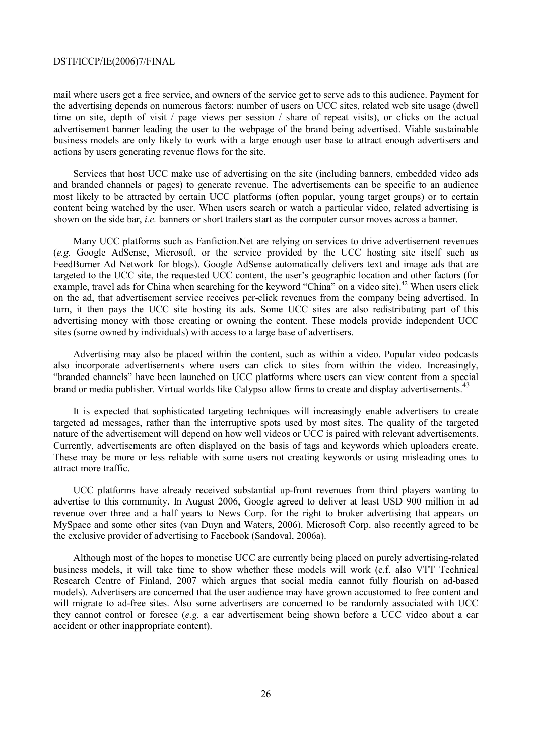mail where users get a free service, and owners of the service get to serve ads to this audience. Payment for the advertising depends on numerous factors: number of users on UCC sites, related web site usage (dwell time on site, depth of visit / page views per session / share of repeat visits), or clicks on the actual advertisement banner leading the user to the webpage of the brand being advertised. Viable sustainable business models are only likely to work with a large enough user base to attract enough advertisers and actions by users generating revenue flows for the site.

Services that host UCC make use of advertising on the site (including banners, embedded video ads and branded channels or pages) to generate revenue. The advertisements can be specific to an audience most likely to be attracted by certain UCC platforms (often popular, young target groups) or to certain content being watched by the user. When users search or watch a particular video, related advertising is shown on the side bar, *i.e.* banners or short trailers start as the computer cursor moves across a banner.

Many UCC platforms such as Fanfiction.Net are relying on services to drive advertisement revenues (*e.g.* Google AdSense, Microsoft, or the service provided by the UCC hosting site itself such as FeedBurner Ad Network for blogs). Google AdSense automatically delivers text and image ads that are targeted to the UCC site, the requested UCC content, the user's geographic location and other factors (for example, travel ads for China when searching for the keyword "China" on a video site).[42] When users click on the ad, that advertisement service receives per-click revenues from the company being advertised. In turn, it then pays the UCC site hosting its ads. Some UCC sites are also redistributing part of this advertising money with those creating or owning the content. These models provide independent UCC sites (some owned by individuals) with access to a large base of advertisers.

Advertising may also be placed within the content, such as within a video. Popular video podcasts also incorporate advertisements where users can click to sites from within the video. Increasingly, "branded channels" have been launched on UCC platforms where users can view content from a special brand or media publisher. Virtual worlds like Calypso allow firms to create and display advertisements.[43]

It is expected that sophisticated targeting techniques will increasingly enable advertisers to create targeted ad messages, rather than the interruptive spots used by most sites. The quality of the targeted nature of the advertisement will depend on how well videos or UCC is paired with relevant advertisements. Currently, advertisements are often displayed on the basis of tags and keywords which uploaders create. These may be more or less reliable with some users not creating keywords or using misleading ones to attract more traffic.

UCC platforms have already received substantial up-front revenues from third players wanting to advertise to this community. In August 2006, Google agreed to deliver at least USD 900 million in ad revenue over three and a half years to News Corp. for the right to broker advertising that appears on MySpace and some other sites (van Duyn and Waters, 2006). Microsoft Corp. also recently agreed to be the exclusive provider of advertising to Facebook (Sandoval, 2006a).

Although most of the hopes to monetise UCC are currently being placed on purely advertising-related business models, it will take time to show whether these models will work (c.f. also VTT Technical Research Centre of Finland, 2007 which argues that social media cannot fully flourish on ad-based models). Advertisers are concerned that the user audience may have grown accustomed to free content and will migrate to ad-free sites. Also some advertisers are concerned to be randomly associated with UCC they cannot control or foresee (*e.g.* a car advertisement being shown before a UCC video about a car accident or other inappropriate content).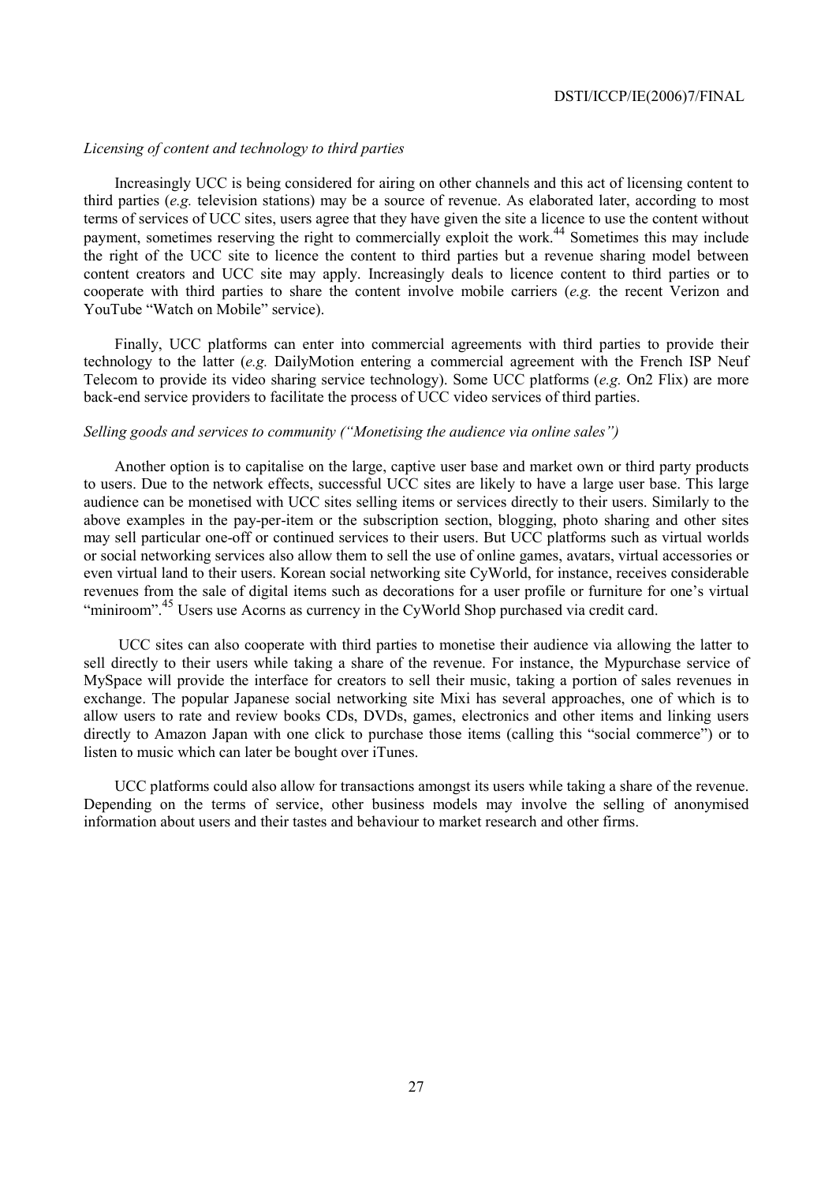*Licensing of content and technology to third parties*

Increasingly UCC is being considered for airing on other channels and this act of licensing content to third parties (*e.g.* television stations) may be a source of revenue. As elaborated later, according to most terms of services of UCC sites, users agree that they have given the site a licence to use the content without payment, sometimes reserving the right to commercially exploit the work.[44] Sometimes this may include the right of the UCC site to licence the content to third parties but a revenue sharing model between content creators and UCC site may apply. Increasingly deals to licence content to third parties or to cooperate with third parties to share the content involve mobile carriers (*e.g.* the recent Verizon and YouTube "Watch on Mobile" service).

Finally, UCC platforms can enter into commercial agreements with third parties to provide their technology to the latter (*e.g.* DailyMotion entering a commercial agreement with the French ISP Neuf Telecom to provide its video sharing service technology). Some UCC platforms (*e.g.* On2 Flix) are more back-end service providers to facilitate the process of UCC video services of third parties.

*Selling goods and services to community ("Monetising the audience via online sales")*

Another option is to capitalise on the large, captive user base and market own or third party products to users. Due to the network effects, successful UCC sites are likely to have a large user base. This large audience can be monetised with UCC sites selling items or services directly to their users. Similarly to the above examples in the pay-per-item or the subscription section, blogging, photo sharing and other sites may sell particular one-off or continued services to their users. But UCC platforms such as virtual worlds or social networking services also allow them to sell the use of online games, avatars, virtual accessories or even virtual land to their users. Korean social networking site CyWorld, for instance, receives considerable revenues from the sale of digital items such as decorations for a user profile or furniture for one's virtual "miniroom".[45] Users use Acorns as currency in the CyWorld Shop purchased via credit card.

UCC sites can also cooperate with third parties to monetise their audience via allowing the latter to sell directly to their users while taking a share of the revenue. For instance, the Mypurchase service of MySpace will provide the interface for creators to sell their music, taking a portion of sales revenues in exchange. The popular Japanese social networking site Mixi has several approaches, one of which is to allow users to rate and review books CDs, DVDs, games, electronics and other items and linking users directly to Amazon Japan with one click to purchase those items (calling this "social commerce") or to listen to music which can later be bought over iTunes.

UCC platforms could also allow for transactions amongst its users while taking a share of the revenue. Depending on the terms of service, other business models may involve the selling of anonymised information about users and their tastes and behaviour to market research and other firms.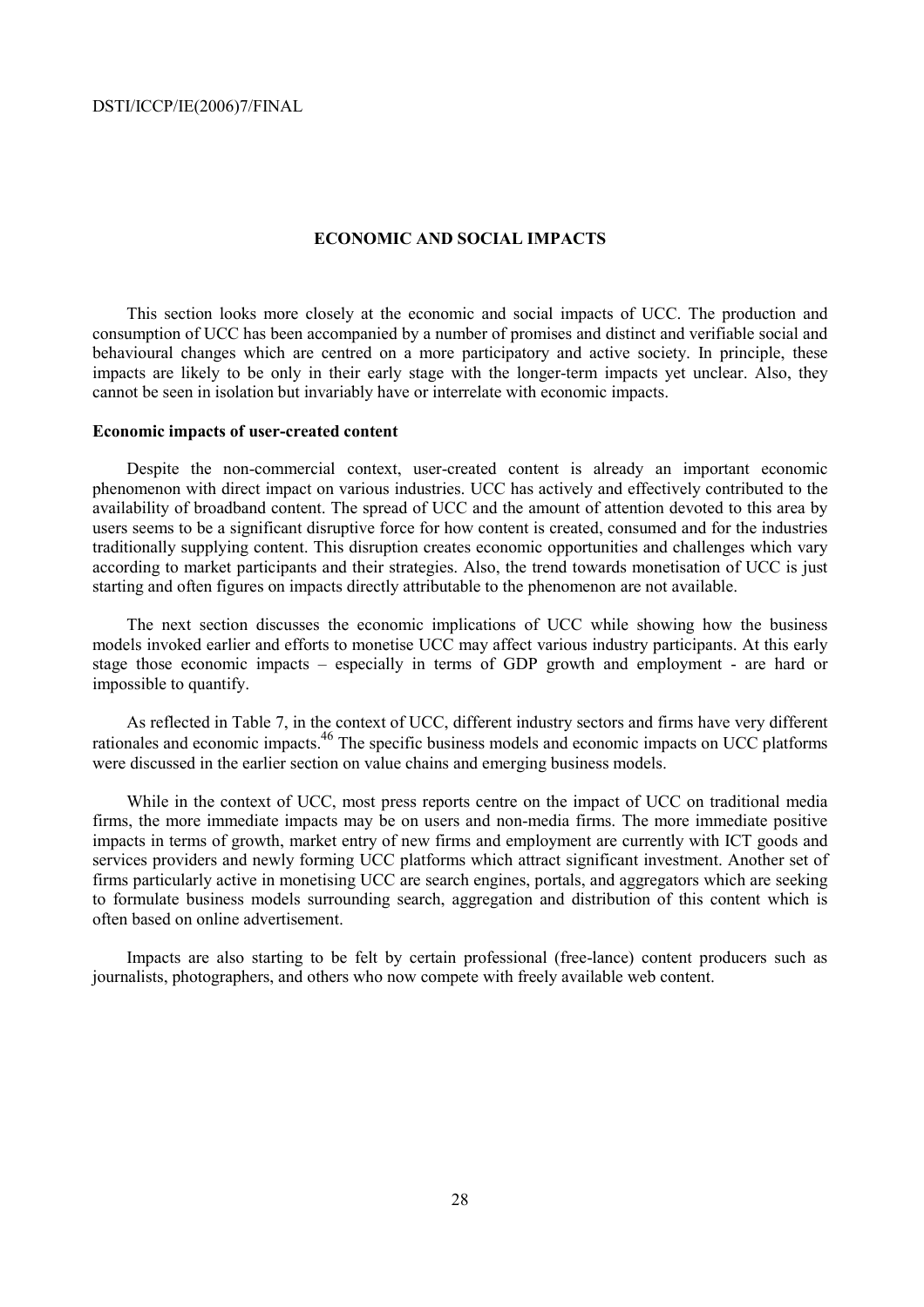## ECONOMIC AND SOCIAL IMPACTS

This section looks more closely at the economic and social impacts of UCC. The production and consumption of UCC has been accompanied by a number of promises and distinct and verifiable social and behavioural changes which are centred on a more participatory and active society. In principle, these impacts are likely to be only in their early stage with the longer-term impacts yet unclear. Also, they cannot be seen in isolation but invariably have or interrelate with economic impacts.

### Economic impacts of user-created content

Despite the non-commercial context, user-created content is already an important economic phenomenon with direct impact on various industries. UCC has actively and effectively contributed to the availability of broadband content. The spread of UCC and the amount of attention devoted to this area by users seems to be a significant disruptive force for how content is created, consumed and for the industries traditionally supplying content. This disruption creates economic opportunities and challenges which vary according to market participants and their strategies. Also, the trend towards monetisation of UCC is just starting and often figures on impacts directly attributable to the phenomenon are not available.

The next section discusses the economic implications of UCC while showing how the business models invoked earlier and efforts to monetise UCC may affect various industry participants. At this early stage those economic impacts – especially in terms of GDP growth and employment - are hard or impossible to quantify.

As reflected in Table 7, in the context of UCC, different industry sectors and firms have very different rationales and economic impacts.[46] The specific business models and economic impacts on UCC platforms were discussed in the earlier section on value chains and emerging business models.

While in the context of UCC, most press reports centre on the impact of UCC on traditional media firms, the more immediate impacts may be on users and non-media firms. The more immediate positive impacts in terms of growth, market entry of new firms and employment are currently with ICT goods and services providers and newly forming UCC platforms which attract significant investment. Another set of firms particularly active in monetising UCC are search engines, portals, and aggregators which are seeking to formulate business models surrounding search, aggregation and distribution of this content which is often based on online advertisement.

Impacts are also starting to be felt by certain professional (free-lance) content producers such as journalists, photographers, and others who now compete with freely available web content.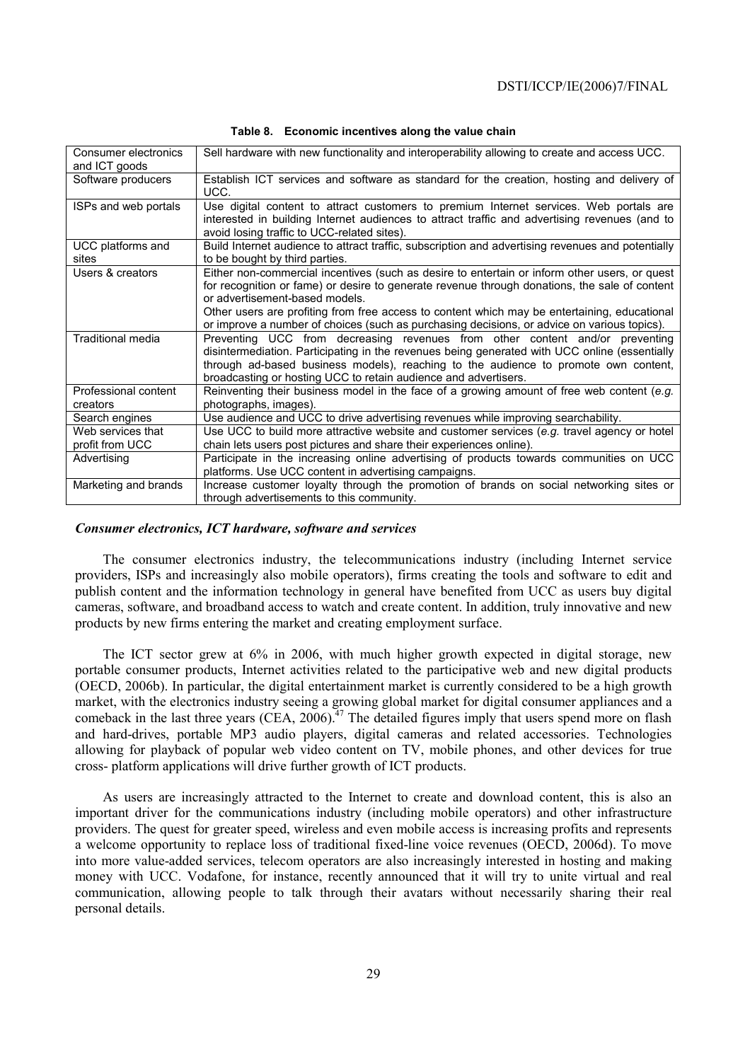**Table 8. Economic incentives along the value chain**

| | |
|---|---|
| Consumer electronics and ICT goods | Sell hardware with new functionality and interoperability allowing to create and access UCC. |
| Software producers | Establish ICT services and software as standard for the creation, hosting and delivery of UCC. |
| ISPs and web portals | Use digital content to attract customers to premium Internet services. Web portals are interested in building Internet audiences to attract traffic and advertising revenues (and to avoid losing traffic to UCC-related sites). |
| UCC platforms and sites | Build Internet audience to attract traffic, subscription and advertising revenues and potentially to be bought by third parties. |
| Users & creators | Either non-commercial incentives (such as desire to entertain or inform other users, or quest for recognition or fame) or desire to generate revenue through donations, the sale of content or advertisement-based models.<br>Other users are profiting from free access to content which may be entertaining, educational or improve a number of choices (such as purchasing decisions, or advice on various topics). |
| Traditional media | Preventing UCC from decreasing revenues from other content and/or preventing disintermediation. Participating in the revenues being generated with UCC online (essentially through ad-based business models), reaching to the audience to promote own content, broadcasting or hosting UCC to retain audience and advertisers. |
| Professional content creators | Reinventing their business model in the face of a growing amount of free web content (*e.g.* photographs, images). |
| Search engines | Use audience and UCC to drive advertising revenues while improving searchability. |
| Web services that profit from UCC | Use UCC to build more attractive website and customer services (*e.g.* travel agency or hotel chain lets users post pictures and share their experiences online). |
| Advertising | Participate in the increasing online advertising of products towards communities on UCC platforms. Use UCC content in advertising campaigns. |
| Marketing and brands | Increase customer loyalty through the promotion of brands on social networking sites or through advertisements to this community. |

### *Consumer electronics, ICT hardware, software and services*

The consumer electronics industry, the telecommunications industry (including Internet service providers, ISPs and increasingly also mobile operators), firms creating the tools and software to edit and publish content and the information technology in general have benefited from UCC as users buy digital cameras, software, and broadband access to watch and create content. In addition, truly innovative and new products by new firms entering the market and creating employment surface.

The ICT sector grew at 6% in 2006, with much higher growth expected in digital storage, new portable consumer products, Internet activities related to the participative web and new digital products (OECD, 2006b). In particular, the digital entertainment market is currently considered to be a high growth market, with the electronics industry seeing a growing global market for digital consumer appliances and a comeback in the last three years (CEA, 2006).[47] The detailed figures imply that users spend more on flash and hard-drives, portable MP3 audio players, digital cameras and related accessories. Technologies allowing for playback of popular web video content on TV, mobile phones, and other devices for true cross- platform applications will drive further growth of ICT products.

As users are increasingly attracted to the Internet to create and download content, this is also an important driver for the communications industry (including mobile operators) and other infrastructure providers. The quest for greater speed, wireless and even mobile access is increasing profits and represents a welcome opportunity to replace loss of traditional fixed-line voice revenues (OECD, 2006d). To move into more value-added services, telecom operators are also increasingly interested in hosting and making money with UCC. Vodafone, for instance, recently announced that it will try to unite virtual and real communication, allowing people to talk through their avatars without necessarily sharing their real personal details.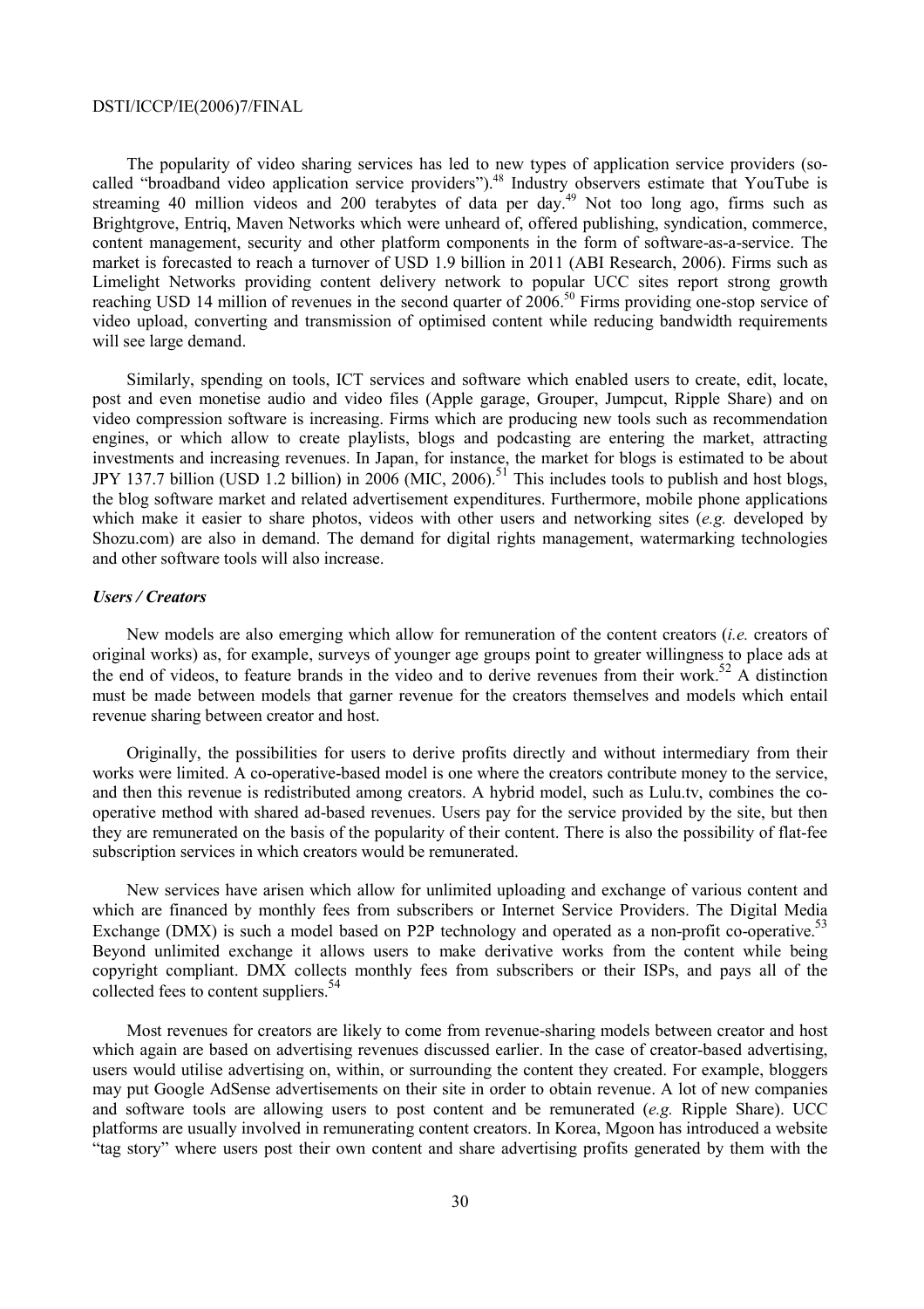The popularity of video sharing services has led to new types of application service providers (so-called "broadband video application service providers").[48] Industry observers estimate that YouTube is streaming 40 million videos and 200 terabytes of data per day.[49] Not too long ago, firms such as Brightgrove, Entriq, Maven Networks which were unheard of, offered publishing, syndication, commerce, content management, security and other platform components in the form of software-as-a-service. The market is forecasted to reach a turnover of USD 1.9 billion in 2011 (ABI Research, 2006). Firms such as Limelight Networks providing content delivery network to popular UCC sites report strong growth reaching USD 14 million of revenues in the second quarter of 2006.[50] Firms providing one-stop service of video upload, converting and transmission of optimised content while reducing bandwidth requirements will see large demand.

Similarly, spending on tools, ICT services and software which enabled users to create, edit, locate, post and even monetise audio and video files (Apple garage, Grouper, Jumpcut, Ripple Share) and on video compression software is increasing. Firms which are producing new tools such as recommendation engines, or which allow to create playlists, blogs and podcasting are entering the market, attracting investments and increasing revenues. In Japan, for instance, the market for blogs is estimated to be about JPY 137.7 billion (USD 1.2 billion) in 2006 (MIC, 2006).[51] This includes tools to publish and host blogs, the blog software market and related advertisement expenditures. Furthermore, mobile phone applications which make it easier to share photos, videos with other users and networking sites (*e.g.* developed by Shozu.com) are also in demand. The demand for digital rights management, watermarking technologies and other software tools will also increase.

***Users / Creators***

New models are also emerging which allow for remuneration of the content creators (*i.e.* creators of original works) as, for example, surveys of younger age groups point to greater willingness to place ads at the end of videos, to feature brands in the video and to derive revenues from their work.[52] A distinction must be made between models that garner revenue for the creators themselves and models which entail revenue sharing between creator and host.

Originally, the possibilities for users to derive profits directly and without intermediary from their works were limited. A co-operative-based model is one where the creators contribute money to the service, and then this revenue is redistributed among creators. A hybrid model, such as Lulu.tv, combines the co-operative method with shared ad-based revenues. Users pay for the service provided by the site, but then they are remunerated on the basis of the popularity of their content. There is also the possibility of flat-fee subscription services in which creators would be remunerated.

New services have arisen which allow for unlimited uploading and exchange of various content and which are financed by monthly fees from subscribers or Internet Service Providers. The Digital Media Exchange (DMX) is such a model based on P2P technology and operated as a non-profit co-operative.[53] Beyond unlimited exchange it allows users to make derivative works from the content while being copyright compliant. DMX collects monthly fees from subscribers or their ISPs, and pays all of the collected fees to content suppliers.[54]

Most revenues for creators are likely to come from revenue-sharing models between creator and host which again are based on advertising revenues discussed earlier. In the case of creator-based advertising, users would utilise advertising on, within, or surrounding the content they created. For example, bloggers may put Google AdSense advertisements on their site in order to obtain revenue. A lot of new companies and software tools are allowing users to post content and be remunerated (*e.g.* Ripple Share). UCC platforms are usually involved in remunerating content creators. In Korea, Mgoon has introduced a website "tag story" where users post their own content and share advertising profits generated by them with the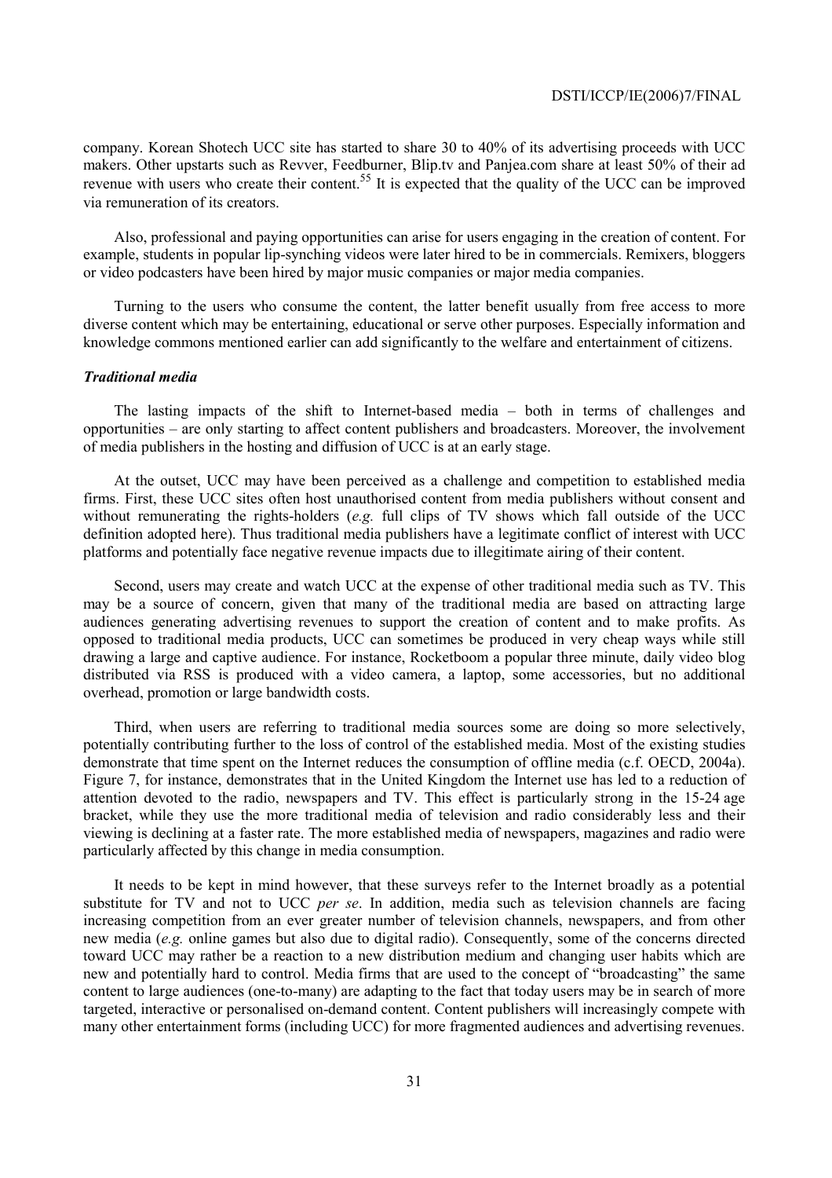company. Korean Shotech UCC site has started to share 30 to 40% of its advertising proceeds with UCC makers. Other upstarts such as Revver, Feedburner, Blip.tv and Panjea.com share at least 50% of their ad revenue with users who create their content.[55] It is expected that the quality of the UCC can be improved via remuneration of its creators.

Also, professional and paying opportunities can arise for users engaging in the creation of content. For example, students in popular lip-synching videos were later hired to be in commercials. Remixers, bloggers or video podcasters have been hired by major music companies or major media companies.

Turning to the users who consume the content, the latter benefit usually from free access to more diverse content which may be entertaining, educational or serve other purposes. Especially information and knowledge commons mentioned earlier can add significantly to the welfare and entertainment of citizens.

### *Traditional media*

The lasting impacts of the shift to Internet-based media – both in terms of challenges and opportunities – are only starting to affect content publishers and broadcasters. Moreover, the involvement of media publishers in the hosting and diffusion of UCC is at an early stage.

At the outset, UCC may have been perceived as a challenge and competition to established media firms. First, these UCC sites often host unauthorised content from media publishers without consent and without remunerating the rights-holders (*e.g.* full clips of TV shows which fall outside of the UCC definition adopted here). Thus traditional media publishers have a legitimate conflict of interest with UCC platforms and potentially face negative revenue impacts due to illegitimate airing of their content.

Second, users may create and watch UCC at the expense of other traditional media such as TV. This may be a source of concern, given that many of the traditional media are based on attracting large audiences generating advertising revenues to support the creation of content and to make profits. As opposed to traditional media products, UCC can sometimes be produced in very cheap ways while still drawing a large and captive audience. For instance, Rocketboom a popular three minute, daily video blog distributed via RSS is produced with a video camera, a laptop, some accessories, but no additional overhead, promotion or large bandwidth costs.

Third, when users are referring to traditional media sources some are doing so more selectively, potentially contributing further to the loss of control of the established media. Most of the existing studies demonstrate that time spent on the Internet reduces the consumption of offline media (c.f. OECD, 2004a). Figure 7, for instance, demonstrates that in the United Kingdom the Internet use has led to a reduction of attention devoted to the radio, newspapers and TV. This effect is particularly strong in the 15-24 age bracket, while they use the more traditional media of television and radio considerably less and their viewing is declining at a faster rate. The more established media of newspapers, magazines and radio were particularly affected by this change in media consumption.

It needs to be kept in mind however, that these surveys refer to the Internet broadly as a potential substitute for TV and not to UCC *per se*. In addition, media such as television channels are facing increasing competition from an ever greater number of television channels, newspapers, and from other new media (*e.g.* online games but also due to digital radio). Consequently, some of the concerns directed toward UCC may rather be a reaction to a new distribution medium and changing user habits which are new and potentially hard to control. Media firms that are used to the concept of "broadcasting" the same content to large audiences (one-to-many) are adapting to the fact that today users may be in search of more targeted, interactive or personalised on-demand content. Content publishers will increasingly compete with many other entertainment forms (including UCC) for more fragmented audiences and advertising revenues.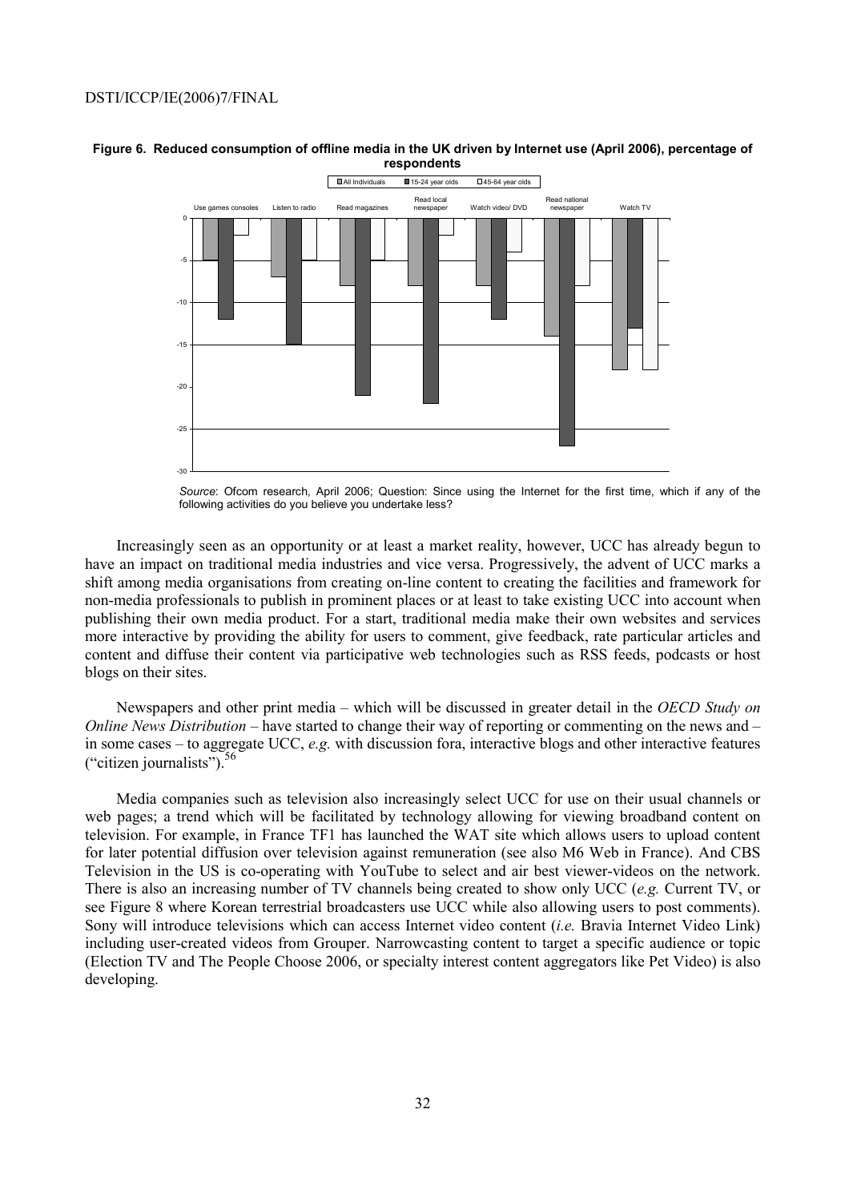**Figure 6. Reduced consumption of offline media in the UK driven by Internet use (April 2006), percentage of respondents**

*Source*: Ofcom research, April 2006; Question: Since using the Internet for the first time, which if any of the following activities do you believe you undertake less?

Increasingly seen as an opportunity or at least a market reality, however, UCC has already begun to have an impact on traditional media industries and vice versa. Progressively, the advent of UCC marks a shift among media organisations from creating on-line content to creating the facilities and framework for non-media professionals to publish in prominent places or at least to take existing UCC into account when publishing their own media product. For a start, traditional media make their own websites and services more interactive by providing the ability for users to comment, give feedback, rate particular articles and content and diffuse their content via participative web technologies such as RSS feeds, podcasts or host blogs on their sites.

Newspapers and other print media – which will be discussed in greater detail in the *OECD Study on Online News Distribution* – have started to change their way of reporting or commenting on the news and – in some cases – to aggregate UCC, *e.g.* with discussion fora, interactive blogs and other interactive features ("citizen journalists").[56]

Media companies such as television also increasingly select UCC for use on their usual channels or web pages; a trend which will be facilitated by technology allowing for viewing broadband content on television. For example, in France TF1 has launched the WAT site which allows users to upload content for later potential diffusion over television against remuneration (see also M6 Web in France). And CBS Television in the US is co-operating with YouTube to select and air best viewer-videos on the network. There is also an increasing number of TV channels being created to show only UCC (*e.g.* Current TV, or see Figure 8 where Korean terrestrial broadcasters use UCC while also allowing users to post comments). Sony will introduce televisions which can access Internet video content (*i.e.* Bravia Internet Video Link) including user-created videos from Grouper. Narrowcasting content to target a specific audience or topic (Election TV and The People Choose 2006, or specialty interest content aggregators like Pet Video) is also developing.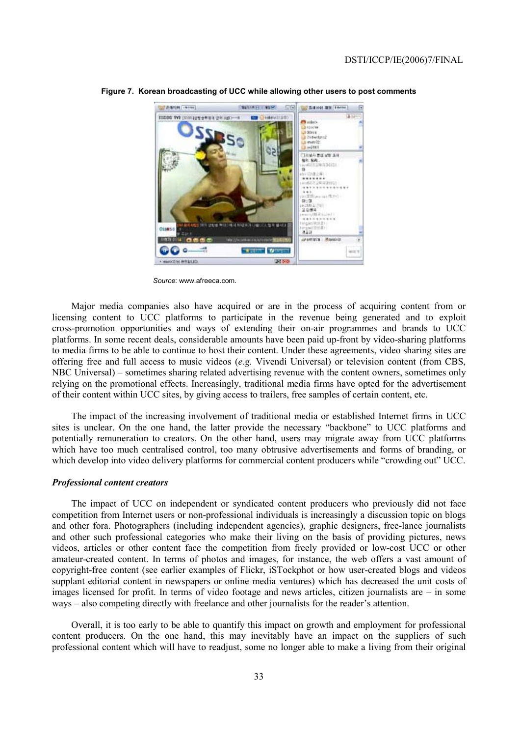**Figure 7. Korean broadcasting of UCC while allowing other users to post comments**

*Source*: www.afreeca.com.

Major media companies also have acquired or are in the process of acquiring content from or licensing content to UCC platforms to participate in the revenue being generated and to exploit cross-promotion opportunities and ways of extending their on-air programmes and brands to UCC platforms. In some recent deals, considerable amounts have been paid up-front by video-sharing platforms to media firms to be able to continue to host their content. Under these agreements, video sharing sites are offering free and full access to music videos (*e.g.* Vivendi Universal) or television content (from CBS, NBC Universal) – sometimes sharing related advertising revenue with the content owners, sometimes only relying on the promotional effects. Increasingly, traditional media firms have opted for the advertisement of their content within UCC sites, by giving access to trailers, free samples of certain content, etc.

The impact of the increasing involvement of traditional media or established Internet firms in UCC sites is unclear. On the one hand, the latter provide the necessary "backbone" to UCC platforms and potentially remuneration to creators. On the other hand, users may migrate away from UCC platforms which have too much centralised control, too many obtrusive advertisements and forms of branding, or which develop into video delivery platforms for commercial content producers while "crowding out" UCC.

### *Professional content creators*

The impact of UCC on independent or syndicated content producers who previously did not face competition from Internet users or non-professional individuals is increasingly a discussion topic on blogs and other fora. Photographers (including independent agencies), graphic designers, free-lance journalists and other such professional categories who make their living on the basis of providing pictures, news videos, articles or other content face the competition from freely provided or low-cost UCC or other amateur-created content. In terms of photos and images, for instance, the web offers a vast amount of copyright-free content (see earlier examples of Flickr, iStockphot or how user-created blogs and videos supplant editorial content in newspapers or online media ventures) which has decreased the unit costs of images licensed for profit. In terms of video footage and news articles, citizen journalists are – in some ways – also competing directly with freelance and other journalists for the reader's attention.

Overall, it is too early to be able to quantify this impact on growth and employment for professional content producers. On the one hand, this may inevitably have an impact on the suppliers of such professional content which will have to readjust, some no longer able to make a living from their original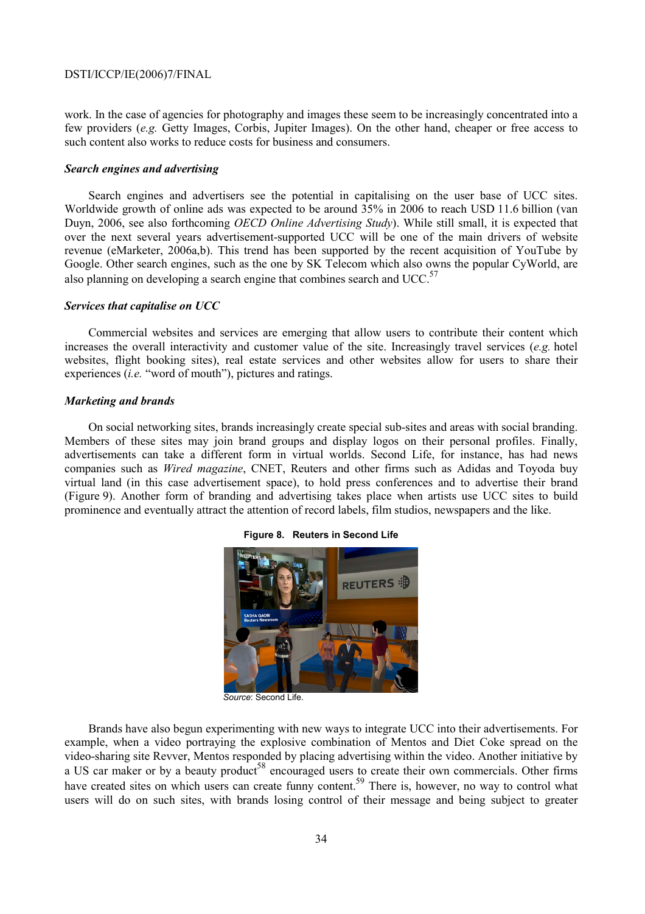work. In the case of agencies for photography and images these seem to be increasingly concentrated into a few providers (*e.g.* Getty Images, Corbis, Jupiter Images). On the other hand, cheaper or free access to such content also works to reduce costs for business and consumers.

***Search engines and advertising***

Search engines and advertisers see the potential in capitalising on the user base of UCC sites. Worldwide growth of online ads was expected to be around 35% in 2006 to reach USD 11.6 billion (van Duyn, 2006, see also forthcoming *OECD Online Advertising Study*). While still small, it is expected that over the next several years advertisement-supported UCC will be one of the main drivers of website revenue (eMarketer, 2006a,b). This trend has been supported by the recent acquisition of YouTube by Google. Other search engines, such as the one by SK Telecom which also owns the popular CyWorld, are also planning on developing a search engine that combines search and UCC.[57]

***Services that capitalise on UCC***

Commercial websites and services are emerging that allow users to contribute their content which increases the overall interactivity and customer value of the site. Increasingly travel services (*e.g.* hotel websites, flight booking sites), real estate services and other websites allow for users to share their experiences (*i.e.* "word of mouth"), pictures and ratings.

***Marketing and brands***

On social networking sites, brands increasingly create special sub-sites and areas with social branding. Members of these sites may join brand groups and display logos on their personal profiles. Finally, advertisements can take a different form in virtual worlds. Second Life, for instance, has had news companies such as *Wired magazine*, CNET, Reuters and other firms such as Adidas and Toyoda buy virtual land (in this case advertisement space), to hold press conferences and to advertise their brand (Figure 9). Another form of branding and advertising takes place when artists use UCC sites to build prominence and eventually attract the attention of record labels, film studios, newspapers and the like.

**Figure 8. Reuters in Second Life**

*Source*: Second Life.

Brands have also begun experimenting with new ways to integrate UCC into their advertisements. For example, when a video portraying the explosive combination of Mentos and Diet Coke spread on the video-sharing site Revver, Mentos responded by placing advertising within the video. Another initiative by a US car maker or by a beauty product[58] encouraged users to create their own commercials. Other firms have created sites on which users can create funny content.[59] There is, however, no way to control what users will do on such sites, with brands losing control of their message and being subject to greater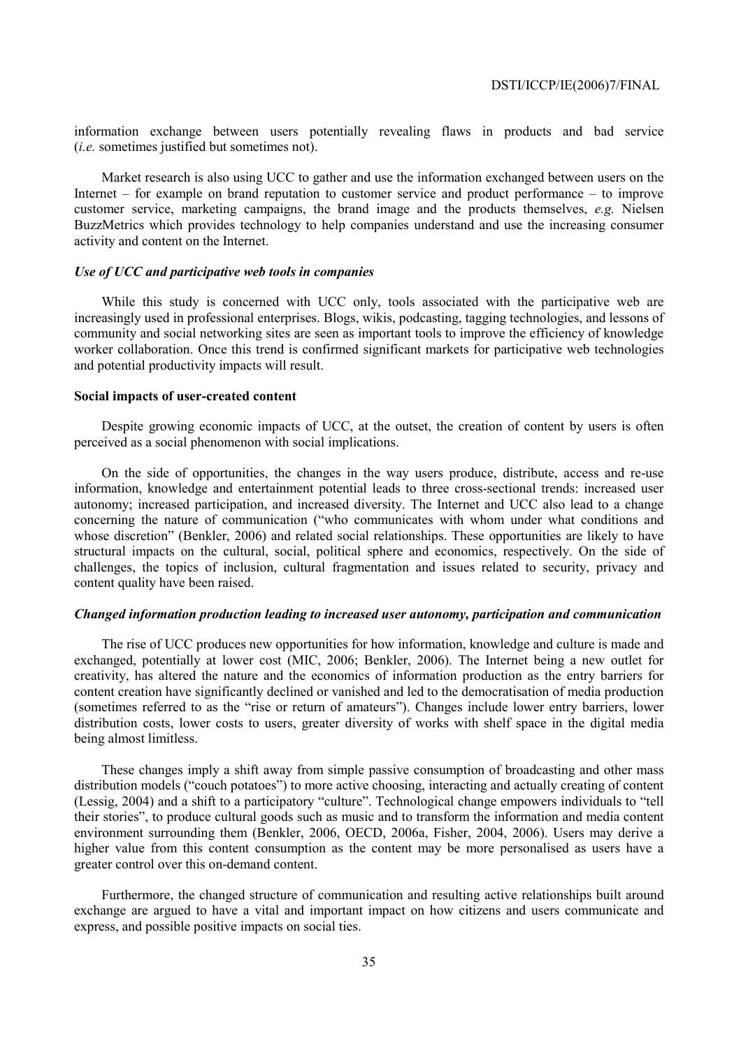information exchange between users potentially revealing flaws in products and bad service (*i.e.* sometimes justified but sometimes not).

Market research is also using UCC to gather and use the information exchanged between users on the Internet – for example on brand reputation to customer service and product performance – to improve customer service, marketing campaigns, the brand image and the products themselves, *e.g.* Nielsen BuzzMetrics which provides technology to help companies understand and use the increasing consumer activity and content on the Internet.

***Use of UCC and participative web tools in companies***

While this study is concerned with UCC only, tools associated with the participative web are increasingly used in professional enterprises. Blogs, wikis, podcasting, tagging technologies, and lessons of community and social networking sites are seen as important tools to improve the efficiency of knowledge worker collaboration. Once this trend is confirmed significant markets for participative web technologies and potential productivity impacts will result.

**Social impacts of user-created content**

Despite growing economic impacts of UCC, at the outset, the creation of content by users is often perceived as a social phenomenon with social implications.

On the side of opportunities, the changes in the way users produce, distribute, access and re-use information, knowledge and entertainment potential leads to three cross-sectional trends: increased user autonomy; increased participation, and increased diversity. The Internet and UCC also lead to a change concerning the nature of communication ("who communicates with whom under what conditions and whose discretion" (Benkler, 2006) and related social relationships. These opportunities are likely to have structural impacts on the cultural, social, political sphere and economics, respectively. On the side of challenges, the topics of inclusion, cultural fragmentation and issues related to security, privacy and content quality have been raised.

***Changed information production leading to increased user autonomy, participation and communication***

The rise of UCC produces new opportunities for how information, knowledge and culture is made and exchanged, potentially at lower cost (MIC, 2006; Benkler, 2006). The Internet being a new outlet for creativity, has altered the nature and the economics of information production as the entry barriers for content creation have significantly declined or vanished and led to the democratisation of media production (sometimes referred to as the "rise or return of amateurs"). Changes include lower entry barriers, lower distribution costs, lower costs to users, greater diversity of works with shelf space in the digital media being almost limitless.

These changes imply a shift away from simple passive consumption of broadcasting and other mass distribution models ("couch potatoes") to more active choosing, interacting and actually creating of content (Lessig, 2004) and a shift to a participatory "culture". Technological change empowers individuals to "tell their stories", to produce cultural goods such as music and to transform the information and media content environment surrounding them (Benkler, 2006, OECD, 2006a, Fisher, 2004, 2006). Users may derive a higher value from this content consumption as the content may be more personalised as users have a greater control over this on-demand content.

Furthermore, the changed structure of communication and resulting active relationships built around exchange are argued to have a vital and important impact on how citizens and users communicate and express, and possible positive impacts on social ties.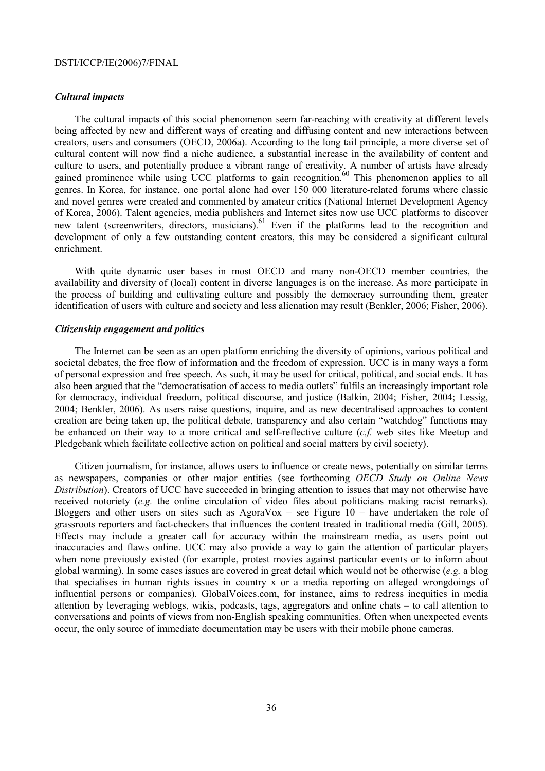### *Cultural impacts*

The cultural impacts of this social phenomenon seem far-reaching with creativity at different levels being affected by new and different ways of creating and diffusing content and new interactions between creators, users and consumers (OECD, 2006a). According to the long tail principle, a more diverse set of cultural content will now find a niche audience, a substantial increase in the availability of content and culture to users, and potentially produce a vibrant range of creativity. A number of artists have already gained prominence while using UCC platforms to gain recognition.[60] This phenomenon applies to all genres. In Korea, for instance, one portal alone had over 150 000 literature-related forums where classic and novel genres were created and commented by amateur critics (National Internet Development Agency of Korea, 2006). Talent agencies, media publishers and Internet sites now use UCC platforms to discover new talent (screenwriters, directors, musicians).[61] Even if the platforms lead to the recognition and development of only a few outstanding content creators, this may be considered a significant cultural enrichment.

With quite dynamic user bases in most OECD and many non-OECD member countries, the availability and diversity of (local) content in diverse languages is on the increase. As more participate in the process of building and cultivating culture and possibly the democracy surrounding them, greater identification of users with culture and society and less alienation may result (Benkler, 2006; Fisher, 2006).

### *Citizenship engagement and politics*

The Internet can be seen as an open platform enriching the diversity of opinions, various political and societal debates, the free flow of information and the freedom of expression. UCC is in many ways a form of personal expression and free speech. As such, it may be used for critical, political, and social ends. It has also been argued that the "democratisation of access to media outlets" fulfils an increasingly important role for democracy, individual freedom, political discourse, and justice (Balkin, 2004; Fisher, 2004; Lessig, 2004; Benkler, 2006). As users raise questions, inquire, and as new decentralised approaches to content creation are being taken up, the political debate, transparency and also certain "watchdog" functions may be enhanced on their way to a more critical and self-reflective culture (*c.f.* web sites like Meetup and Pledgebank which facilitate collective action on political and social matters by civil society).

Citizen journalism, for instance, allows users to influence or create news, potentially on similar terms as newspapers, companies or other major entities (see forthcoming *OECD Study on Online News Distribution*). Creators of UCC have succeeded in bringing attention to issues that may not otherwise have received notoriety (*e.g.* the online circulation of video files about politicians making racist remarks). Bloggers and other users on sites such as AgoraVox – see Figure 10 – have undertaken the role of grassroots reporters and fact-checkers that influences the content treated in traditional media (Gill, 2005). Effects may include a greater call for accuracy within the mainstream media, as users point out inaccuracies and flaws online. UCC may also provide a way to gain the attention of particular players when none previously existed (for example, protest movies against particular events or to inform about global warming). In some cases issues are covered in great detail which would not be otherwise (*e.g.* a blog that specialises in human rights issues in country x or a media reporting on alleged wrongdoings of influential persons or companies). GlobalVoices.com, for instance, aims to redress inequities in media attention by leveraging weblogs, wikis, podcasts, tags, aggregators and online chats – to call attention to conversations and points of views from non-English speaking communities. Often when unexpected events occur, the only source of immediate documentation may be users with their mobile phone cameras.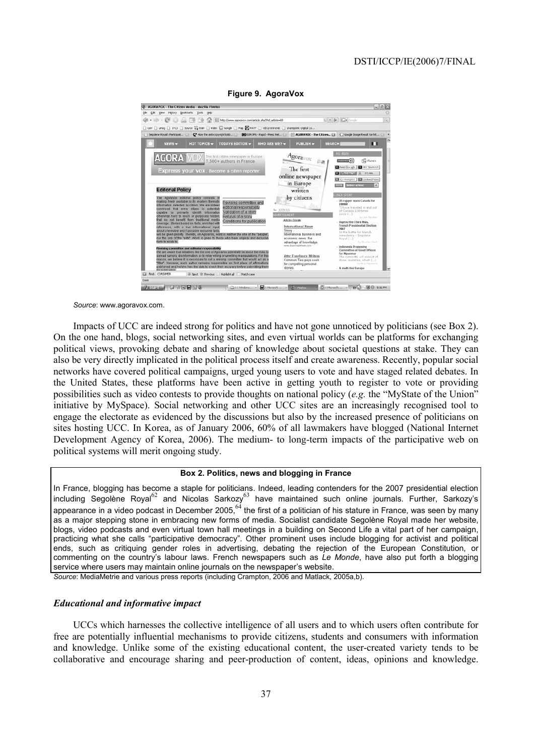**Figure 9. AgoraVox**

*Source*: www.agoravox.com.

Impacts of UCC are indeed strong for politics and have not gone unnoticed by politicians (see Box 2). On the one hand, blogs, social networking sites, and even virtual worlds can be platforms for exchanging political views, provoking debate and sharing of knowledge about societal questions at stake. They can also be very directly implicated in the political process itself and create awareness. Recently, popular social networks have covered political campaigns, urged young users to vote and have staged related debates. In the United States, these platforms have been active in getting youth to register to vote or providing possibilities such as video contests to provide thoughts on national policy (*e.g.* the "MyState of the Union" initiative by MySpace). Social networking and other UCC sites are an increasingly recognised tool to engage the electorate as evidenced by the discussions but also by the increased presence of politicians on sites hosting UCC. In Korea, as of January 2006, 60% of all lawmakers have blogged (National Internet Development Agency of Korea, 2006). The medium- to long-term impacts of the participative web on political systems will merit ongoing study.

**Box 2. Politics, news and blogging in France**

In France, blogging has become a staple for politicians. Indeed, leading contenders for the 2007 presidential election including Segolène Royal[62] and Nicolas Sarkozy[63] have maintained such online journals. Further, Sarkozy's appearance in a video podcast in December 2005,[64] the first of a politician of his stature in France, was seen by many as a major stepping stone in embracing new forms of media. Socialist candidate Segolène Royal made her website, blogs, video podcasts and even virtual town hall meetings in a building on Second Life a vital part of her campaign, practicing what she calls "participative democracy". Other prominent uses include blogging for activist and political ends, such as critiquing gender roles in advertising, debating the rejection of the European Constitution, or commenting on the country's labour laws. French newspapers such as *Le Monde*, have also put forth a blogging service where users may maintain online journals on the newspaper's website.

*Source*: MediaMetrie and various press reports (including Crampton, 2006 and Matlack, 2005a,b).

### *Educational and informative impact*

UCCs which harnesses the collective intelligence of all users and to which users often contribute for free are potentially influential mechanisms to provide citizens, students and consumers with information and knowledge. Unlike some of the existing educational content, the user-created variety tends to be collaborative and encourage sharing and peer-production of content, ideas, opinions and knowledge.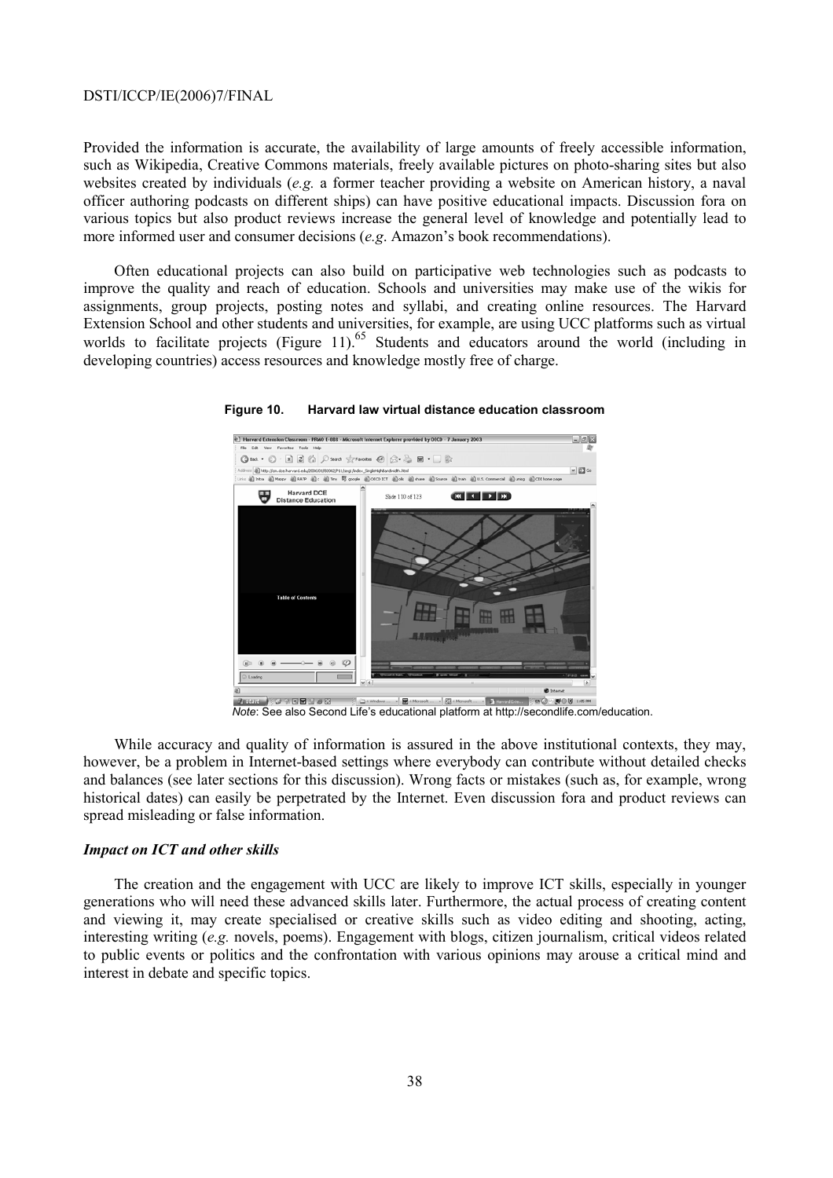Provided the information is accurate, the availability of large amounts of freely accessible information, such as Wikipedia, Creative Commons materials, freely available pictures on photo-sharing sites but also websites created by individuals (*e.g.* a former teacher providing a website on American history, a naval officer authoring podcasts on different ships) can have positive educational impacts. Discussion fora on various topics but also product reviews increase the general level of knowledge and potentially lead to more informed user and consumer decisions (*e.g*. Amazon's book recommendations).

Often educational projects can also build on participative web technologies such as podcasts to improve the quality and reach of education. Schools and universities may make use of the wikis for assignments, group projects, posting notes and syllabi, and creating online resources. The Harvard Extension School and other students and universities, for example, are using UCC platforms such as virtual worlds to facilitate projects (Figure 11).[65] Students and educators around the world (including in developing countries) access resources and knowledge mostly free of charge.

**Figure 10. Harvard law virtual distance education classroom**

*Note*: See also Second Life's educational platform at http://secondlife.com/education.

While accuracy and quality of information is assured in the above institutional contexts, they may, however, be a problem in Internet-based settings where everybody can contribute without detailed checks and balances (see later sections for this discussion). Wrong facts or mistakes (such as, for example, wrong historical dates) can easily be perpetrated by the Internet. Even discussion fora and product reviews can spread misleading or false information.

### *Impact on ICT and other skills*

The creation and the engagement with UCC are likely to improve ICT skills, especially in younger generations who will need these advanced skills later. Furthermore, the actual process of creating content and viewing it, may create specialised or creative skills such as video editing and shooting, acting, interesting writing (*e.g.* novels, poems). Engagement with blogs, citizen journalism, critical videos related to public events or politics and the confrontation with various opinions may arouse a critical mind and interest in debate and specific topics.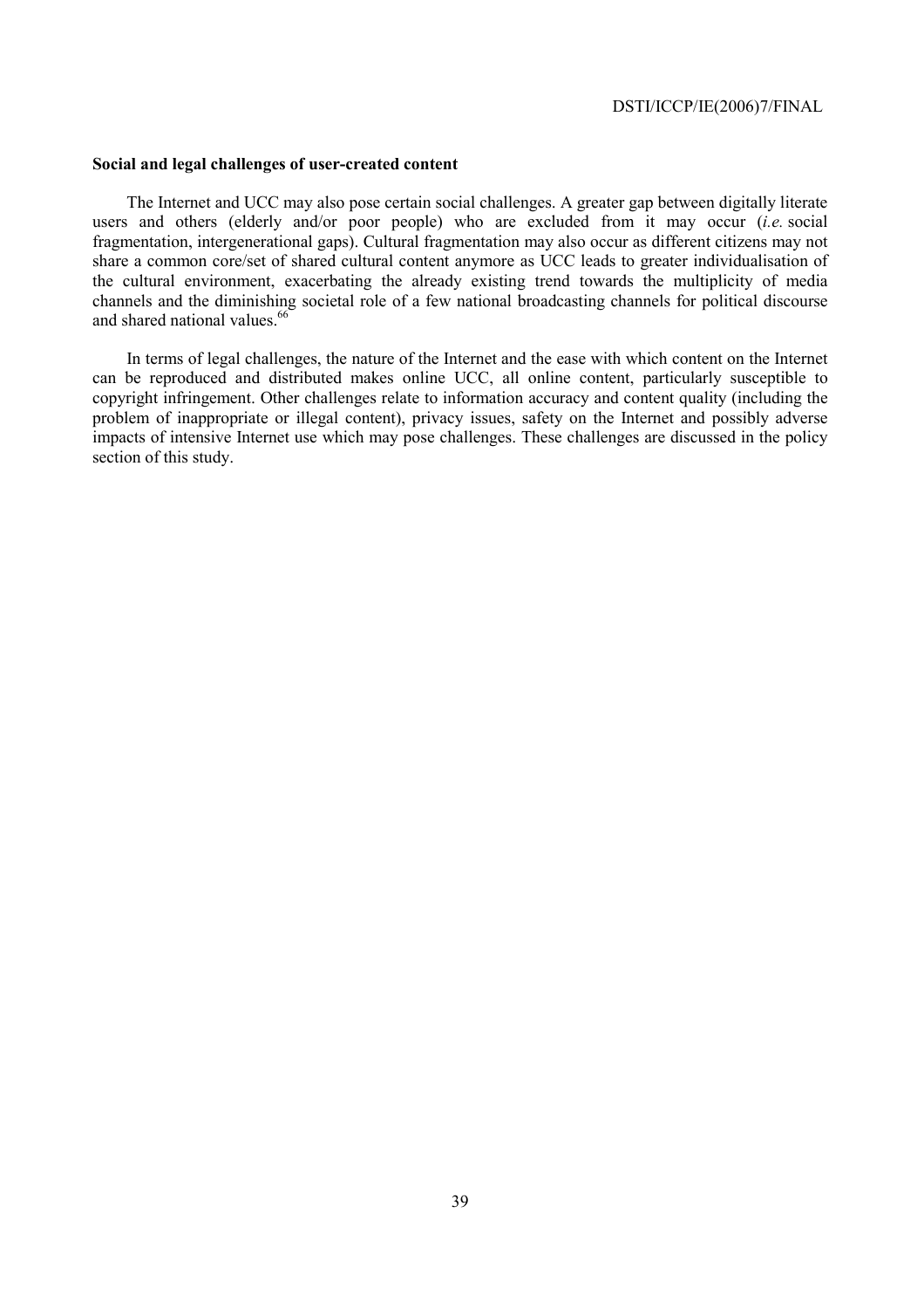**Social and legal challenges of user-created content**

The Internet and UCC may also pose certain social challenges. A greater gap between digitally literate users and others (elderly and/or poor people) who are excluded from it may occur (*i.e.* social fragmentation, intergenerational gaps). Cultural fragmentation may also occur as different citizens may not share a common core/set of shared cultural content anymore as UCC leads to greater individualisation of the cultural environment, exacerbating the already existing trend towards the multiplicity of media channels and the diminishing societal role of a few national broadcasting channels for political discourse and shared national values.[66]

In terms of legal challenges, the nature of the Internet and the ease with which content on the Internet can be reproduced and distributed makes online UCC, all online content, particularly susceptible to copyright infringement. Other challenges relate to information accuracy and content quality (including the problem of inappropriate or illegal content), privacy issues, safety on the Internet and possibly adverse impacts of intensive Internet use which may pose challenges. These challenges are discussed in the policy section of this study.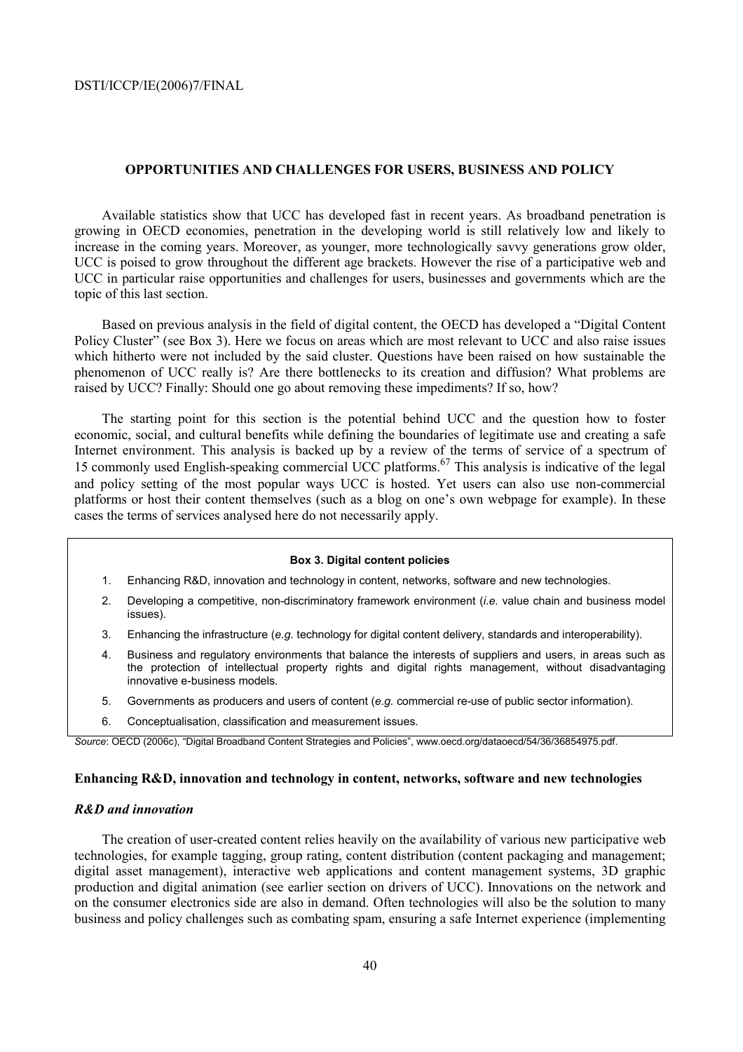## OPPORTUNITIES AND CHALLENGES FOR USERS, BUSINESS AND POLICY

Available statistics show that UCC has developed fast in recent years. As broadband penetration is growing in OECD economies, penetration in the developing world is still relatively low and likely to increase in the coming years. Moreover, as younger, more technologically savvy generations grow older, UCC is poised to grow throughout the different age brackets. However the rise of a participative web and UCC in particular raise opportunities and challenges for users, businesses and governments which are the topic of this last section.

Based on previous analysis in the field of digital content, the OECD has developed a "Digital Content Policy Cluster" (see Box 3). Here we focus on areas which are most relevant to UCC and also raise issues which hitherto were not included by the said cluster. Questions have been raised on how sustainable the phenomenon of UCC really is? Are there bottlenecks to its creation and diffusion? What problems are raised by UCC? Finally: Should one go about removing these impediments? If so, how?

The starting point for this section is the potential behind UCC and the question how to foster economic, social, and cultural benefits while defining the boundaries of legitimate use and creating a safe Internet environment. This analysis is backed up by a review of the terms of service of a spectrum of 15 commonly used English-speaking commercial UCC platforms.[67] This analysis is indicative of the legal and policy setting of the most popular ways UCC is hosted. Yet users can also use non-commercial platforms or host their content themselves (such as a blog on one's own webpage for example). In these cases the terms of services analysed here do not necessarily apply.

**Box 3. Digital content policies**

1. Enhancing R&D, innovation and technology in content, networks, software and new technologies.
2. Developing a competitive, non-discriminatory framework environment (*i.e.* value chain and business model issues).
3. Enhancing the infrastructure (*e.g.* technology for digital content delivery, standards and interoperability).
4. Business and regulatory environments that balance the interests of suppliers and users, in areas such as the protection of intellectual property rights and digital rights management, without disadvantaging innovative e-business models.
5. Governments as producers and users of content (*e.g.* commercial re-use of public sector information).
6. Conceptualisation, classification and measurement issues.

*Source*: OECD (2006c), "Digital Broadband Content Strategies and Policies", www.oecd.org/dataoecd/54/36/36854975.pdf.

### Enhancing R&D, innovation and technology in content, networks, software and new technologies

#### *R&D and innovation*

The creation of user-created content relies heavily on the availability of various new participative web technologies, for example tagging, group rating, content distribution (content packaging and management; digital asset management), interactive web applications and content management systems, 3D graphic production and digital animation (see earlier section on drivers of UCC). Innovations on the network and on the consumer electronics side are also in demand. Often technologies will also be the solution to many business and policy challenges such as combating spam, ensuring a safe Internet experience (implementing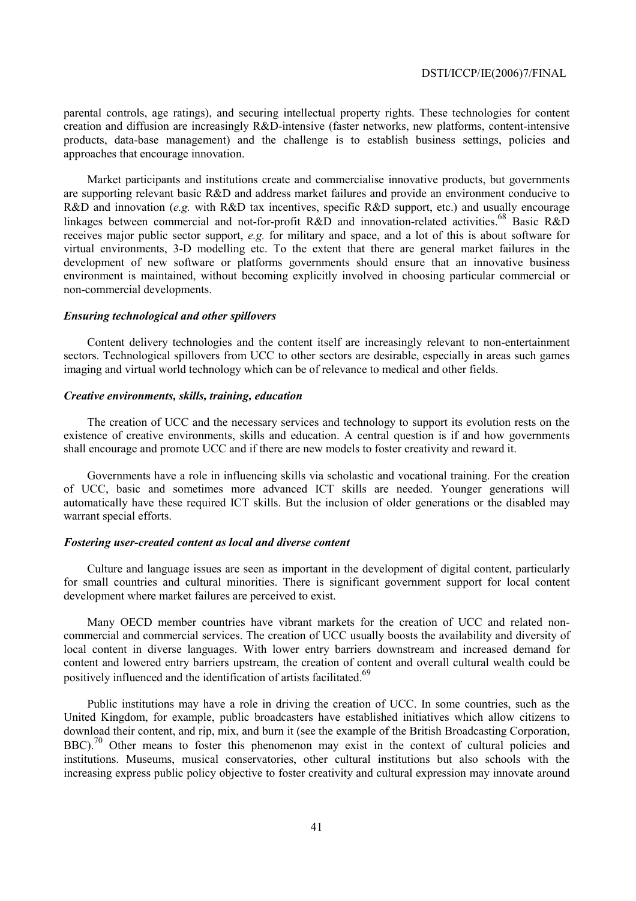parental controls, age ratings), and securing intellectual property rights. These technologies for content creation and diffusion are increasingly R&D-intensive (faster networks, new platforms, content-intensive products, data-base management) and the challenge is to establish business settings, policies and approaches that encourage innovation.

Market participants and institutions create and commercialise innovative products, but governments are supporting relevant basic R&D and address market failures and provide an environment conducive to R&D and innovation (*e.g.* with R&D tax incentives, specific R&D support, etc.) and usually encourage linkages between commercial and not-for-profit R&D and innovation-related activities.[68] Basic R&D receives major public sector support, *e.g.* for military and space, and a lot of this is about software for virtual environments, 3-D modelling etc. To the extent that there are general market failures in the development of new software or platforms governments should ensure that an innovative business environment is maintained, without becoming explicitly involved in choosing particular commercial or non-commercial developments.

### *Ensuring technological and other spillovers*

Content delivery technologies and the content itself are increasingly relevant to non-entertainment sectors. Technological spillovers from UCC to other sectors are desirable, especially in areas such games imaging and virtual world technology which can be of relevance to medical and other fields.

### *Creative environments, skills, training, education*

The creation of UCC and the necessary services and technology to support its evolution rests on the existence of creative environments, skills and education. A central question is if and how governments shall encourage and promote UCC and if there are new models to foster creativity and reward it.

Governments have a role in influencing skills via scholastic and vocational training. For the creation of UCC, basic and sometimes more advanced ICT skills are needed. Younger generations will automatically have these required ICT skills. But the inclusion of older generations or the disabled may warrant special efforts.

### *Fostering user-created content as local and diverse content*

Culture and language issues are seen as important in the development of digital content, particularly for small countries and cultural minorities. There is significant government support for local content development where market failures are perceived to exist.

Many OECD member countries have vibrant markets for the creation of UCC and related non-commercial and commercial services. The creation of UCC usually boosts the availability and diversity of local content in diverse languages. With lower entry barriers downstream and increased demand for content and lowered entry barriers upstream, the creation of content and overall cultural wealth could be positively influenced and the identification of artists facilitated.[69]

Public institutions may have a role in driving the creation of UCC. In some countries, such as the United Kingdom, for example, public broadcasters have established initiatives which allow citizens to download their content, and rip, mix, and burn it (see the example of the British Broadcasting Corporation, BBC).[70] Other means to foster this phenomenon may exist in the context of cultural policies and institutions. Museums, musical conservatories, other cultural institutions but also schools with the increasing express public policy objective to foster creativity and cultural expression may innovate around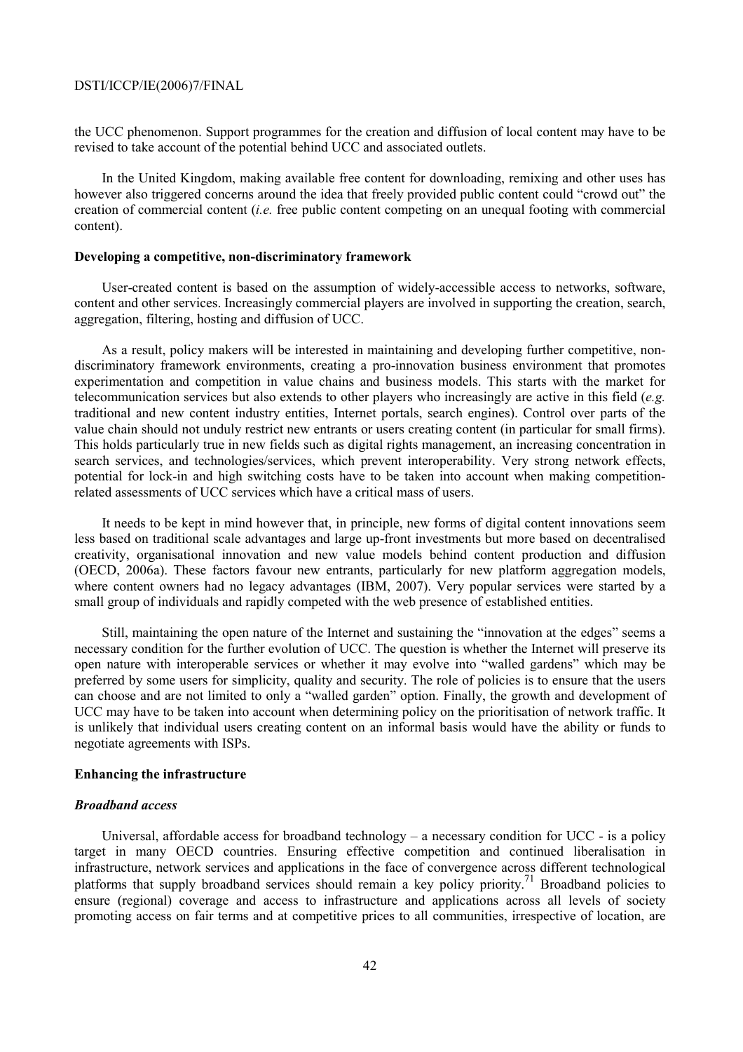the UCC phenomenon. Support programmes for the creation and diffusion of local content may have to be revised to take account of the potential behind UCC and associated outlets.

In the United Kingdom, making available free content for downloading, remixing and other uses has however also triggered concerns around the idea that freely provided public content could "crowd out" the creation of commercial content (*i.e.* free public content competing on an unequal footing with commercial content).

**Developing a competitive, non-discriminatory framework**

User-created content is based on the assumption of widely-accessible access to networks, software, content and other services. Increasingly commercial players are involved in supporting the creation, search, aggregation, filtering, hosting and diffusion of UCC.

As a result, policy makers will be interested in maintaining and developing further competitive, non-discriminatory framework environments, creating a pro-innovation business environment that promotes experimentation and competition in value chains and business models. This starts with the market for telecommunication services but also extends to other players who increasingly are active in this field (*e.g.* traditional and new content industry entities, Internet portals, search engines). Control over parts of the value chain should not unduly restrict new entrants or users creating content (in particular for small firms). This holds particularly true in new fields such as digital rights management, an increasing concentration in search services, and technologies/services, which prevent interoperability. Very strong network effects, potential for lock-in and high switching costs have to be taken into account when making competition-related assessments of UCC services which have a critical mass of users.

It needs to be kept in mind however that, in principle, new forms of digital content innovations seem less based on traditional scale advantages and large up-front investments but more based on decentralised creativity, organisational innovation and new value models behind content production and diffusion (OECD, 2006a). These factors favour new entrants, particularly for new platform aggregation models, where content owners had no legacy advantages (IBM, 2007). Very popular services were started by a small group of individuals and rapidly competed with the web presence of established entities.

Still, maintaining the open nature of the Internet and sustaining the "innovation at the edges" seems a necessary condition for the further evolution of UCC. The question is whether the Internet will preserve its open nature with interoperable services or whether it may evolve into "walled gardens" which may be preferred by some users for simplicity, quality and security. The role of policies is to ensure that the users can choose and are not limited to only a "walled garden" option. Finally, the growth and development of UCC may have to be taken into account when determining policy on the prioritisation of network traffic. It is unlikely that individual users creating content on an informal basis would have the ability or funds to negotiate agreements with ISPs.

**Enhancing the infrastructure**

***Broadband access***

Universal, affordable access for broadband technology – a necessary condition for UCC - is a policy target in many OECD countries. Ensuring effective competition and continued liberalisation in infrastructure, network services and applications in the face of convergence across different technological platforms that supply broadband services should remain a key policy priority.[71] Broadband policies to ensure (regional) coverage and access to infrastructure and applications across all levels of society promoting access on fair terms and at competitive prices to all communities, irrespective of location, are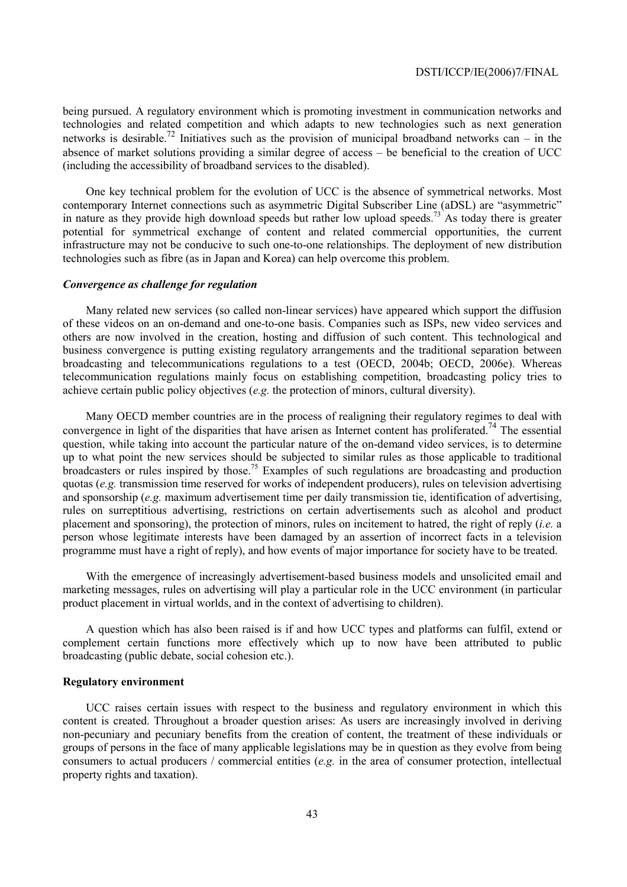being pursued. A regulatory environment which is promoting investment in communication networks and technologies and related competition and which adapts to new technologies such as next generation networks is desirable.[72] Initiatives such as the provision of municipal broadband networks can – in the absence of market solutions providing a similar degree of access – be beneficial to the creation of UCC (including the accessibility of broadband services to the disabled).

One key technical problem for the evolution of UCC is the absence of symmetrical networks. Most contemporary Internet connections such as asymmetric Digital Subscriber Line (aDSL) are "asymmetric" in nature as they provide high download speeds but rather low upload speeds.[73] As today there is greater potential for symmetrical exchange of content and related commercial opportunities, the current infrastructure may not be conducive to such one-to-one relationships. The deployment of new distribution technologies such as fibre (as in Japan and Korea) can help overcome this problem.

### *Convergence as challenge for regulation*

Many related new services (so called non-linear services) have appeared which support the diffusion of these videos on an on-demand and one-to-one basis. Companies such as ISPs, new video services and others are now involved in the creation, hosting and diffusion of such content. This technological and business convergence is putting existing regulatory arrangements and the traditional separation between broadcasting and telecommunications regulations to a test (OECD, 2004b; OECD, 2006e). Whereas telecommunication regulations mainly focus on establishing competition, broadcasting policy tries to achieve certain public policy objectives (*e.g.* the protection of minors, cultural diversity).

Many OECD member countries are in the process of realigning their regulatory regimes to deal with convergence in light of the disparities that have arisen as Internet content has proliferated.[74] The essential question, while taking into account the particular nature of the on-demand video services, is to determine up to what point the new services should be subjected to similar rules as those applicable to traditional broadcasters or rules inspired by those.[75] Examples of such regulations are broadcasting and production quotas (*e.g.* transmission time reserved for works of independent producers), rules on television advertising and sponsorship (*e.g.* maximum advertisement time per daily transmission tie, identification of advertising, rules on surreptitious advertising, restrictions on certain advertisements such as alcohol and product placement and sponsoring), the protection of minors, rules on incitement to hatred, the right of reply (*i.e.* a person whose legitimate interests have been damaged by an assertion of incorrect facts in a television programme must have a right of reply), and how events of major importance for society have to be treated.

With the emergence of increasingly advertisement-based business models and unsolicited email and marketing messages, rules on advertising will play a particular role in the UCC environment (in particular product placement in virtual worlds, and in the context of advertising to children).

A question which has also been raised is if and how UCC types and platforms can fulfil, extend or complement certain functions more effectively which up to now have been attributed to public broadcasting (public debate, social cohesion etc.).

## **Regulatory environment**

UCC raises certain issues with respect to the business and regulatory environment in which this content is created. Throughout a broader question arises: As users are increasingly involved in deriving non-pecuniary and pecuniary benefits from the creation of content, the treatment of these individuals or groups of persons in the face of many applicable legislations may be in question as they evolve from being consumers to actual producers / commercial entities (*e.g.* in the area of consumer protection, intellectual property rights and taxation).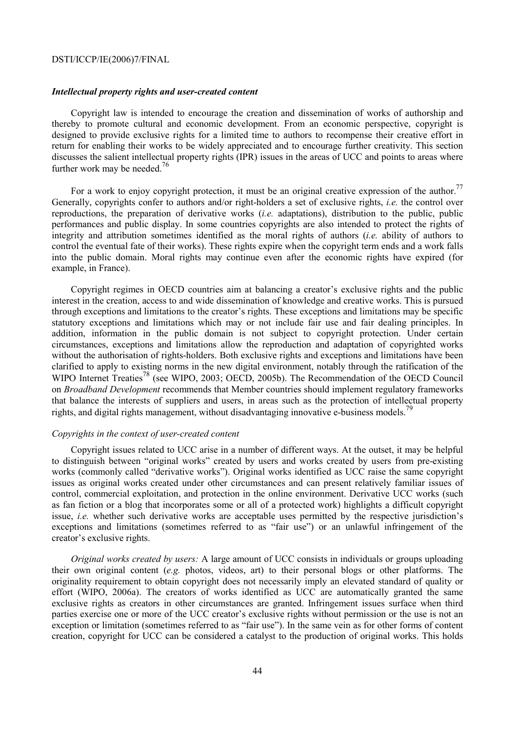### *Intellectual property rights and user-created content*

Copyright law is intended to encourage the creation and dissemination of works of authorship and thereby to promote cultural and economic development. From an economic perspective, copyright is designed to provide exclusive rights for a limited time to authors to recompense their creative effort in return for enabling their works to be widely appreciated and to encourage further creativity. This section discusses the salient intellectual property rights (IPR) issues in the areas of UCC and points to areas where further work may be needed.[76]

For a work to enjoy copyright protection, it must be an original creative expression of the author.[77] Generally, copyrights confer to authors and/or right-holders a set of exclusive rights, *i.e.* the control over reproductions, the preparation of derivative works (*i.e.* adaptations), distribution to the public, public performances and public display. In some countries copyrights are also intended to protect the rights of integrity and attribution sometimes identified as the moral rights of authors (*i.e.* ability of authors to control the eventual fate of their works). These rights expire when the copyright term ends and a work falls into the public domain. Moral rights may continue even after the economic rights have expired (for example, in France).

Copyright regimes in OECD countries aim at balancing a creator's exclusive rights and the public interest in the creation, access to and wide dissemination of knowledge and creative works. This is pursued through exceptions and limitations to the creator's rights. These exceptions and limitations may be specific statutory exceptions and limitations which may or not include fair use and fair dealing principles. In addition, information in the public domain is not subject to copyright protection. Under certain circumstances, exceptions and limitations allow the reproduction and adaptation of copyrighted works without the authorisation of rights-holders. Both exclusive rights and exceptions and limitations have been clarified to apply to existing norms in the new digital environment, notably through the ratification of the WIPO Internet Treaties[78] (see WIPO, 2003; OECD, 2005b). The Recommendation of the OECD Council on *Broadband Development* recommends that Member countries should implement regulatory frameworks that balance the interests of suppliers and users, in areas such as the protection of intellectual property rights, and digital rights management, without disadvantaging innovative e-business models.[79]

#### *Copyrights in the context of user-created content*

Copyright issues related to UCC arise in a number of different ways. At the outset, it may be helpful to distinguish between "original works" created by users and works created by users from pre-existing works (commonly called "derivative works"). Original works identified as UCC raise the same copyright issues as original works created under other circumstances and can present relatively familiar issues of control, commercial exploitation, and protection in the online environment. Derivative UCC works (such as fan fiction or a blog that incorporates some or all of a protected work) highlights a difficult copyright issue, *i.e.* whether such derivative works are acceptable uses permitted by the respective jurisdiction's exceptions and limitations (sometimes referred to as "fair use") or an unlawful infringement of the creator's exclusive rights.

*Original works created by users:* A large amount of UCC consists in individuals or groups uploading their own original content (*e.g.* photos, videos, art) to their personal blogs or other platforms. The originality requirement to obtain copyright does not necessarily imply an elevated standard of quality or effort (WIPO, 2006a). The creators of works identified as UCC are automatically granted the same exclusive rights as creators in other circumstances are granted. Infringement issues surface when third parties exercise one or more of the UCC creator's exclusive rights without permission or the use is not an exception or limitation (sometimes referred to as "fair use"). In the same vein as for other forms of content creation, copyright for UCC can be considered a catalyst to the production of original works. This holds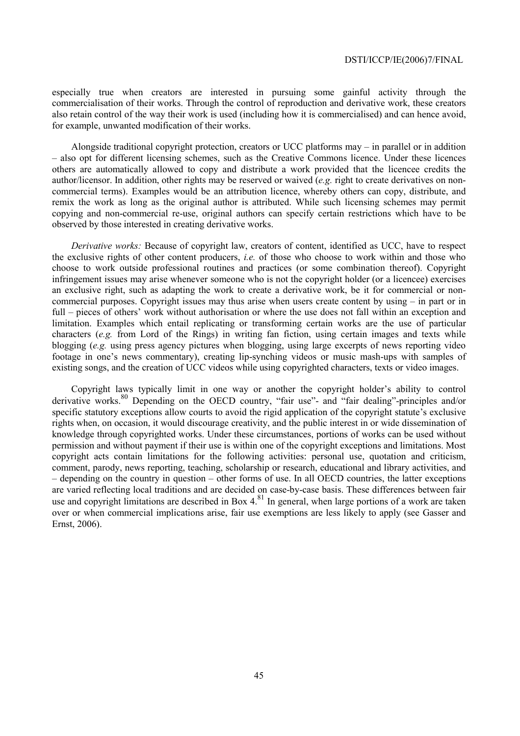especially true when creators are interested in pursuing some gainful activity through the commercialisation of their works. Through the control of reproduction and derivative work, these creators also retain control of the way their work is used (including how it is commercialised) and can hence avoid, for example, unwanted modification of their works.

Alongside traditional copyright protection, creators or UCC platforms may – in parallel or in addition – also opt for different licensing schemes, such as the Creative Commons licence. Under these licences others are automatically allowed to copy and distribute a work provided that the licencee credits the author/licensor. In addition, other rights may be reserved or waived (*e.g.* right to create derivatives on non-commercial terms). Examples would be an attribution licence, whereby others can copy, distribute, and remix the work as long as the original author is attributed. While such licensing schemes may permit copying and non-commercial re-use, original authors can specify certain restrictions which have to be observed by those interested in creating derivative works.

*Derivative works:* Because of copyright law, creators of content, identified as UCC, have to respect the exclusive rights of other content producers, *i.e.* of those who choose to work within and those who choose to work outside professional routines and practices (or some combination thereof). Copyright infringement issues may arise whenever someone who is not the copyright holder (or a licencee) exercises an exclusive right, such as adapting the work to create a derivative work, be it for commercial or non-commercial purposes. Copyright issues may thus arise when users create content by using – in part or in full – pieces of others' work without authorisation or where the use does not fall within an exception and limitation. Examples which entail replicating or transforming certain works are the use of particular characters (*e.g.* from Lord of the Rings) in writing fan fiction, using certain images and texts while blogging (*e.g.* using press agency pictures when blogging, using large excerpts of news reporting video footage in one's news commentary), creating lip-synching videos or music mash-ups with samples of existing songs, and the creation of UCC videos while using copyrighted characters, texts or video images.

Copyright laws typically limit in one way or another the copyright holder's ability to control derivative works.[80] Depending on the OECD country, "fair use"- and "fair dealing"-principles and/or specific statutory exceptions allow courts to avoid the rigid application of the copyright statute's exclusive rights when, on occasion, it would discourage creativity, and the public interest in or wide dissemination of knowledge through copyrighted works. Under these circumstances, portions of works can be used without permission and without payment if their use is within one of the copyright exceptions and limitations. Most copyright acts contain limitations for the following activities: personal use, quotation and criticism, comment, parody, news reporting, teaching, scholarship or research, educational and library activities, and – depending on the country in question – other forms of use. In all OECD countries, the latter exceptions are varied reflecting local traditions and are decided on case-by-case basis. These differences between fair use and copyright limitations are described in Box 4.[81] In general, when large portions of a work are taken over or when commercial implications arise, fair use exemptions are less likely to apply (see Gasser and Ernst, 2006).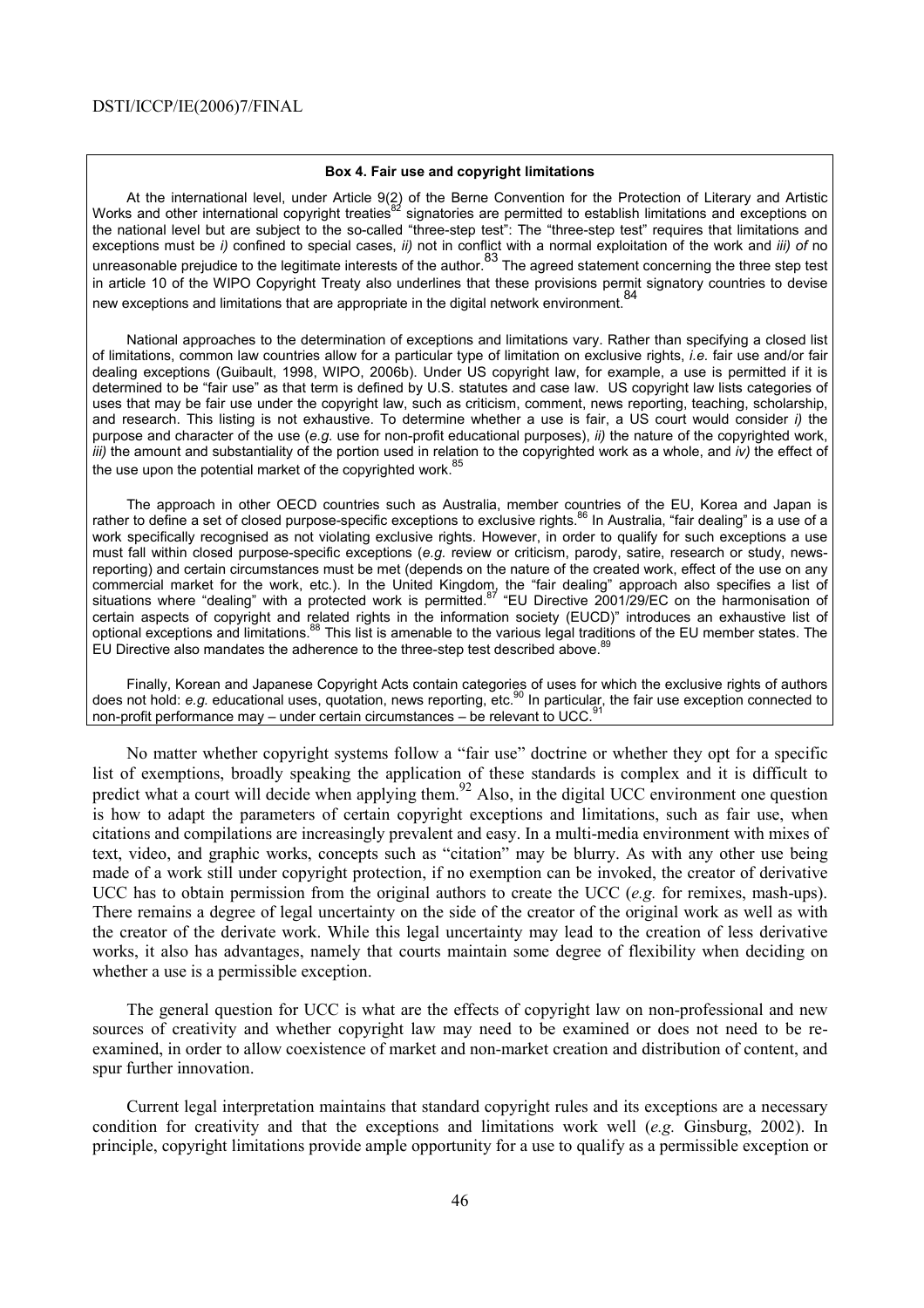**Box 4. Fair use and copyright limitations**

At the international level, under Article 9(2) of the Berne Convention for the Protection of Literary and Artistic Works and other international copyright treaties[82] signatories are permitted to establish limitations and exceptions on the national level but are subject to the so-called "three-step test": The "three-step test" requires that limitations and exceptions must be *i)* confined to special cases, *ii)* not in conflict with a normal exploitation of the work and *iii) of* no unreasonable prejudice to the legitimate interests of the author.[83] The agreed statement concerning the three step test in article 10 of the WIPO Copyright Treaty also underlines that these provisions permit signatory countries to devise new exceptions and limitations that are appropriate in the digital network environment.[84]

National approaches to the determination of exceptions and limitations vary. Rather than specifying a closed list of limitations, common law countries allow for a particular type of limitation on exclusive rights, *i.e.* fair use and/or fair dealing exceptions (Guibault, 1998, WIPO, 2006b). Under US copyright law, for example, a use is permitted if it is determined to be "fair use" as that term is defined by U.S. statutes and case law. US copyright law lists categories of uses that may be fair use under the copyright law, such as criticism, comment, news reporting, teaching, scholarship, and research. This listing is not exhaustive. To determine whether a use is fair, a US court would consider *i)* the purpose and character of the use (*e.g.* use for non-profit educational purposes), *ii)* the nature of the copyrighted work, *iii)* the amount and substantiality of the portion used in relation to the copyrighted work as a whole, and *iv)* the effect of the use upon the potential market of the copyrighted work.[85]

The approach in other OECD countries such as Australia, member countries of the EU, Korea and Japan is rather to define a set of closed purpose-specific exceptions to exclusive rights.[86] In Australia, "fair dealing" is a use of a work specifically recognised as not violating exclusive rights. However, in order to qualify for such exceptions a use must fall within closed purpose-specific exceptions (*e.g.* review or criticism, parody, satire, research or study, news-reporting) and certain circumstances must be met (depends on the nature of the created work, effect of the use on any commercial market for the work, etc.). In the United Kingdom, the "fair dealing" approach also specifies a list of situations where "dealing" with a protected work is permitted.[87] "EU Directive 2001/29/EC on the harmonisation of certain aspects of copyright and related rights in the information society (EUCD)" introduces an exhaustive list of optional exceptions and limitations.[88] This list is amenable to the various legal traditions of the EU member states. The EU Directive also mandates the adherence to the three-step test described above.[89]

Finally, Korean and Japanese Copyright Acts contain categories of uses for which the exclusive rights of authors does not hold: *e.g.* educational uses, quotation, news reporting, etc.[90] In particular, the fair use exception connected to non-profit performance may – under certain circumstances – be relevant to UCC.[91]

No matter whether copyright systems follow a "fair use" doctrine or whether they opt for a specific list of exemptions, broadly speaking the application of these standards is complex and it is difficult to predict what a court will decide when applying them.[92] Also, in the digital UCC environment one question is how to adapt the parameters of certain copyright exceptions and limitations, such as fair use, when citations and compilations are increasingly prevalent and easy. In a multi-media environment with mixes of text, video, and graphic works, concepts such as "citation" may be blurry. As with any other use being made of a work still under copyright protection, if no exemption can be invoked, the creator of derivative UCC has to obtain permission from the original authors to create the UCC (*e.g.* for remixes, mash-ups). There remains a degree of legal uncertainty on the side of the creator of the original work as well as with the creator of the derivate work. While this legal uncertainty may lead to the creation of less derivative works, it also has advantages, namely that courts maintain some degree of flexibility when deciding on whether a use is a permissible exception.

The general question for UCC is what are the effects of copyright law on non-professional and new sources of creativity and whether copyright law may need to be examined or does not need to be re-examined, in order to allow coexistence of market and non-market creation and distribution of content, and spur further innovation.

Current legal interpretation maintains that standard copyright rules and its exceptions are a necessary condition for creativity and that the exceptions and limitations work well (*e.g.* Ginsburg, 2002). In principle, copyright limitations provide ample opportunity for a use to qualify as a permissible exception or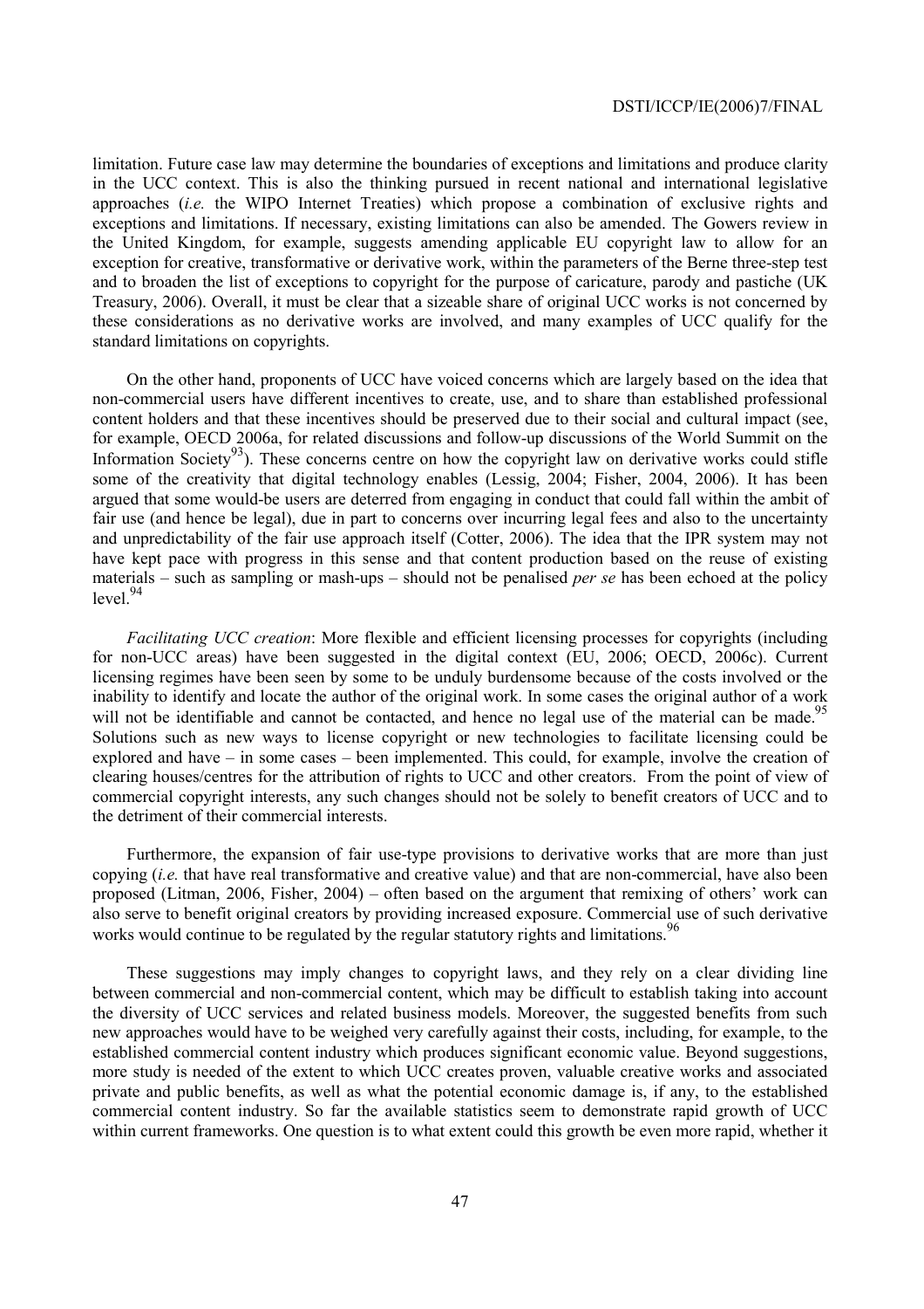limitation. Future case law may determine the boundaries of exceptions and limitations and produce clarity in the UCC context. This is also the thinking pursued in recent national and international legislative approaches (*i.e.* the WIPO Internet Treaties) which propose a combination of exclusive rights and exceptions and limitations. If necessary, existing limitations can also be amended. The Gowers review in the United Kingdom, for example, suggests amending applicable EU copyright law to allow for an exception for creative, transformative or derivative work, within the parameters of the Berne three-step test and to broaden the list of exceptions to copyright for the purpose of caricature, parody and pastiche (UK Treasury, 2006). Overall, it must be clear that a sizeable share of original UCC works is not concerned by these considerations as no derivative works are involved, and many examples of UCC qualify for the standard limitations on copyrights.

On the other hand, proponents of UCC have voiced concerns which are largely based on the idea that non-commercial users have different incentives to create, use, and to share than established professional content holders and that these incentives should be preserved due to their social and cultural impact (see, for example, OECD 2006a, for related discussions and follow-up discussions of the World Summit on the Information Society[93]). These concerns centre on how the copyright law on derivative works could stifle some of the creativity that digital technology enables (Lessig, 2004; Fisher, 2004, 2006). It has been argued that some would-be users are deterred from engaging in conduct that could fall within the ambit of fair use (and hence be legal), due in part to concerns over incurring legal fees and also to the uncertainty and unpredictability of the fair use approach itself (Cotter, 2006). The idea that the IPR system may not have kept pace with progress in this sense and that content production based on the reuse of existing materials – such as sampling or mash-ups – should not be penalised *per se* has been echoed at the policy level.[94]

*Facilitating UCC creation*: More flexible and efficient licensing processes for copyrights (including for non-UCC areas) have been suggested in the digital context (EU, 2006; OECD, 2006c). Current licensing regimes have been seen by some to be unduly burdensome because of the costs involved or the inability to identify and locate the author of the original work. In some cases the original author of a work will not be identifiable and cannot be contacted, and hence no legal use of the material can be made.[95] Solutions such as new ways to license copyright or new technologies to facilitate licensing could be explored and have – in some cases – been implemented. This could, for example, involve the creation of clearing houses/centres for the attribution of rights to UCC and other creators. From the point of view of commercial copyright interests, any such changes should not be solely to benefit creators of UCC and to the detriment of their commercial interests.

Furthermore, the expansion of fair use-type provisions to derivative works that are more than just copying (*i.e.* that have real transformative and creative value) and that are non-commercial, have also been proposed (Litman, 2006, Fisher, 2004) – often based on the argument that remixing of others' work can also serve to benefit original creators by providing increased exposure. Commercial use of such derivative works would continue to be regulated by the regular statutory rights and limitations.[96]

These suggestions may imply changes to copyright laws, and they rely on a clear dividing line between commercial and non-commercial content, which may be difficult to establish taking into account the diversity of UCC services and related business models. Moreover, the suggested benefits from such new approaches would have to be weighed very carefully against their costs, including, for example, to the established commercial content industry which produces significant economic value. Beyond suggestions, more study is needed of the extent to which UCC creates proven, valuable creative works and associated private and public benefits, as well as what the potential economic damage is, if any, to the established commercial content industry. So far the available statistics seem to demonstrate rapid growth of UCC within current frameworks. One question is to what extent could this growth be even more rapid, whether it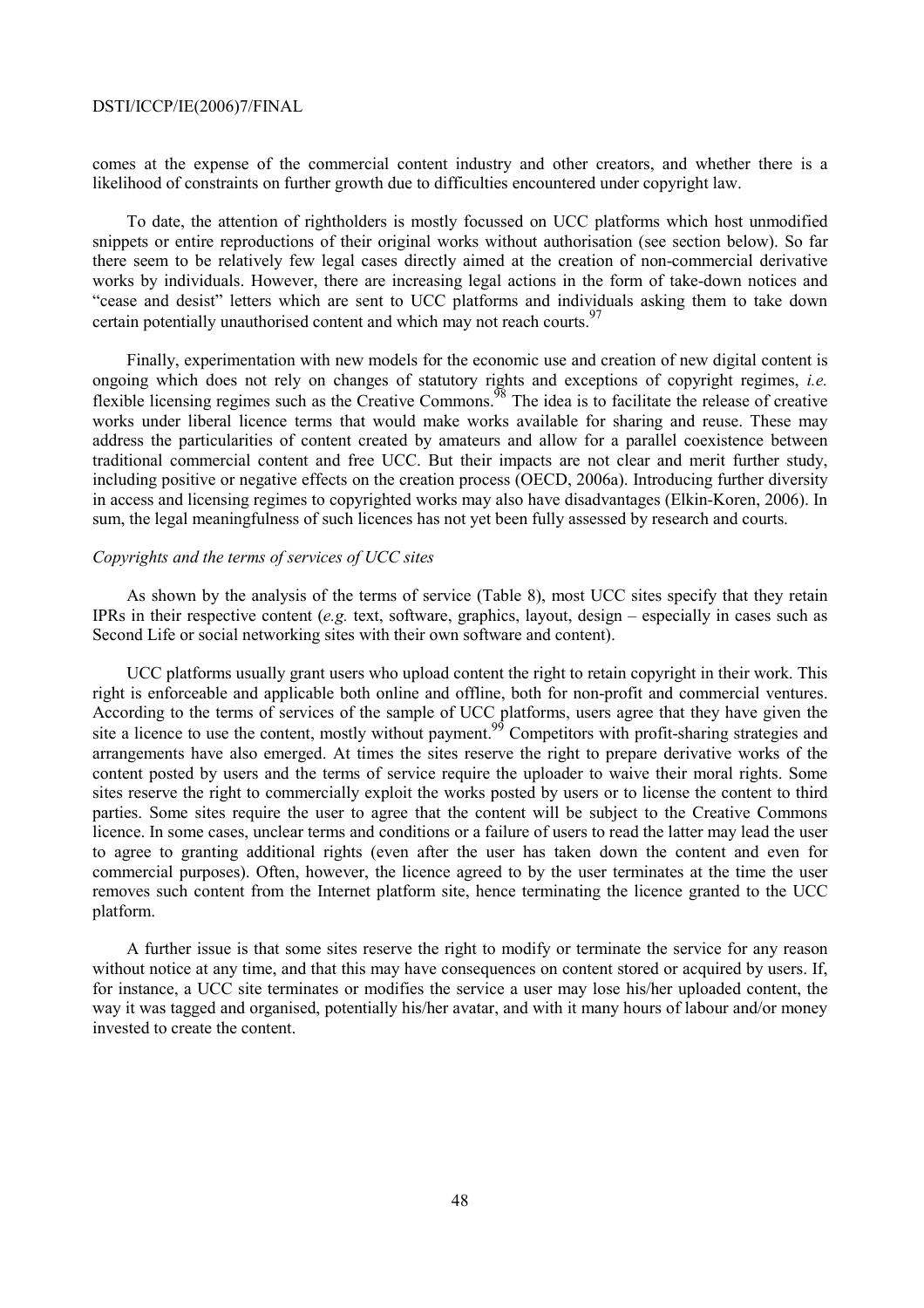comes at the expense of the commercial content industry and other creators, and whether there is a likelihood of constraints on further growth due to difficulties encountered under copyright law.

To date, the attention of rightholders is mostly focussed on UCC platforms which host unmodified snippets or entire reproductions of their original works without authorisation (see section below). So far there seem to be relatively few legal cases directly aimed at the creation of non-commercial derivative works by individuals. However, there are increasing legal actions in the form of take-down notices and "cease and desist" letters which are sent to UCC platforms and individuals asking them to take down certain potentially unauthorised content and which may not reach courts.[97]

Finally, experimentation with new models for the economic use and creation of new digital content is ongoing which does not rely on changes of statutory rights and exceptions of copyright regimes, *i.e.* flexible licensing regimes such as the Creative Commons.[98] The idea is to facilitate the release of creative works under liberal licence terms that would make works available for sharing and reuse. These may address the particularities of content created by amateurs and allow for a parallel coexistence between traditional commercial content and free UCC. But their impacts are not clear and merit further study, including positive or negative effects on the creation process (OECD, 2006a). Introducing further diversity in access and licensing regimes to copyrighted works may also have disadvantages (Elkin-Koren, 2006). In sum, the legal meaningfulness of such licences has not yet been fully assessed by research and courts.

*Copyrights and the terms of services of UCC sites*

As shown by the analysis of the terms of service (Table 8), most UCC sites specify that they retain IPRs in their respective content (*e.g.* text, software, graphics, layout, design – especially in cases such as Second Life or social networking sites with their own software and content).

UCC platforms usually grant users who upload content the right to retain copyright in their work. This right is enforceable and applicable both online and offline, both for non-profit and commercial ventures. According to the terms of services of the sample of UCC platforms, users agree that they have given the site a licence to use the content, mostly without payment.[99] Competitors with profit-sharing strategies and arrangements have also emerged. At times the sites reserve the right to prepare derivative works of the content posted by users and the terms of service require the uploader to waive their moral rights. Some sites reserve the right to commercially exploit the works posted by users or to license the content to third parties. Some sites require the user to agree that the content will be subject to the Creative Commons licence. In some cases, unclear terms and conditions or a failure of users to read the latter may lead the user to agree to granting additional rights (even after the user has taken down the content and even for commercial purposes). Often, however, the licence agreed to by the user terminates at the time the user removes such content from the Internet platform site, hence terminating the licence granted to the UCC platform.

A further issue is that some sites reserve the right to modify or terminate the service for any reason without notice at any time, and that this may have consequences on content stored or acquired by users. If, for instance, a UCC site terminates or modifies the service a user may lose his/her uploaded content, the way it was tagged and organised, potentially his/her avatar, and with it many hours of labour and/or money invested to create the content.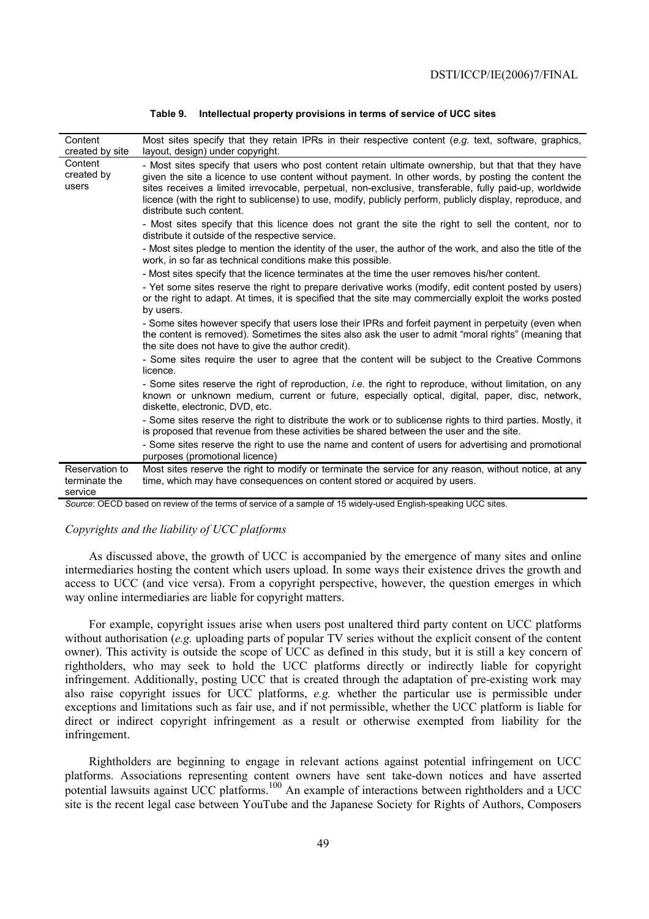**Table 9. Intellectual property provisions in terms of service of UCC sites**

| | |
|---|---|
| Content created by site | Most sites specify that they retain IPRs in their respective content (*e.g.* text, software, graphics, layout, design) under copyright. |
| Content created by users | - Most sites specify that users who post content retain ultimate ownership, but that that they have given the site a licence to use content without payment. In other words, by posting the content the sites receives a limited irrevocable, perpetual, non-exclusive, transferable, fully paid-up, worldwide licence (with the right to sublicense) to use, modify, publicly perform, publicly display, reproduce, and distribute such content.<br>- Most sites specify that this licence does not grant the site the right to sell the content, nor to distribute it outside of the respective service.<br>- Most sites pledge to mention the identity of the user, the author of the work, and also the title of the work, in so far as technical conditions make this possible.<br>- Most sites specify that the licence terminates at the time the user removes his/her content.<br>- Yet some sites reserve the right to prepare derivative works (modify, edit content posted by users) or the right to adapt. At times, it is specified that the site may commercially exploit the works posted by users.<br>- Some sites however specify that users lose their IPRs and forfeit payment in perpetuity (even when the content is removed). Sometimes the sites also ask the user to admit "moral rights" (meaning that the site does not have to give the author credit).<br>- Some sites require the user to agree that the content will be subject to the Creative Commons licence.<br>- Some sites reserve the right of reproduction, *i.e.* the right to reproduce, without limitation, on any known or unknown medium, current or future, especially optical, digital, paper, disc, network, diskette, electronic, DVD, etc.<br>- Some sites reserve the right to distribute the work or to sublicense rights to third parties. Mostly, it is proposed that revenue from these activities be shared between the user and the site.<br>- Some sites reserve the right to use the name and content of users for advertising and promotional purposes (promotional licence) |
| Reservation to terminate the service | Most sites reserve the right to modify or terminate the service for any reason, without notice, at any time, which may have consequences on content stored or acquired by users. |

*Source*: OECD based on review of the terms of service of a sample of 15 widely-used English-speaking UCC sites.

### *Copyrights and the liability of UCC platforms*

As discussed above, the growth of UCC is accompanied by the emergence of many sites and online intermediaries hosting the content which users upload. In some ways their existence drives the growth and access to UCC (and vice versa). From a copyright perspective, however, the question emerges in which way online intermediaries are liable for copyright matters.

For example, copyright issues arise when users post unaltered third party content on UCC platforms without authorisation (*e.g.* uploading parts of popular TV series without the explicit consent of the content owner). This activity is outside the scope of UCC as defined in this study, but it is still a key concern of rightholders, who may seek to hold the UCC platforms directly or indirectly liable for copyright infringement. Additionally, posting UCC that is created through the adaptation of pre-existing work may also raise copyright issues for UCC platforms, *e.g.* whether the particular use is permissible under exceptions and limitations such as fair use, and if not permissible, whether the UCC platform is liable for direct or indirect copyright infringement as a result or otherwise exempted from liability for the infringement.

Rightholders are beginning to engage in relevant actions against potential infringement on UCC platforms. Associations representing content owners have sent take-down notices and have asserted potential lawsuits against UCC platforms.[100] An example of interactions between rightholders and a UCC site is the recent legal case between YouTube and the Japanese Society for Rights of Authors, Composers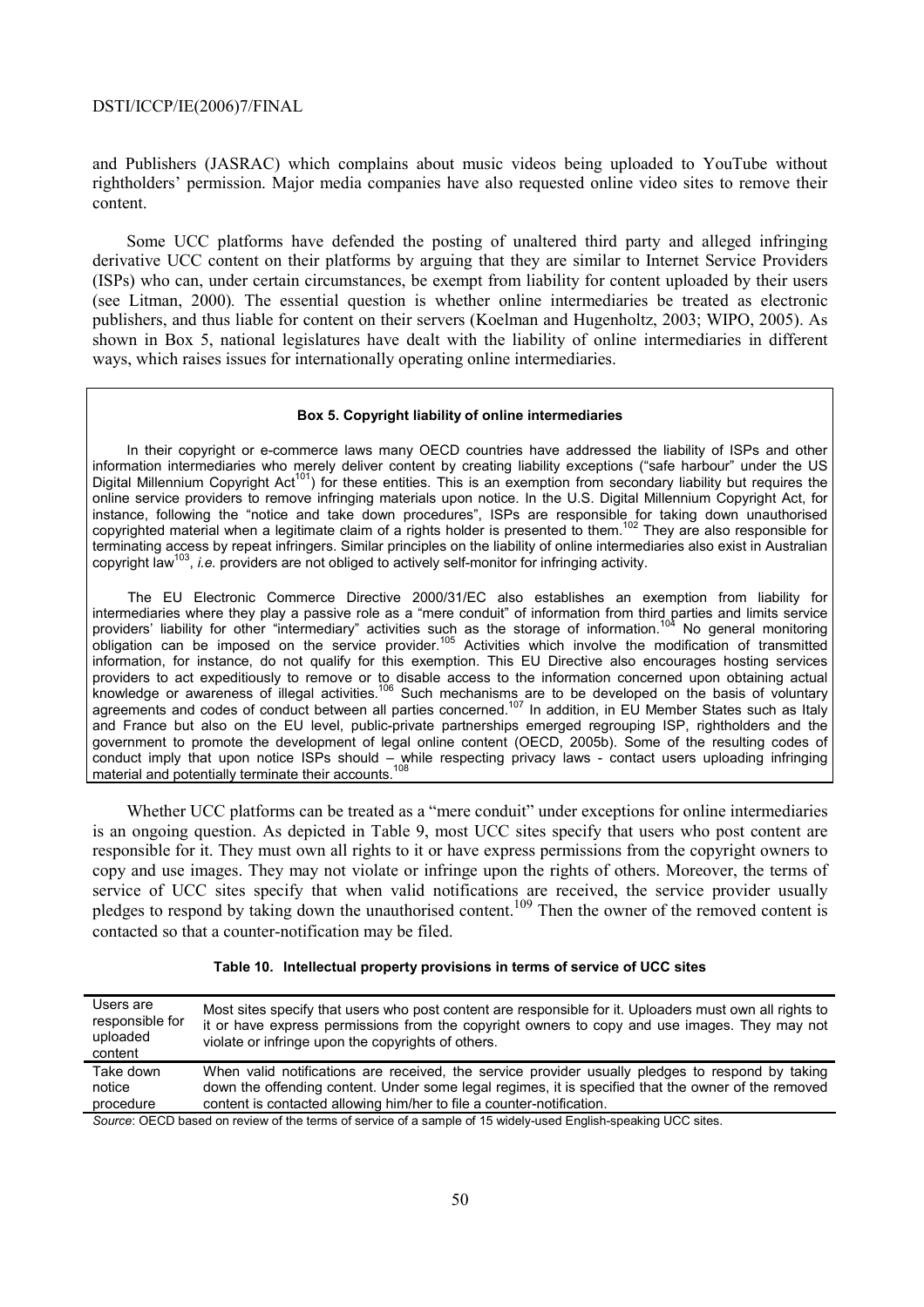and Publishers (JASRAC) which complains about music videos being uploaded to YouTube without rightholders' permission. Major media companies have also requested online video sites to remove their content.

Some UCC platforms have defended the posting of unaltered third party and alleged infringing derivative UCC content on their platforms by arguing that they are similar to Internet Service Providers (ISPs) who can, under certain circumstances, be exempt from liability for content uploaded by their users (see Litman, 2000). The essential question is whether online intermediaries be treated as electronic publishers, and thus liable for content on their servers (Koelman and Hugenholtz, 2003; WIPO, 2005). As shown in Box 5, national legislatures have dealt with the liability of online intermediaries in different ways, which raises issues for internationally operating online intermediaries.

**Box 5. Copyright liability of online intermediaries**

In their copyright or e-commerce laws many OECD countries have addressed the liability of ISPs and other information intermediaries who merely deliver content by creating liability exceptions ("safe harbour" under the US Digital Millennium Copyright Act[101]) for these entities. This is an exemption from secondary liability but requires the online service providers to remove infringing materials upon notice. In the U.S. Digital Millennium Copyright Act, for instance, following the "notice and take down procedures", ISPs are responsible for taking down unauthorised copyrighted material when a legitimate claim of a rights holder is presented to them.[102] They are also responsible for terminating access by repeat infringers. Similar principles on the liability of online intermediaries also exist in Australian copyright law[103], *i.e.* providers are not obliged to actively self-monitor for infringing activity.

The EU Electronic Commerce Directive 2000/31/EC also establishes an exemption from liability for intermediaries where they play a passive role as a "mere conduit" of information from third parties and limits service providers' liability for other "intermediary" activities such as the storage of information.[104] No general monitoring obligation can be imposed on the service provider.[105] Activities which involve the modification of transmitted information, for instance, do not qualify for this exemption. This EU Directive also encourages hosting services providers to act expeditiously to remove or to disable access to the information concerned upon obtaining actual knowledge or awareness of illegal activities.[106] Such mechanisms are to be developed on the basis of voluntary agreements and codes of conduct between all parties concerned.[107] In addition, in EU Member States such as Italy and France but also on the EU level, public-private partnerships emerged regrouping ISP, rightholders and the government to promote the development of legal online content (OECD, 2005b). Some of the resulting codes of conduct imply that upon notice ISPs should – while respecting privacy laws - contact users uploading infringing material and potentially terminate their accounts.[108]

Whether UCC platforms can be treated as a "mere conduit" under exceptions for online intermediaries is an ongoing question. As depicted in Table 9, most UCC sites specify that users who post content are responsible for it. They must own all rights to it or have express permissions from the copyright owners to copy and use images. They may not violate or infringe upon the rights of others. Moreover, the terms of service of UCC sites specify that when valid notifications are received, the service provider usually pledges to respond by taking down the unauthorised content.[109] Then the owner of the removed content is contacted so that a counter-notification may be filed.

**Table 10. Intellectual property provisions in terms of service of UCC sites**

| | |
|---|---|
| Users are responsible for uploaded content | Most sites specify that users who post content are responsible for it. Uploaders must own all rights to it or have express permissions from the copyright owners to copy and use images. They may not violate or infringe upon the copyrights of others. |
| Take down notice procedure | When valid notifications are received, the service provider usually pledges to respond by taking down the offending content. Under some legal regimes, it is specified that the owner of the removed content is contacted allowing him/her to file a counter-notification. |

*Source*: OECD based on review of the terms of service of a sample of 15 widely-used English-speaking UCC sites.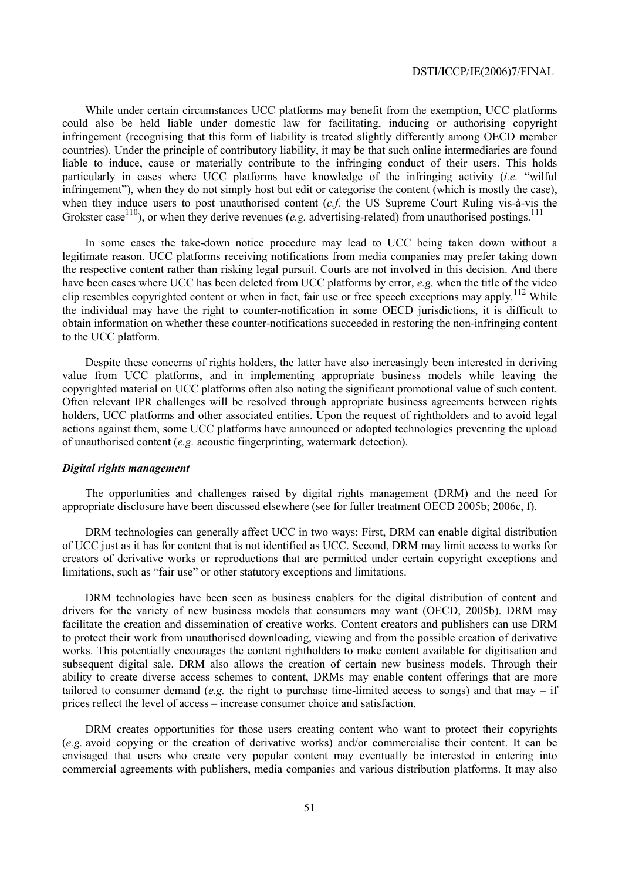While under certain circumstances UCC platforms may benefit from the exemption, UCC platforms could also be held liable under domestic law for facilitating, inducing or authorising copyright infringement (recognising that this form of liability is treated slightly differently among OECD member countries). Under the principle of contributory liability, it may be that such online intermediaries are found liable to induce, cause or materially contribute to the infringing conduct of their users. This holds particularly in cases where UCC platforms have knowledge of the infringing activity (*i.e.* "wilful infringement"), when they do not simply host but edit or categorise the content (which is mostly the case), when they induce users to post unauthorised content (*c.f.* the US Supreme Court Ruling vis-à-vis the Grokster case[110]), or when they derive revenues (*e.g.* advertising-related) from unauthorised postings.[111]

In some cases the take-down notice procedure may lead to UCC being taken down without a legitimate reason. UCC platforms receiving notifications from media companies may prefer taking down the respective content rather than risking legal pursuit. Courts are not involved in this decision. And there have been cases where UCC has been deleted from UCC platforms by error, *e.g.* when the title of the video clip resembles copyrighted content or when in fact, fair use or free speech exceptions may apply.[112] While the individual may have the right to counter-notification in some OECD jurisdictions, it is difficult to obtain information on whether these counter-notifications succeeded in restoring the non-infringing content to the UCC platform.

Despite these concerns of rights holders, the latter have also increasingly been interested in deriving value from UCC platforms, and in implementing appropriate business models while leaving the copyrighted material on UCC platforms often also noting the significant promotional value of such content. Often relevant IPR challenges will be resolved through appropriate business agreements between rights holders, UCC platforms and other associated entities. Upon the request of rightholders and to avoid legal actions against them, some UCC platforms have announced or adopted technologies preventing the upload of unauthorised content (*e.g.* acoustic fingerprinting, watermark detection).

### *Digital rights management*

The opportunities and challenges raised by digital rights management (DRM) and the need for appropriate disclosure have been discussed elsewhere (see for fuller treatment OECD 2005b; 2006c, f).

DRM technologies can generally affect UCC in two ways: First, DRM can enable digital distribution of UCC just as it has for content that is not identified as UCC. Second, DRM may limit access to works for creators of derivative works or reproductions that are permitted under certain copyright exceptions and limitations, such as "fair use" or other statutory exceptions and limitations.

DRM technologies have been seen as business enablers for the digital distribution of content and drivers for the variety of new business models that consumers may want (OECD, 2005b). DRM may facilitate the creation and dissemination of creative works. Content creators and publishers can use DRM to protect their work from unauthorised downloading, viewing and from the possible creation of derivative works. This potentially encourages the content rightholders to make content available for digitisation and subsequent digital sale. DRM also allows the creation of certain new business models. Through their ability to create diverse access schemes to content, DRMs may enable content offerings that are more tailored to consumer demand (*e.g.* the right to purchase time-limited access to songs) and that may – if prices reflect the level of access – increase consumer choice and satisfaction.

DRM creates opportunities for those users creating content who want to protect their copyrights (*e.g.* avoid copying or the creation of derivative works) and/or commercialise their content. It can be envisaged that users who create very popular content may eventually be interested in entering into commercial agreements with publishers, media companies and various distribution platforms. It may also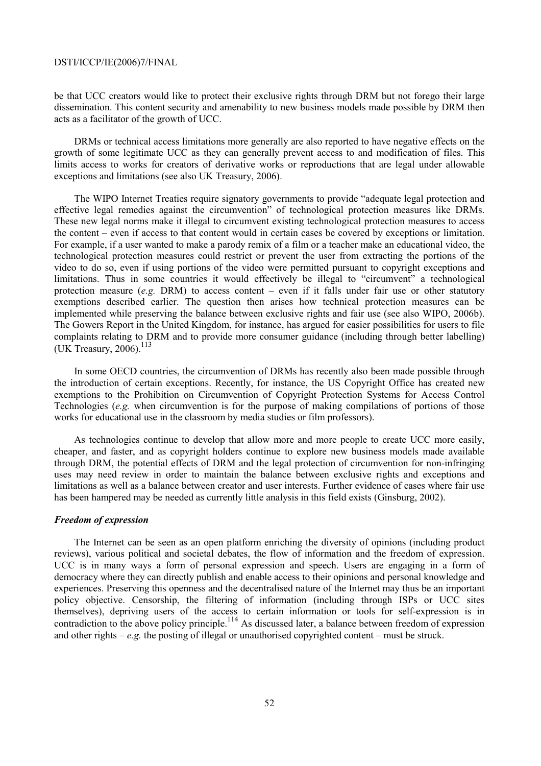be that UCC creators would like to protect their exclusive rights through DRM but not forego their large dissemination. This content security and amenability to new business models made possible by DRM then acts as a facilitator of the growth of UCC.

DRMs or technical access limitations more generally are also reported to have negative effects on the growth of some legitimate UCC as they can generally prevent access to and modification of files. This limits access to works for creators of derivative works or reproductions that are legal under allowable exceptions and limitations (see also UK Treasury, 2006).

The WIPO Internet Treaties require signatory governments to provide "adequate legal protection and effective legal remedies against the circumvention" of technological protection measures like DRMs. These new legal norms make it illegal to circumvent existing technological protection measures to access the content – even if access to that content would in certain cases be covered by exceptions or limitation. For example, if a user wanted to make a parody remix of a film or a teacher make an educational video, the technological protection measures could restrict or prevent the user from extracting the portions of the video to do so, even if using portions of the video were permitted pursuant to copyright exceptions and limitations. Thus in some countries it would effectively be illegal to "circumvent" a technological protection measure (*e.g.* DRM) to access content – even if it falls under fair use or other statutory exemptions described earlier. The question then arises how technical protection measures can be implemented while preserving the balance between exclusive rights and fair use (see also WIPO, 2006b). The Gowers Report in the United Kingdom, for instance, has argued for easier possibilities for users to file complaints relating to DRM and to provide more consumer guidance (including through better labelling) (UK Treasury, 2006).[113]

In some OECD countries, the circumvention of DRMs has recently also been made possible through the introduction of certain exceptions. Recently, for instance, the US Copyright Office has created new exemptions to the Prohibition on Circumvention of Copyright Protection Systems for Access Control Technologies (*e.g.* when circumvention is for the purpose of making compilations of portions of those works for educational use in the classroom by media studies or film professors).

As technologies continue to develop that allow more and more people to create UCC more easily, cheaper, and faster, and as copyright holders continue to explore new business models made available through DRM, the potential effects of DRM and the legal protection of circumvention for non-infringing uses may need review in order to maintain the balance between exclusive rights and exceptions and limitations as well as a balance between creator and user interests. Further evidence of cases where fair use has been hampered may be needed as currently little analysis in this field exists (Ginsburg, 2002).

### *Freedom of expression*

The Internet can be seen as an open platform enriching the diversity of opinions (including product reviews), various political and societal debates, the flow of information and the freedom of expression. UCC is in many ways a form of personal expression and speech. Users are engaging in a form of democracy where they can directly publish and enable access to their opinions and personal knowledge and experiences. Preserving this openness and the decentralised nature of the Internet may thus be an important policy objective. Censorship, the filtering of information (including through ISPs or UCC sites themselves), depriving users of the access to certain information or tools for self-expression is in contradiction to the above policy principle.[114] As discussed later, a balance between freedom of expression and other rights – *e.g.* the posting of illegal or unauthorised copyrighted content – must be struck.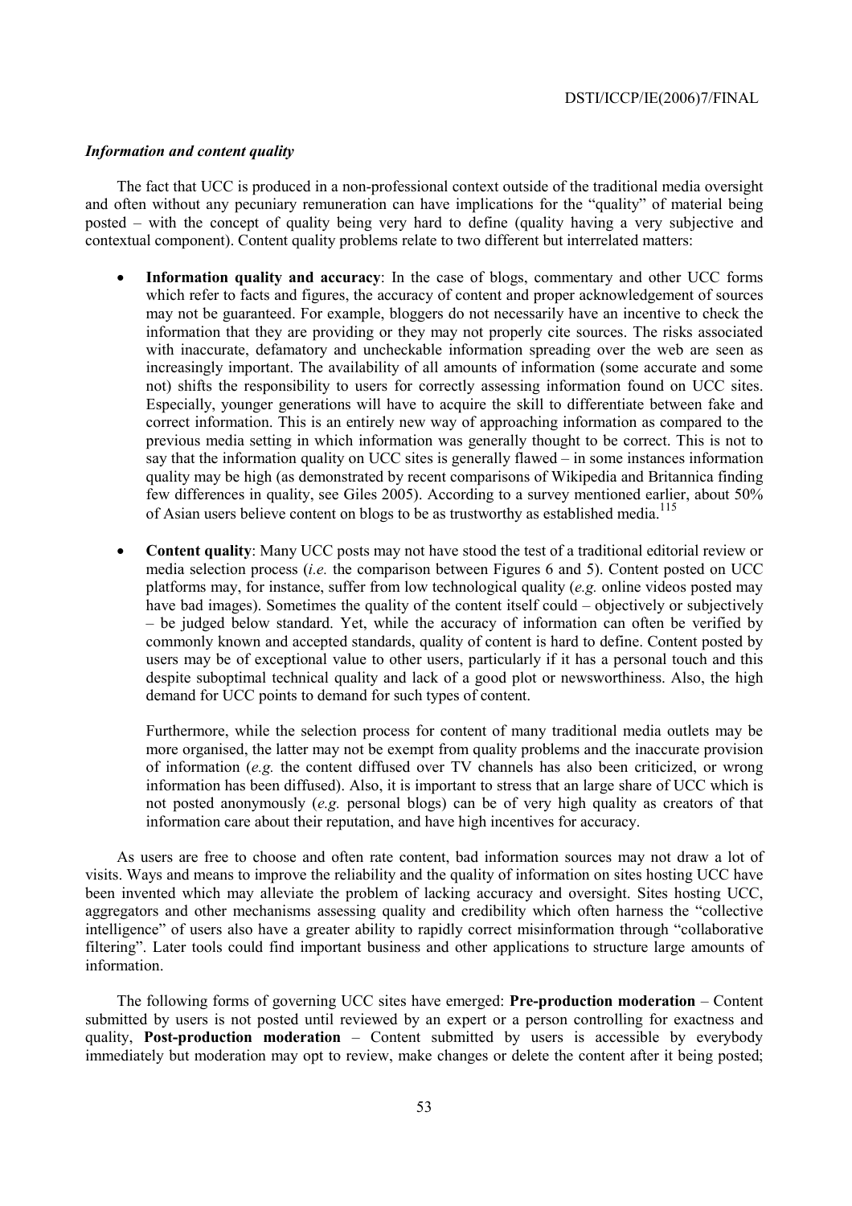### *Information and content quality*

The fact that UCC is produced in a non-professional context outside of the traditional media oversight and often without any pecuniary remuneration can have implications for the "quality" of material being posted – with the concept of quality being very hard to define (quality having a very subjective and contextual component). Content quality problems relate to two different but interrelated matters:

- **Information quality and accuracy**: In the case of blogs, commentary and other UCC forms which refer to facts and figures, the accuracy of content and proper acknowledgement of sources may not be guaranteed. For example, bloggers do not necessarily have an incentive to check the information that they are providing or they may not properly cite sources. The risks associated with inaccurate, defamatory and uncheckable information spreading over the web are seen as increasingly important. The availability of all amounts of information (some accurate and some not) shifts the responsibility to users for correctly assessing information found on UCC sites. Especially, younger generations will have to acquire the skill to differentiate between fake and correct information. This is an entirely new way of approaching information as compared to the previous media setting in which information was generally thought to be correct. This is not to say that the information quality on UCC sites is generally flawed – in some instances information quality may be high (as demonstrated by recent comparisons of Wikipedia and Britannica finding few differences in quality, see Giles 2005). According to a survey mentioned earlier, about 50% of Asian users believe content on blogs to be as trustworthy as established media.[115]

- **Content quality**: Many UCC posts may not have stood the test of a traditional editorial review or media selection process (*i.e.* the comparison between Figures 6 and 5). Content posted on UCC platforms may, for instance, suffer from low technological quality (*e.g.* online videos posted may have bad images). Sometimes the quality of the content itself could – objectively or subjectively – be judged below standard. Yet, while the accuracy of information can often be verified by commonly known and accepted standards, quality of content is hard to define. Content posted by users may be of exceptional value to other users, particularly if it has a personal touch and this despite suboptimal technical quality and lack of a good plot or newsworthiness. Also, the high demand for UCC points to demand for such types of content.

  Furthermore, while the selection process for content of many traditional media outlets may be more organised, the latter may not be exempt from quality problems and the inaccurate provision of information (*e.g.* the content diffused over TV channels has also been criticized, or wrong information has been diffused). Also, it is important to stress that an large share of UCC which is not posted anonymously (*e.g.* personal blogs) can be of very high quality as creators of that information care about their reputation, and have high incentives for accuracy.

As users are free to choose and often rate content, bad information sources may not draw a lot of visits. Ways and means to improve the reliability and the quality of information on sites hosting UCC have been invented which may alleviate the problem of lacking accuracy and oversight. Sites hosting UCC, aggregators and other mechanisms assessing quality and credibility which often harness the "collective intelligence" of users also have a greater ability to rapidly correct misinformation through "collaborative filtering". Later tools could find important business and other applications to structure large amounts of information.

The following forms of governing UCC sites have emerged: **Pre-production moderation** – Content submitted by users is not posted until reviewed by an expert or a person controlling for exactness and quality, **Post-production moderation** – Content submitted by users is accessible by everybody immediately but moderation may opt to review, make changes or delete the content after it being posted;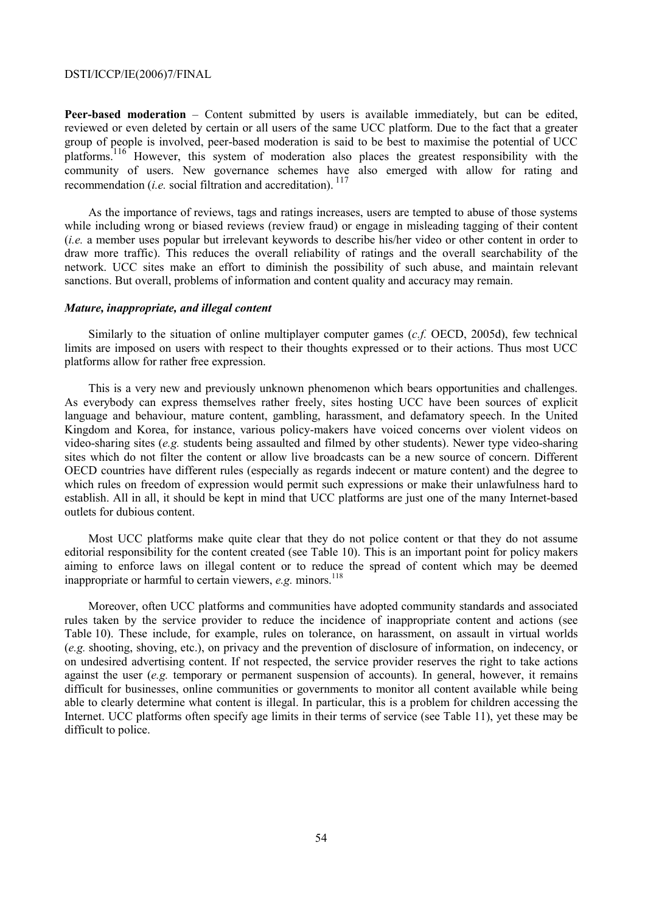**Peer-based moderation** – Content submitted by users is available immediately, but can be edited, reviewed or even deleted by certain or all users of the same UCC platform. Due to the fact that a greater group of people is involved, peer-based moderation is said to be best to maximise the potential of UCC platforms.[116] However, this system of moderation also places the greatest responsibility with the community of users. New governance schemes have also emerged with allow for rating and recommendation (*i.e.* social filtration and accreditation).[117]

As the importance of reviews, tags and ratings increases, users are tempted to abuse of those systems while including wrong or biased reviews (review fraud) or engage in misleading tagging of their content (*i.e.* a member uses popular but irrelevant keywords to describe his/her video or other content in order to draw more traffic). This reduces the overall reliability of ratings and the overall searchability of the network. UCC sites make an effort to diminish the possibility of such abuse, and maintain relevant sanctions. But overall, problems of information and content quality and accuracy may remain.

### *Mature, inappropriate, and illegal content*

Similarly to the situation of online multiplayer computer games (*c.f.* OECD, 2005d), few technical limits are imposed on users with respect to their thoughts expressed or to their actions. Thus most UCC platforms allow for rather free expression.

This is a very new and previously unknown phenomenon which bears opportunities and challenges. As everybody can express themselves rather freely, sites hosting UCC have been sources of explicit language and behaviour, mature content, gambling, harassment, and defamatory speech. In the United Kingdom and Korea, for instance, various policy-makers have voiced concerns over violent videos on video-sharing sites (*e.g.* students being assaulted and filmed by other students). Newer type video-sharing sites which do not filter the content or allow live broadcasts can be a new source of concern. Different OECD countries have different rules (especially as regards indecent or mature content) and the degree to which rules on freedom of expression would permit such expressions or make their unlawfulness hard to establish. All in all, it should be kept in mind that UCC platforms are just one of the many Internet-based outlets for dubious content.

Most UCC platforms make quite clear that they do not police content or that they do not assume editorial responsibility for the content created (see Table 10). This is an important point for policy makers aiming to enforce laws on illegal content or to reduce the spread of content which may be deemed inappropriate or harmful to certain viewers, *e.g.* minors.[118]

Moreover, often UCC platforms and communities have adopted community standards and associated rules taken by the service provider to reduce the incidence of inappropriate content and actions (see Table 10). These include, for example, rules on tolerance, on harassment, on assault in virtual worlds (*e.g.* shooting, shoving, etc.), on privacy and the prevention of disclosure of information, on indecency, or on undesired advertising content. If not respected, the service provider reserves the right to take actions against the user (*e.g.* temporary or permanent suspension of accounts). In general, however, it remains difficult for businesses, online communities or governments to monitor all content available while being able to clearly determine what content is illegal. In particular, this is a problem for children accessing the Internet. UCC platforms often specify age limits in their terms of service (see Table 11), yet these may be difficult to police.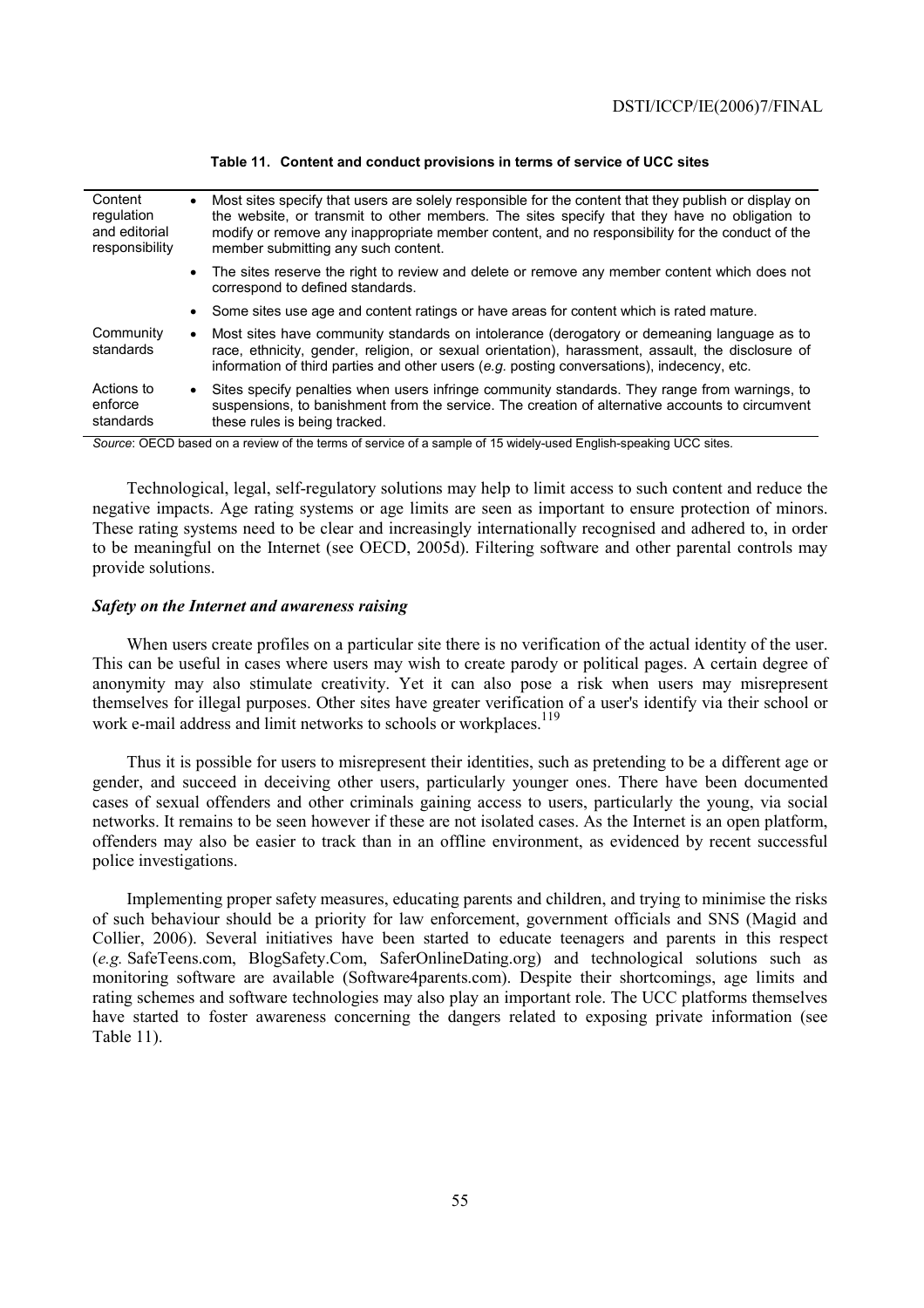**Table 11. Content and conduct provisions in terms of service of UCC sites**

| | |
|---|---|
| Content regulation and editorial responsibility | • Most sites specify that users are solely responsible for the content that they publish or display on the website, or transmit to other members. The sites specify that they have no obligation to modify or remove any inappropriate member content, and no responsibility for the conduct of the member submitting any such content. |
| | • The sites reserve the right to review and delete or remove any member content which does not correspond to defined standards. |
| | • Some sites use age and content ratings or have areas for content which is rated mature. |
| Community standards | • Most sites have community standards on intolerance (derogatory or demeaning language as to race, ethnicity, gender, religion, or sexual orientation), harassment, assault, the disclosure of information of third parties and other users (*e.g.* posting conversations), indecency, etc. |
| Actions to enforce standards | • Sites specify penalties when users infringe community standards. They range from warnings, to suspensions, to banishment from the service. The creation of alternative accounts to circumvent these rules is being tracked. |

*Source*: OECD based on a review of the terms of service of a sample of 15 widely-used English-speaking UCC sites.

Technological, legal, self-regulatory solutions may help to limit access to such content and reduce the negative impacts. Age rating systems or age limits are seen as important to ensure protection of minors. These rating systems need to be clear and increasingly internationally recognised and adhered to, in order to be meaningful on the Internet (see OECD, 2005d). Filtering software and other parental controls may provide solutions.

### *Safety on the Internet and awareness raising*

When users create profiles on a particular site there is no verification of the actual identity of the user. This can be useful in cases where users may wish to create parody or political pages. A certain degree of anonymity may also stimulate creativity. Yet it can also pose a risk when users may misrepresent themselves for illegal purposes. Other sites have greater verification of a user's identify via their school or work e-mail address and limit networks to schools or workplaces.[119]

Thus it is possible for users to misrepresent their identities, such as pretending to be a different age or gender, and succeed in deceiving other users, particularly younger ones. There have been documented cases of sexual offenders and other criminals gaining access to users, particularly the young, via social networks. It remains to be seen however if these are not isolated cases. As the Internet is an open platform, offenders may also be easier to track than in an offline environment, as evidenced by recent successful police investigations.

Implementing proper safety measures, educating parents and children, and trying to minimise the risks of such behaviour should be a priority for law enforcement, government officials and SNS (Magid and Collier, 2006). Several initiatives have been started to educate teenagers and parents in this respect (*e.g.* SafeTeens.com, BlogSafety.Com, SaferOnlineDating.org) and technological solutions such as monitoring software are available (Software4parents.com). Despite their shortcomings, age limits and rating schemes and software technologies may also play an important role. The UCC platforms themselves have started to foster awareness concerning the dangers related to exposing private information (see Table 11).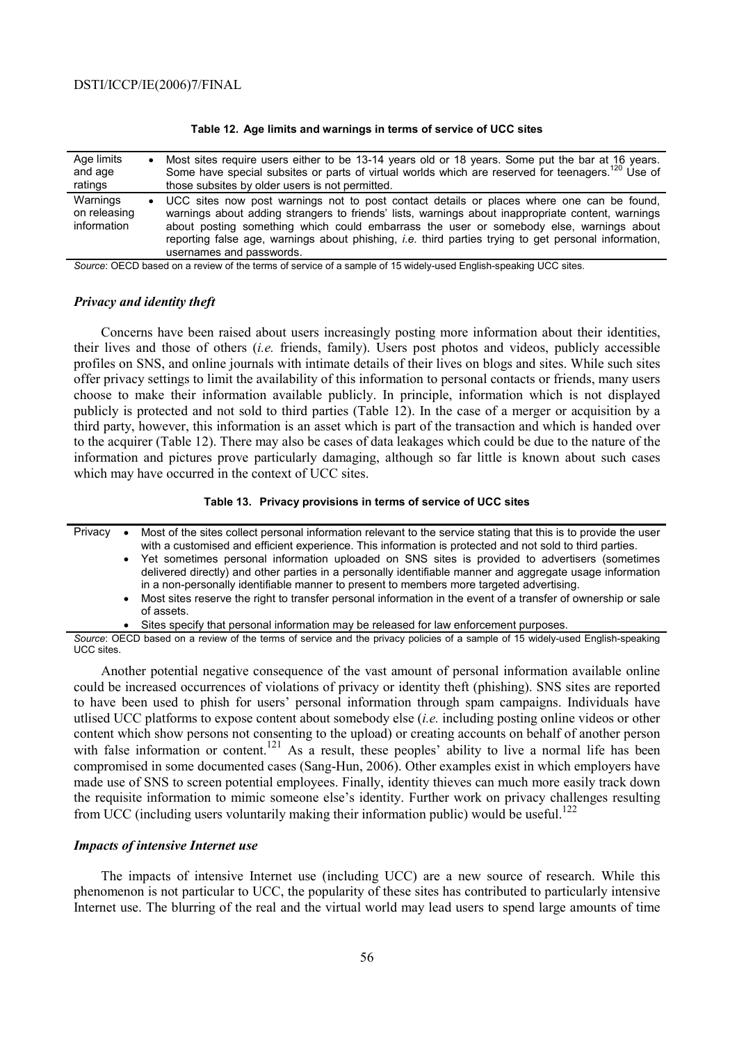**Table 12. Age limits and warnings in terms of service of UCC sites**

| | |
|---|---|
| Age limits and age ratings | • Most sites require users either to be 13-14 years old or 18 years. Some put the bar at 16 years. Some have special subsites or parts of virtual worlds which are reserved for teenagers.[120] Use of those subsites by older users is not permitted. |
| Warnings on releasing information | • UCC sites now post warnings not to post contact details or places where one can be found, warnings about adding strangers to friends' lists, warnings about inappropriate content, warnings about posting something which could embarrass the user or somebody else, warnings about reporting false age, warnings about phishing, *i.e.* third parties trying to get personal information, usernames and passwords. |

*Source*: OECD based on a review of the terms of service of a sample of 15 widely-used English-speaking UCC sites.

### *Privacy and identity theft*

Concerns have been raised about users increasingly posting more information about their identities, their lives and those of others (*i.e.* friends, family). Users post photos and videos, publicly accessible profiles on SNS, and online journals with intimate details of their lives on blogs and sites. While such sites offer privacy settings to limit the availability of this information to personal contacts or friends, many users choose to make their information available publicly. In principle, information which is not displayed publicly is protected and not sold to third parties (Table 12). In the case of a merger or acquisition by a third party, however, this information is an asset which is part of the transaction and which is handed over to the acquirer (Table 12). There may also be cases of data leakages which could be due to the nature of the information and pictures prove particularly damaging, although so far little is known about such cases which may have occurred in the context of UCC sites.

**Table 13. Privacy provisions in terms of service of UCC sites**

| | |
|---|---|
| Privacy | • Most of the sites collect personal information relevant to the service stating that this is to provide the user with a customised and efficient experience. This information is protected and not sold to third parties.<br>• Yet sometimes personal information uploaded on SNS sites is provided to advertisers (sometimes delivered directly) and other parties in a personally identifiable manner and aggregate usage information in a non-personally identifiable manner to present to members more targeted advertising.<br>• Most sites reserve the right to transfer personal information in the event of a transfer of ownership or sale of assets.<br>• Sites specify that personal information may be released for law enforcement purposes. |

*Source*: OECD based on a review of the terms of service and the privacy policies of a sample of 15 widely-used English-speaking UCC sites.

Another potential negative consequence of the vast amount of personal information available online could be increased occurrences of violations of privacy or identity theft (phishing). SNS sites are reported to have been used to phish for users' personal information through spam campaigns. Individuals have utlised UCC platforms to expose content about somebody else (*i.e.* including posting online videos or other content which show persons not consenting to the upload) or creating accounts on behalf of another person with false information or content.[121] As a result, these peoples' ability to live a normal life has been compromised in some documented cases (Sang-Hun, 2006). Other examples exist in which employers have made use of SNS to screen potential employees. Finally, identity thieves can much more easily track down the requisite information to mimic someone else's identity. Further work on privacy challenges resulting from UCC (including users voluntarily making their information public) would be useful.[122]

### *Impacts of intensive Internet use*

The impacts of intensive Internet use (including UCC) are a new source of research. While this phenomenon is not particular to UCC, the popularity of these sites has contributed to particularly intensive Internet use. The blurring of the real and the virtual world may lead users to spend large amounts of time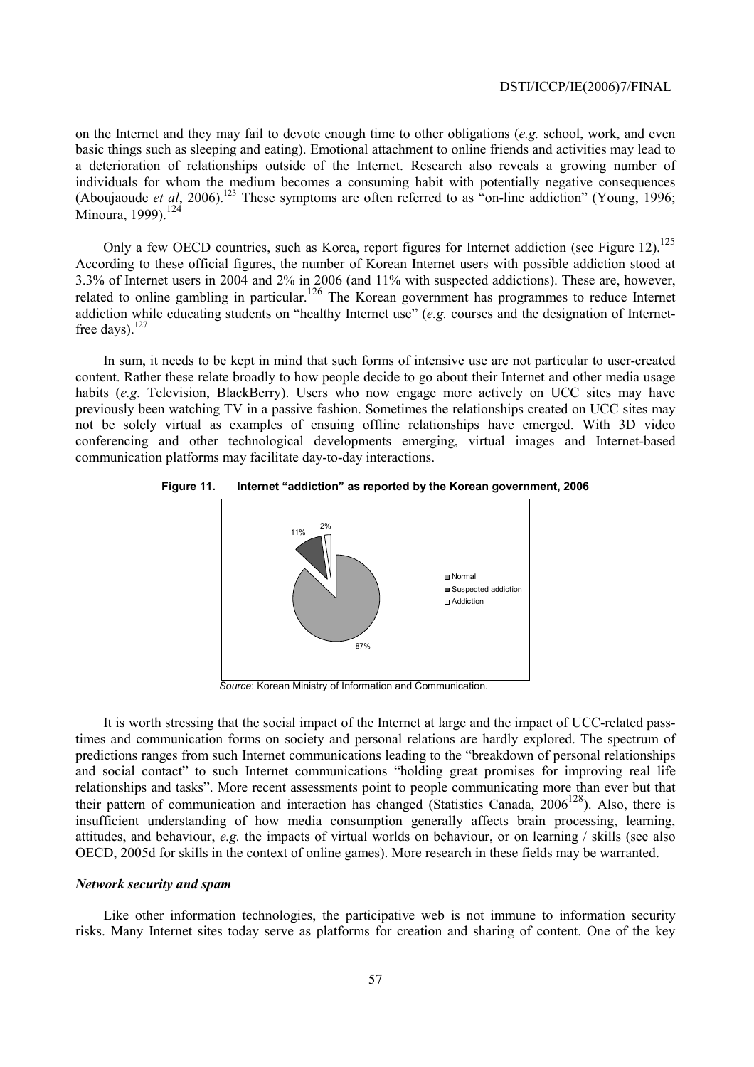on the Internet and they may fail to devote enough time to other obligations (*e.g.* school, work, and even basic things such as sleeping and eating). Emotional attachment to online friends and activities may lead to a deterioration of relationships outside of the Internet. Research also reveals a growing number of individuals for whom the medium becomes a consuming habit with potentially negative consequences (Aboujaoude *et al*, 2006).[123] These symptoms are often referred to as "on-line addiction" (Young, 1996; Minoura, 1999).[124]

Only a few OECD countries, such as Korea, report figures for Internet addiction (see Figure 12).[125] According to these official figures, the number of Korean Internet users with possible addiction stood at 3.3% of Internet users in 2004 and 2% in 2006 (and 11% with suspected addictions). These are, however, related to online gambling in particular.[126] The Korean government has programmes to reduce Internet addiction while educating students on "healthy Internet use" (*e.g.* courses and the designation of Internet-free days).[127]

In sum, it needs to be kept in mind that such forms of intensive use are not particular to user-created content. Rather these relate broadly to how people decide to go about their Internet and other media usage habits (*e.g.* Television, BlackBerry). Users who now engage more actively on UCC sites may have previously been watching TV in a passive fashion. Sometimes the relationships created on UCC sites may not be solely virtual as examples of ensuing offline relationships have emerged. With 3D video conferencing and other technological developments emerging, virtual images and Internet-based communication platforms may facilitate day-to-day interactions.

**Figure 11. Internet "addiction" as reported by the Korean government, 2006**

| Category | Share |
|---|---|
| Normal | 87% |
| Suspected addiction | 11% |
| Addiction | 2% |

*Source*: Korean Ministry of Information and Communication.

It is worth stressing that the social impact of the Internet at large and the impact of UCC-related pass-times and communication forms on society and personal relations are hardly explored. The spectrum of predictions ranges from such Internet communications leading to the "breakdown of personal relationships and social contact" to such Internet communications "holding great promises for improving real life relationships and tasks". More recent assessments point to people communicating more than ever but that their pattern of communication and interaction has changed (Statistics Canada, 2006[128]). Also, there is insufficient understanding of how media consumption generally affects brain processing, learning, attitudes, and behaviour, *e.g.* the impacts of virtual worlds on behaviour, or on learning / skills (see also OECD, 2005d for skills in the context of online games). More research in these fields may be warranted.

### *Network security and spam*

Like other information technologies, the participative web is not immune to information security risks. Many Internet sites today serve as platforms for creation and sharing of content. One of the key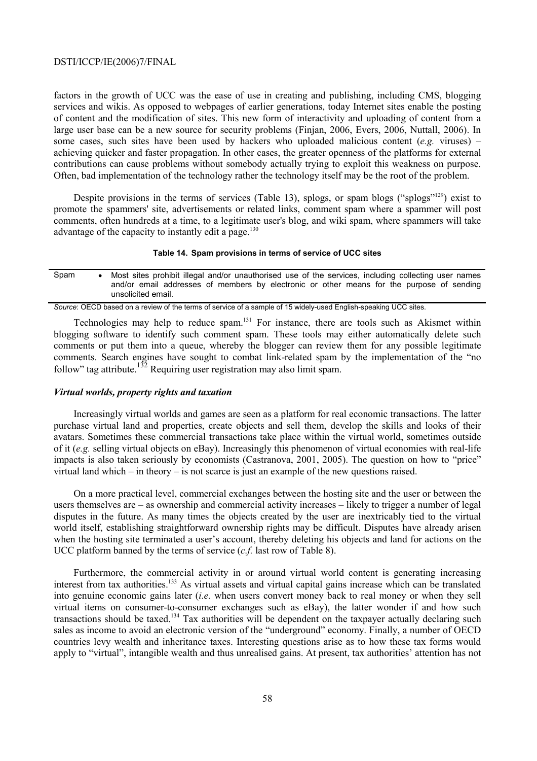factors in the growth of UCC was the ease of use in creating and publishing, including CMS, blogging services and wikis. As opposed to webpages of earlier generations, today Internet sites enable the posting of content and the modification of sites. This new form of interactivity and uploading of content from a large user base can be a new source for security problems (Finjan, 2006, Evers, 2006, Nuttall, 2006). In some cases, such sites have been used by hackers who uploaded malicious content (*e.g.* viruses) – achieving quicker and faster propagation. In other cases, the greater openness of the platforms for external contributions can cause problems without somebody actually trying to exploit this weakness on purpose. Often, bad implementation of the technology rather the technology itself may be the root of the problem.

Despite provisions in the terms of services (Table 13), splogs, or spam blogs ("splogs"[129]) exist to promote the spammers' site, advertisements or related links, comment spam where a spammer will post comments, often hundreds at a time, to a legitimate user's blog, and wiki spam, where spammers will take advantage of the capacity to instantly edit a page.[130]

**Table 14. Spam provisions in terms of service of UCC sites**

| | |
|---|---|
| Spam | • Most sites prohibit illegal and/or unauthorised use of the services, including collecting user names and/or email addresses of members by electronic or other means for the purpose of sending unsolicited email. |

*Source*: OECD based on a review of the terms of service of a sample of 15 widely-used English-speaking UCC sites.

Technologies may help to reduce spam.[131] For instance, there are tools such as Akismet within blogging software to identify such comment spam. These tools may either automatically delete such comments or put them into a queue, whereby the blogger can review them for any possible legitimate comments. Search engines have sought to combat link-related spam by the implementation of the "no follow" tag attribute.[132] Requiring user registration may also limit spam.

### *Virtual worlds, property rights and taxation*

Increasingly virtual worlds and games are seen as a platform for real economic transactions. The latter purchase virtual land and properties, create objects and sell them, develop the skills and looks of their avatars. Sometimes these commercial transactions take place within the virtual world, sometimes outside of it (*e.g.* selling virtual objects on eBay). Increasingly this phenomenon of virtual economies with real-life impacts is also taken seriously by economists (Castranova, 2001, 2005). The question on how to "price" virtual land which – in theory – is not scarce is just an example of the new questions raised.

On a more practical level, commercial exchanges between the hosting site and the user or between the users themselves are – as ownership and commercial activity increases – likely to trigger a number of legal disputes in the future. As many times the objects created by the user are inextricably tied to the virtual world itself, establishing straightforward ownership rights may be difficult. Disputes have already arisen when the hosting site terminated a user's account, thereby deleting his objects and land for actions on the UCC platform banned by the terms of service (*c.f.* last row of Table 8).

Furthermore, the commercial activity in or around virtual world content is generating increasing interest from tax authorities.[133] As virtual assets and virtual capital gains increase which can be translated into genuine economic gains later (*i.e.* when users convert money back to real money or when they sell virtual items on consumer-to-consumer exchanges such as eBay), the latter wonder if and how such transactions should be taxed.[134] Tax authorities will be dependent on the taxpayer actually declaring such sales as income to avoid an electronic version of the "underground" economy. Finally, a number of OECD countries levy wealth and inheritance taxes. Interesting questions arise as to how these tax forms would apply to "virtual", intangible wealth and thus unrealised gains. At present, tax authorities' attention has not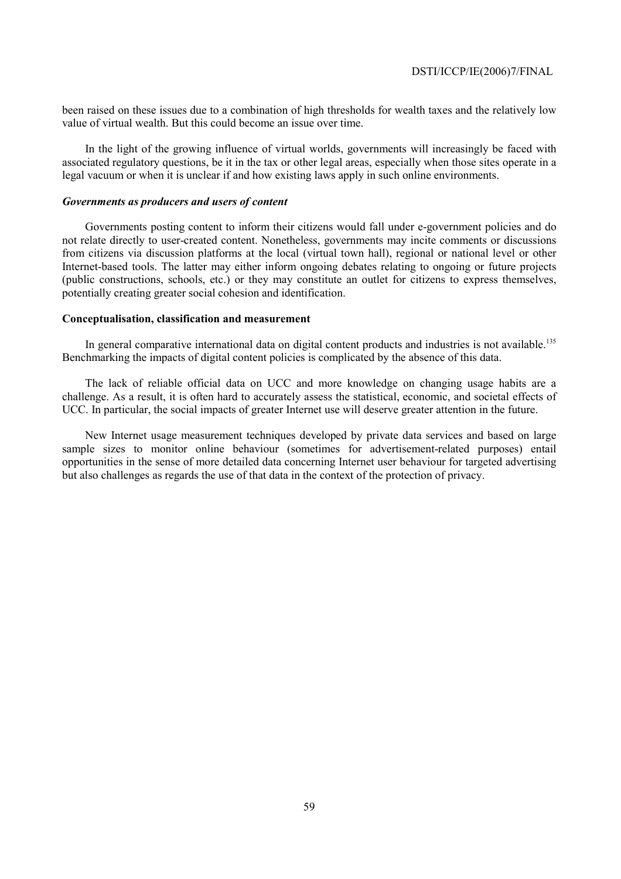been raised on these issues due to a combination of high thresholds for wealth taxes and the relatively low value of virtual wealth. But this could become an issue over time.

In the light of the growing influence of virtual worlds, governments will increasingly be faced with associated regulatory questions, be it in the tax or other legal areas, especially when those sites operate in a legal vacuum or when it is unclear if and how existing laws apply in such online environments.

***Governments as producers and users of content***

Governments posting content to inform their citizens would fall under e-government policies and do not relate directly to user-created content. Nonetheless, governments may incite comments or discussions from citizens via discussion platforms at the local (virtual town hall), regional or national level or other Internet-based tools. The latter may either inform ongoing debates relating to ongoing or future projects (public constructions, schools, etc.) or they may constitute an outlet for citizens to express themselves, potentially creating greater social cohesion and identification.

**Conceptualisation, classification and measurement**

In general comparative international data on digital content products and industries is not available.[135] Benchmarking the impacts of digital content policies is complicated by the absence of this data.

The lack of reliable official data on UCC and more knowledge on changing usage habits are a challenge. As a result, it is often hard to accurately assess the statistical, economic, and societal effects of UCC. In particular, the social impacts of greater Internet use will deserve greater attention in the future.

New Internet usage measurement techniques developed by private data services and based on large sample sizes to monitor online behaviour (sometimes for advertisement-related purposes) entail opportunities in the sense of more detailed data concerning Internet user behaviour for targeted advertising but also challenges as regards the use of that data in the context of the protection of privacy.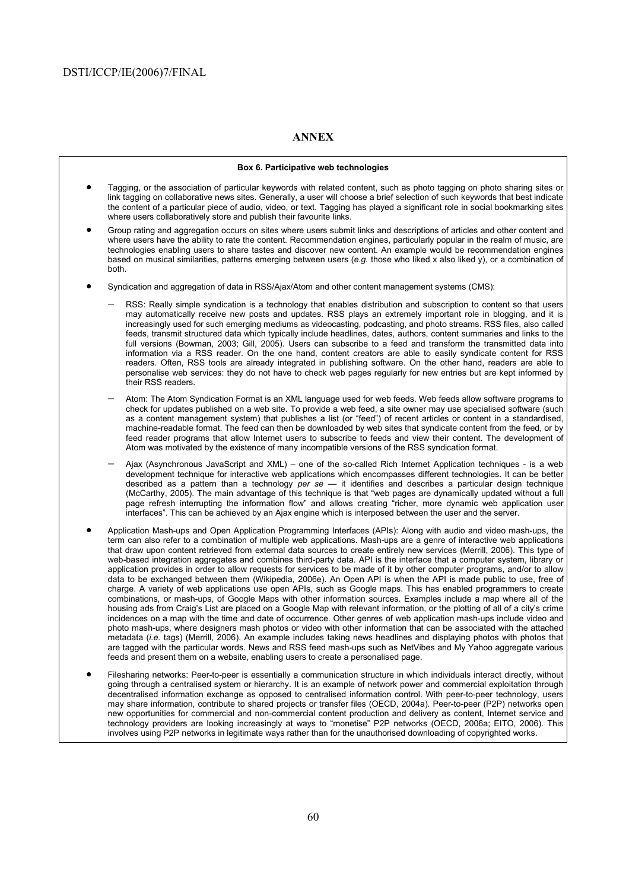# ANNEX

**Box 6. Participative web technologies**

- Tagging, or the association of particular keywords with related content, such as photo tagging on photo sharing sites or link tagging on collaborative news sites. Generally, a user will choose a brief selection of such keywords that best indicate the content of a particular piece of audio, video, or text. Tagging has played a significant role in social bookmarking sites where users collaboratively store and publish their favourite links.
- Group rating and aggregation occurs on sites where users submit links and descriptions of articles and other content and where users have the ability to rate the content. Recommendation engines, particularly popular in the realm of music, are technologies enabling users to share tastes and discover new content. An example would be recommendation engines based on musical similarities, patterns emerging between users (*e.g.* those who liked x also liked y), or a combination of both.
- Syndication and aggregation of data in RSS/Ajax/Atom and other content management systems (CMS):
  - RSS: Really simple syndication is a technology that enables distribution and subscription to content so that users may automatically receive new posts and updates. RSS plays an extremely important role in blogging, and it is increasingly used for such emerging mediums as videocasting, podcasting, and photo streams. RSS files, also called feeds, transmit structured data which typically include headlines, dates, authors, content summaries and links to the full versions (Bowman, 2003; Gill, 2005). Users can subscribe to a feed and transform the transmitted data into information via a RSS reader. On the one hand, content creators are able to easily syndicate content for RSS readers. Often, RSS tools are already integrated in publishing software. On the other hand, readers are able to personalise web services: they do not have to check web pages regularly for new entries but are kept informed by their RSS readers.
  - Atom: The Atom Syndication Format is an XML language used for web feeds. Web feeds allow software programs to check for updates published on a web site. To provide a web feed, a site owner may use specialised software (such as a content management system) that publishes a list (or "feed") of recent articles or content in a standardised, machine-readable format. The feed can then be downloaded by web sites that syndicate content from the feed, or by feed reader programs that allow Internet users to subscribe to feeds and view their content. The development of Atom was motivated by the existence of many incompatible versions of the RSS syndication format.
  - Ajax (Asynchronous JavaScript and XML) – one of the so-called Rich Internet Application techniques - is a web development technique for interactive web applications which encompasses different technologies. It can be better described as a pattern than a technology *per se* — it identifies and describes a particular design technique (McCarthy, 2005). The main advantage of this technique is that "web pages are dynamically updated without a full page refresh interrupting the information flow" and allows creating "richer, more dynamic web application user interfaces". This can be achieved by an Ajax engine which is interposed between the user and the server.
- Application Mash-ups and Open Application Programming Interfaces (APIs): Along with audio and video mash-ups, the term can also refer to a combination of multiple web applications. Mash-ups are a genre of interactive web applications that draw upon content retrieved from external data sources to create entirely new services (Merrill, 2006). This type of web-based integration aggregates and combines third-party data. API is the interface that a computer system, library or application provides in order to allow requests for services to be made of it by other computer programs, and/or to allow data to be exchanged between them (Wikipedia, 2006e). An Open API is when the API is made public to use, free of charge. A variety of web applications use open APIs, such as Google maps. This has enabled programmers to create combinations, or mash-ups, of Google Maps with other information sources. Examples include a map where all of the housing ads from Craig's List are placed on a Google Map with relevant information, or the plotting of all of a city's crime incidences on a map with the time and date of occurrence. Other genres of web application mash-ups include video and photo mash-ups, where designers mash photos or video with other information that can be associated with the attached metadata (*i.e.* tags) (Merrill, 2006). An example includes taking news headlines and displaying photos with photos that are tagged with the particular words. News and RSS feed mash-ups such as NetVibes and My Yahoo aggregate various feeds and present them on a website, enabling users to create a personalised page.
- Filesharing networks: Peer-to-peer is essentially a communication structure in which individuals interact directly, without going through a centralised system or hierarchy. It is an example of network power and commercial exploitation through decentralised information exchange as opposed to centralised information control. With peer-to-peer technology, users may share information, contribute to shared projects or transfer files (OECD, 2004a). Peer-to-peer (P2P) networks open new opportunities for commercial and non-commercial content production and delivery as content, Internet service and technology providers are looking increasingly at ways to "monetise" P2P networks (OECD, 2006a; EITO, 2006). This involves using P2P networks in legitimate ways rather than for the unauthorised downloading of copyrighted works.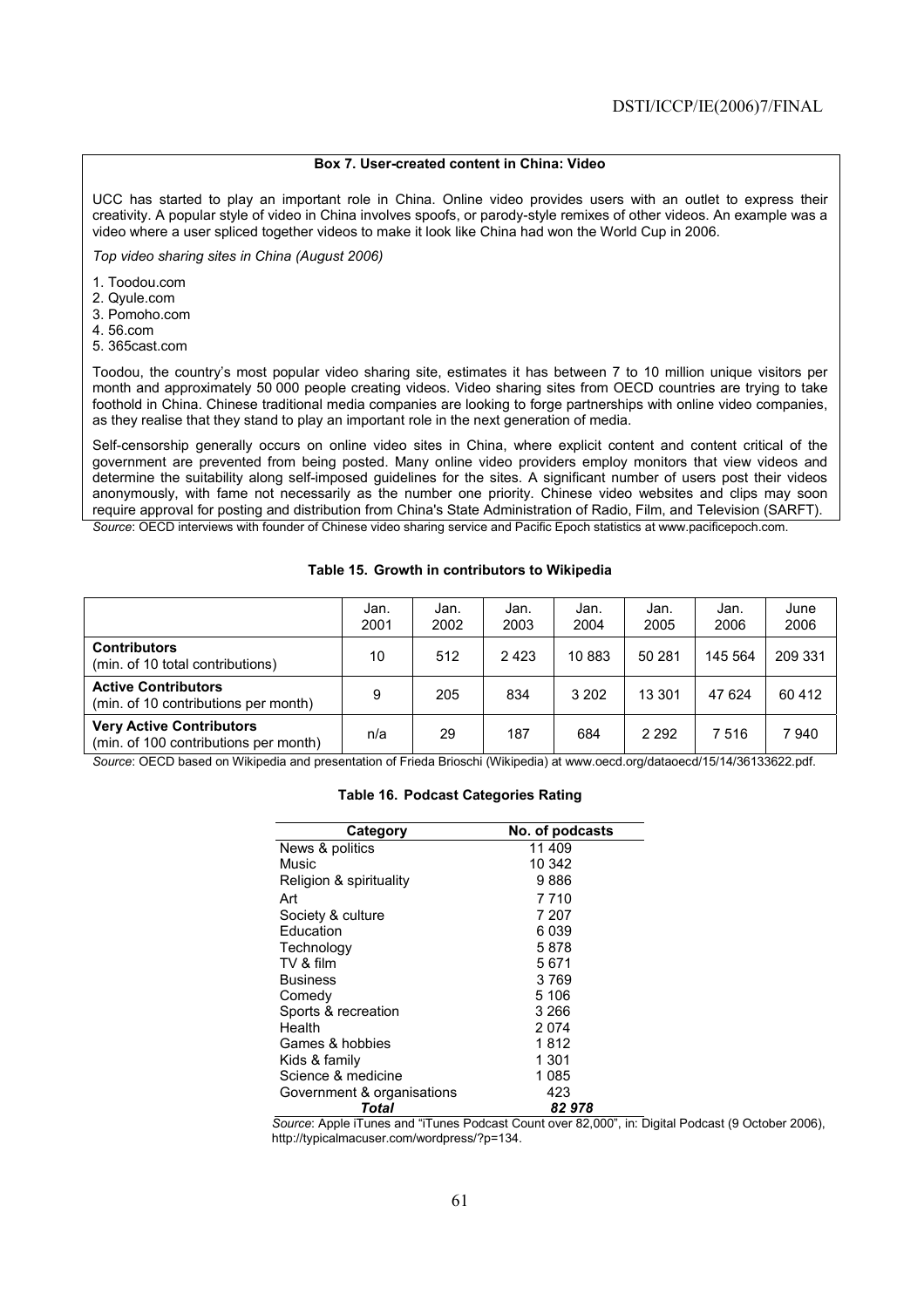**Box 7. User-created content in China: Video**

UCC has started to play an important role in China. Online video provides users with an outlet to express their creativity. A popular style of video in China involves spoofs, or parody-style remixes of other videos. An example was a video where a user spliced together videos to make it look like China had won the World Cup in 2006.

*Top video sharing sites in China (August 2006)*

1. Toodou.com
2. Qyule.com
3. Pomoho.com
4. 56.com
5. 365cast.com

Toodou, the country's most popular video sharing site, estimates it has between 7 to 10 million unique visitors per month and approximately 50 000 people creating videos. Video sharing sites from OECD countries are trying to take foothold in China. Chinese traditional media companies are looking to forge partnerships with online video companies, as they realise that they stand to play an important role in the next generation of media.

Self-censorship generally occurs on online video sites in China, where explicit content and content critical of the government are prevented from being posted. Many online video providers employ monitors that view videos and determine the suitability along self-imposed guidelines for the sites. A significant number of users post their videos anonymously, with fame not necessarily as the number one priority. Chinese video websites and clips may soon require approval for posting and distribution from China's State Administration of Radio, Film, and Television (SARFT).

*Source*: OECD interviews with founder of Chinese video sharing service and Pacific Epoch statistics at www.pacificepoch.com.

**Table 15. Growth in contributors to Wikipedia**

| | Jan. 2001 | Jan. 2002 | Jan. 2003 | Jan. 2004 | Jan. 2005 | Jan. 2006 | June 2006 |
|---|---|---|---|---|---|---|---|
| **Contributors** (min. of 10 total contributions) | 10 | 512 | 2 423 | 10 883 | 50 281 | 145 564 | 209 331 |
| **Active Contributors** (min. of 10 contributions per month) | 9 | 205 | 834 | 3 202 | 13 301 | 47 624 | 60 412 |
| **Very Active Contributors** (min. of 100 contributions per month) | n/a | 29 | 187 | 684 | 2 292 | 7 516 | 7 940 |

*Source*: OECD based on Wikipedia and presentation of Frieda Brioschi (Wikipedia) at www.oecd.org/dataoecd/15/14/36133622.pdf.

**Table 16. Podcast Categories Rating**

| Category | No. of podcasts |
|---|---|
| News & politics | 11 409 |
| Music | 10 342 |
| Religion & spirituality | 9 886 |
| Art | 7 710 |
| Society & culture | 7 207 |
| Education | 6 039 |
| Technology | 5 878 |
| TV & film | 5 671 |
| Business | 3 769 |
| Comedy | 5 106 |
| Sports & recreation | 3 266 |
| Health | 2 074 |
| Games & hobbies | 1 812 |
| Kids & family | 1 301 |
| Science & medicine | 1 085 |
| Government & organisations | 423 |
| ***Total*** | ***82 978*** |

*Source*: Apple iTunes and "iTunes Podcast Count over 82,000", in: Digital Podcast (9 October 2006), http://typicalmacuser.com/wordpress/?p=134.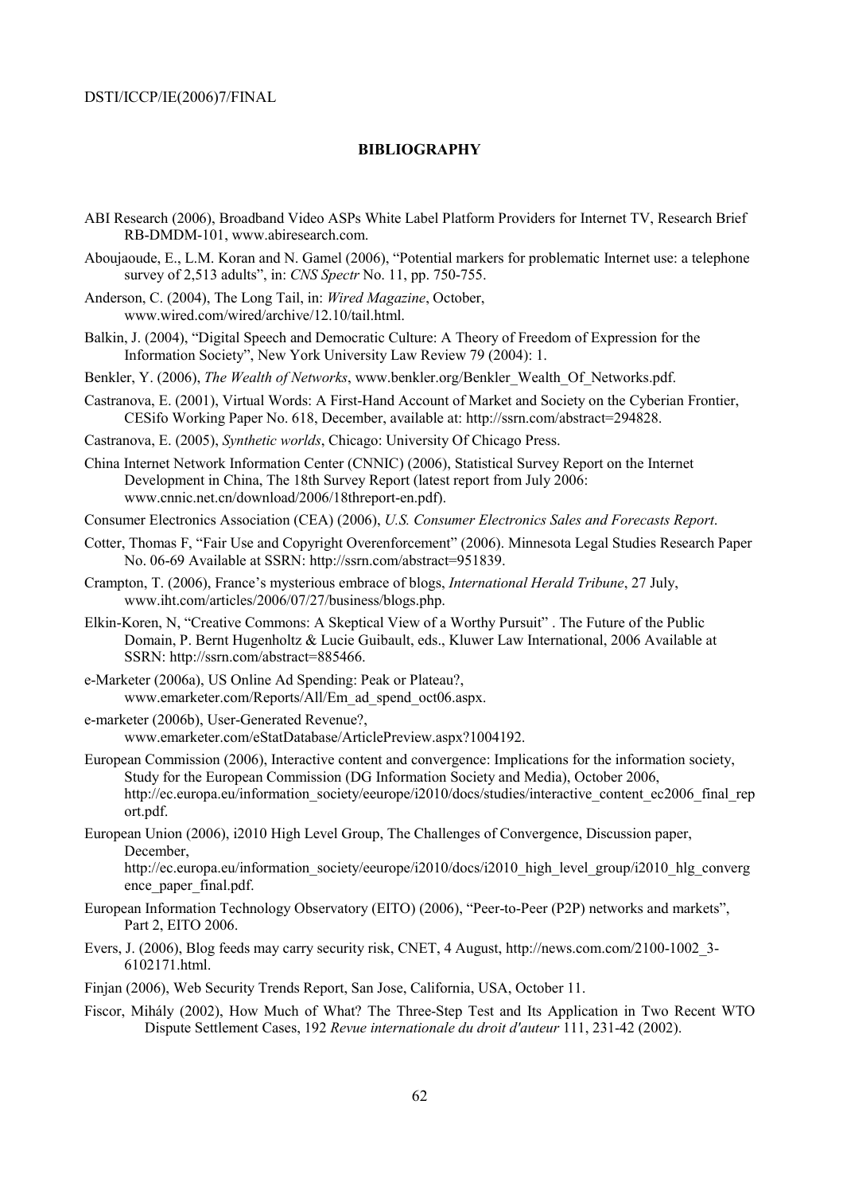## BIBLIOGRAPHY

ABI Research (2006), Broadband Video ASPs White Label Platform Providers for Internet TV, Research Brief RB-DMDM-101, www.abiresearch.com.

Aboujaoude, E., L.M. Koran and N. Gamel (2006), "Potential markers for problematic Internet use: a telephone survey of 2,513 adults", in: *CNS Spectr* No. 11, pp. 750-755.

Anderson, C. (2004), The Long Tail, in: *Wired Magazine*, October, www.wired.com/wired/archive/12.10/tail.html.

Balkin, J. (2004), "Digital Speech and Democratic Culture: A Theory of Freedom of Expression for the Information Society", New York University Law Review 79 (2004): 1.

Benkler, Y. (2006), *The Wealth of Networks*, www.benkler.org/Benkler_Wealth_Of_Networks.pdf.

Castranova, E. (2001), Virtual Words: A First-Hand Account of Market and Society on the Cyberian Frontier, CESifo Working Paper No. 618, December, available at: http://ssrn.com/abstract=294828.

Castranova, E. (2005), *Synthetic worlds*, Chicago: University Of Chicago Press.

China Internet Network Information Center (CNNIC) (2006), Statistical Survey Report on the Internet Development in China, The 18th Survey Report (latest report from July 2006: www.cnnic.net.cn/download/2006/18threport-en.pdf).

Consumer Electronics Association (CEA) (2006), *U.S. Consumer Electronics Sales and Forecasts Report*.

Cotter, Thomas F, "Fair Use and Copyright Overenforcement" (2006). Minnesota Legal Studies Research Paper No. 06-69 Available at SSRN: http://ssrn.com/abstract=951839.

Crampton, T. (2006), France's mysterious embrace of blogs, *International Herald Tribune*, 27 July, www.iht.com/articles/2006/07/27/business/blogs.php.

Elkin-Koren, N, "Creative Commons: A Skeptical View of a Worthy Pursuit" . The Future of the Public Domain, P. Bernt Hugenholtz & Lucie Guibault, eds., Kluwer Law International, 2006 Available at SSRN: http://ssrn.com/abstract=885466.

e-Marketer (2006a), US Online Ad Spending: Peak or Plateau?, www.emarketer.com/Reports/All/Em_ad_spend_oct06.aspx.

e-marketer (2006b), User-Generated Revenue?, www.emarketer.com/eStatDatabase/ArticlePreview.aspx?1004192.

European Commission (2006), Interactive content and convergence: Implications for the information society, Study for the European Commission (DG Information Society and Media), October 2006, http://ec.europa.eu/information_society/eeurope/i2010/docs/studies/interactive_content_ec2006_final_report.pdf.

European Union (2006), i2010 High Level Group, The Challenges of Convergence, Discussion paper, December, http://ec.europa.eu/information_society/eeurope/i2010/docs/i2010_high_level_group/i2010_hlg_convergence_paper_final.pdf.

European Information Technology Observatory (EITO) (2006), "Peer-to-Peer (P2P) networks and markets", Part 2, EITO 2006.

Evers, J. (2006), Blog feeds may carry security risk, CNET, 4 August, http://news.com.com/2100-1002_3-6102171.html.

Finjan (2006), Web Security Trends Report, San Jose, California, USA, October 11.

Fiscor, Mihály (2002), How Much of What? The Three-Step Test and Its Application in Two Recent WTO Dispute Settlement Cases, 192 *Revue internationale du droit d'auteur* 111, 231-42 (2002).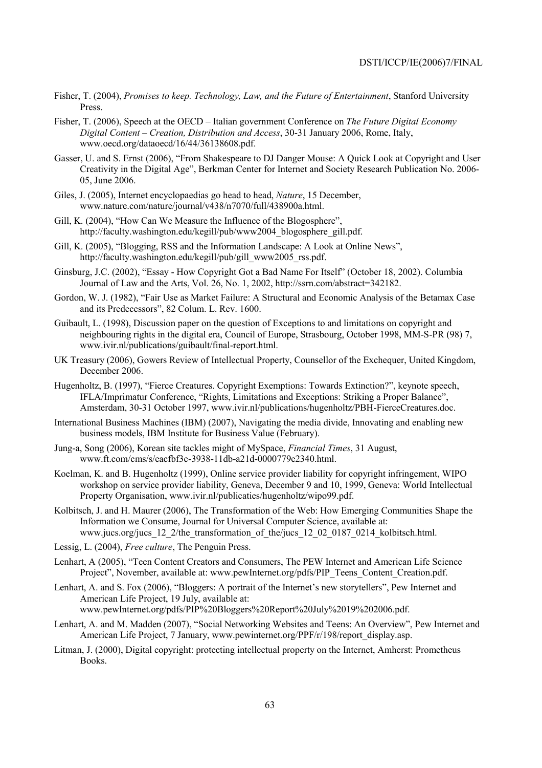Fisher, T. (2004), *Promises to keep. Technology, Law, and the Future of Entertainment*, Stanford University Press.

Fisher, T. (2006), Speech at the OECD – Italian government Conference on *The Future Digital Economy Digital Content – Creation, Distribution and Access*, 30-31 January 2006, Rome, Italy, www.oecd.org/dataoecd/16/44/36138608.pdf.

Gasser, U. and S. Ernst (2006), "From Shakespeare to DJ Danger Mouse: A Quick Look at Copyright and User Creativity in the Digital Age", Berkman Center for Internet and Society Research Publication No. 2006-05, June 2006.

Giles, J. (2005), Internet encyclopaedias go head to head, *Nature*, 15 December, www.nature.com/nature/journal/v438/n7070/full/438900a.html.

Gill, K. (2004), "How Can We Measure the Influence of the Blogosphere", http://faculty.washington.edu/kegill/pub/www2004_blogosphere_gill.pdf.

Gill, K. (2005), "Blogging, RSS and the Information Landscape: A Look at Online News", http://faculty.washington.edu/kegill/pub/gill_www2005_rss.pdf.

Ginsburg, J.C. (2002), "Essay - How Copyright Got a Bad Name For Itself" (October 18, 2002). Columbia Journal of Law and the Arts, Vol. 26, No. 1, 2002, http://ssrn.com/abstract=342182.

Gordon, W. J. (1982), "Fair Use as Market Failure: A Structural and Economic Analysis of the Betamax Case and its Predecessors", 82 Colum. L. Rev. 1600.

Guibault, L. (1998), Discussion paper on the question of Exceptions to and limitations on copyright and neighbouring rights in the digital era, Council of Europe, Strasbourg, October 1998, MM-S-PR (98) 7, www.ivir.nl/publications/guibault/final-report.html.

UK Treasury (2006), Gowers Review of Intellectual Property, Counsellor of the Exchequer, United Kingdom, December 2006.

Hugenholtz, B. (1997), "Fierce Creatures. Copyright Exemptions: Towards Extinction?", keynote speech, IFLA/Imprimatur Conference, "Rights, Limitations and Exceptions: Striking a Proper Balance", Amsterdam, 30-31 October 1997, www.ivir.nl/publications/hugenholtz/PBH-FierceCreatures.doc.

International Business Machines (IBM) (2007), Navigating the media divide, Innovating and enabling new business models, IBM Institute for Business Value (February).

Jung-a, Song (2006), Korean site tackles might of MySpace, *Financial Times*, 31 August, www.ft.com/cms/s/eacfbf3c-3938-11db-a21d-0000779e2340.html.

Koelman, K. and B. Hugenholtz (1999), Online service provider liability for copyright infringement, WIPO workshop on service provider liability, Geneva, December 9 and 10, 1999, Geneva: World Intellectual Property Organisation, www.ivir.nl/publicaties/hugenholtz/wipo99.pdf.

Kolbitsch, J. and H. Maurer (2006), The Transformation of the Web: How Emerging Communities Shape the Information we Consume, Journal for Universal Computer Science, available at: www.jucs.org/jucs_12_2/the_transformation_of_the/jucs_12_02_0187_0214_kolbitsch.html.

Lessig, L. (2004), *Free culture*, The Penguin Press.

Lenhart, A (2005), "Teen Content Creators and Consumers, The PEW Internet and American Life Science Project", November, available at: www.pewInternet.org/pdfs/PIP_Teens_Content_Creation.pdf.

Lenhart, A. and S. Fox (2006), "Bloggers: A portrait of the Internet's new storytellers", Pew Internet and American Life Project, 19 July, available at: www.pewInternet.org/pdfs/PIP%20Bloggers%20Report%20July%2019%202006.pdf.

Lenhart, A. and M. Madden (2007), "Social Networking Websites and Teens: An Overview", Pew Internet and American Life Project, 7 January, www.pewinternet.org/PPF/r/198/report_display.asp.

Litman, J. (2000), Digital copyright: protecting intellectual property on the Internet, Amherst: Prometheus Books.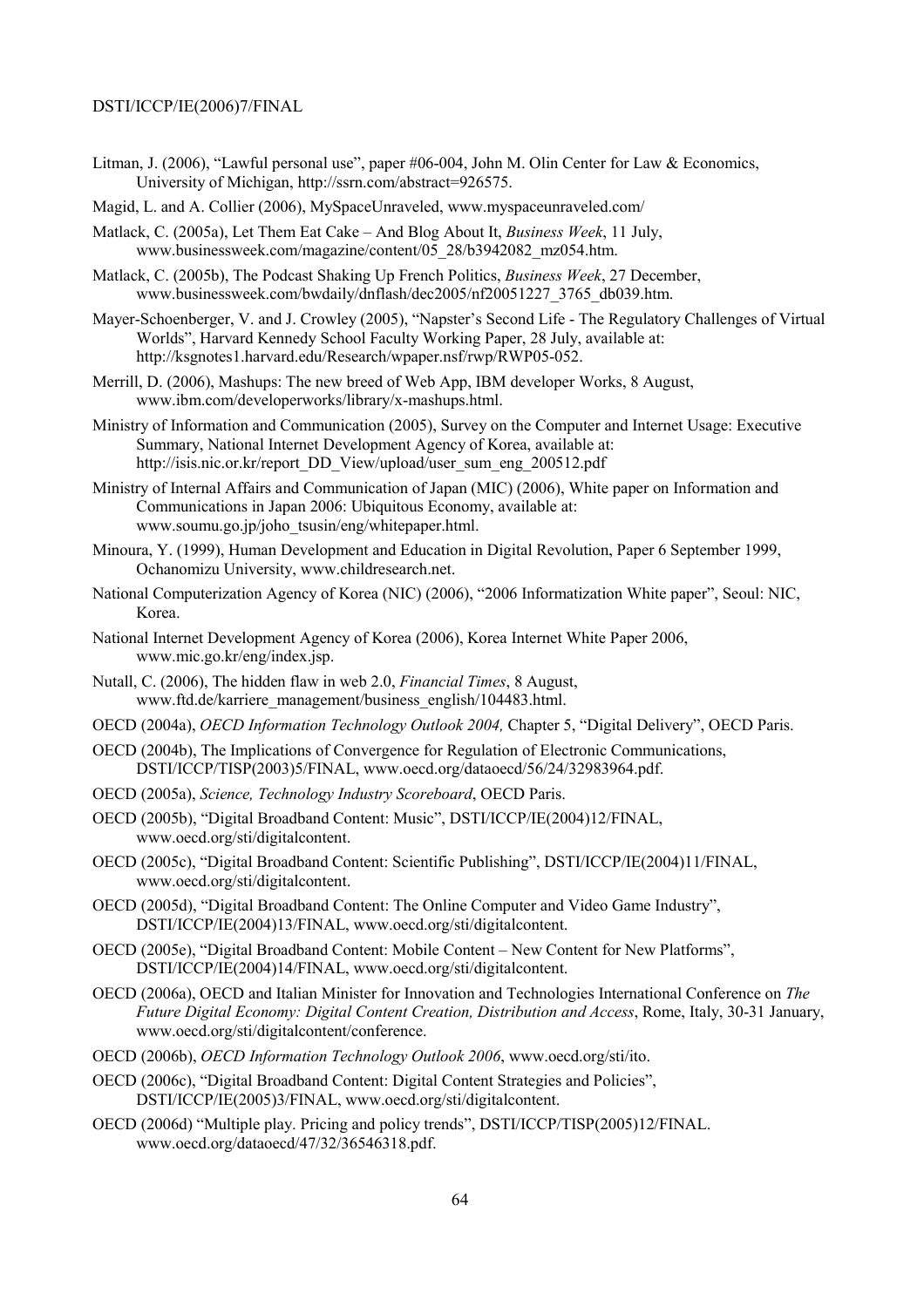Litman, J. (2006), "Lawful personal use", paper #06-004, John M. Olin Center for Law & Economics, University of Michigan, http://ssrn.com/abstract=926575.

Magid, L. and A. Collier (2006), MySpaceUnraveled, www.myspaceunraveled.com/

Matlack, C. (2005a), Let Them Eat Cake – And Blog About It, *Business Week*, 11 July, www.businessweek.com/magazine/content/05_28/b3942082_mz054.htm.

Matlack, C. (2005b), The Podcast Shaking Up French Politics, *Business Week*, 27 December, www.businessweek.com/bwdaily/dnflash/dec2005/nf20051227_3765_db039.htm.

Mayer-Schoenberger, V. and J. Crowley (2005), "Napster's Second Life - The Regulatory Challenges of Virtual Worlds", Harvard Kennedy School Faculty Working Paper, 28 July, available at: http://ksgnotes1.harvard.edu/Research/wpaper.nsf/rwp/RWP05-052.

Merrill, D. (2006), Mashups: The new breed of Web App, IBM developer Works, 8 August, www.ibm.com/developerworks/library/x-mashups.html.

Ministry of Information and Communication (2005), Survey on the Computer and Internet Usage: Executive Summary, National Internet Development Agency of Korea, available at: http://isis.nic.or.kr/report_DD_View/upload/user_sum_eng_200512.pdf

Ministry of Internal Affairs and Communication of Japan (MIC) (2006), White paper on Information and Communications in Japan 2006: Ubiquitous Economy, available at: www.soumu.go.jp/joho_tsusin/eng/whitepaper.html.

Minoura, Y. (1999), Human Development and Education in Digital Revolution, Paper 6 September 1999, Ochanomizu University, www.childresearch.net.

National Computerization Agency of Korea (NIC) (2006), "2006 Informatization White paper", Seoul: NIC, Korea.

National Internet Development Agency of Korea (2006), Korea Internet White Paper 2006, www.mic.go.kr/eng/index.jsp.

Nutall, C. (2006), The hidden flaw in web 2.0, *Financial Times*, 8 August, www.ftd.de/karriere_management/business_english/104483.html.

OECD (2004a), *OECD Information Technology Outlook 2004,* Chapter 5, "Digital Delivery", OECD Paris.

OECD (2004b), The Implications of Convergence for Regulation of Electronic Communications, DSTI/ICCP/TISP(2003)5/FINAL, www.oecd.org/dataoecd/56/24/32983964.pdf.

OECD (2005a), *Science, Technology Industry Scoreboard*, OECD Paris.

OECD (2005b), "Digital Broadband Content: Music", DSTI/ICCP/IE(2004)12/FINAL, www.oecd.org/sti/digitalcontent.

OECD (2005c), "Digital Broadband Content: Scientific Publishing", DSTI/ICCP/IE(2004)11/FINAL, www.oecd.org/sti/digitalcontent.

OECD (2005d), "Digital Broadband Content: The Online Computer and Video Game Industry", DSTI/ICCP/IE(2004)13/FINAL, www.oecd.org/sti/digitalcontent.

OECD (2005e), "Digital Broadband Content: Mobile Content – New Content for New Platforms", DSTI/ICCP/IE(2004)14/FINAL, www.oecd.org/sti/digitalcontent.

OECD (2006a), OECD and Italian Minister for Innovation and Technologies International Conference on *The Future Digital Economy: Digital Content Creation, Distribution and Access*, Rome, Italy, 30-31 January, www.oecd.org/sti/digitalcontent/conference.

OECD (2006b), *OECD Information Technology Outlook 2006*, www.oecd.org/sti/ito.

OECD (2006c), "Digital Broadband Content: Digital Content Strategies and Policies", DSTI/ICCP/IE(2005)3/FINAL, www.oecd.org/sti/digitalcontent.

OECD (2006d) "Multiple play. Pricing and policy trends", DSTI/ICCP/TISP(2005)12/FINAL. www.oecd.org/dataoecd/47/32/36546318.pdf.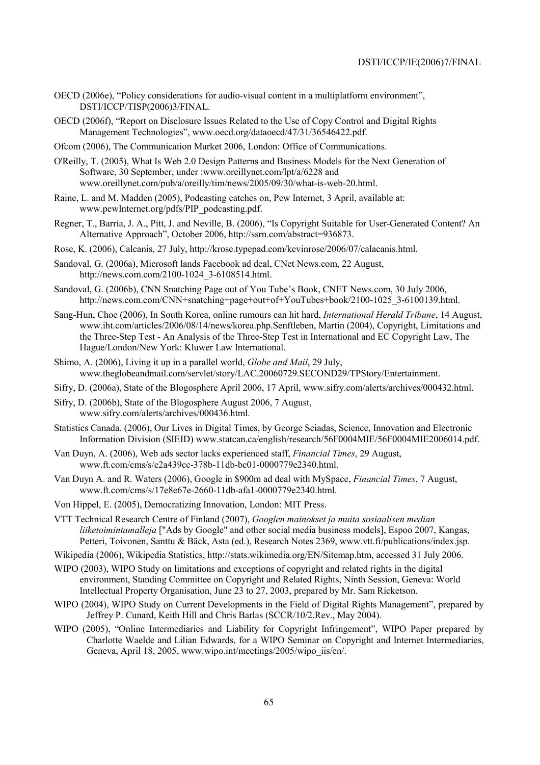OECD (2006e), "Policy considerations for audio-visual content in a multiplatform environment", DSTI/ICCP/TISP(2006)3/FINAL.

OECD (2006f), "Report on Disclosure Issues Related to the Use of Copy Control and Digital Rights Management Technologies", www.oecd.org/dataoecd/47/31/36546422.pdf.

Ofcom (2006), The Communication Market 2006, London: Office of Communications.

O'Reilly, T. (2005), What Is Web 2.0 Design Patterns and Business Models for the Next Generation of Software, 30 September, under :www.oreillynet.com/lpt/a/6228 and www.oreillynet.com/pub/a/oreilly/tim/news/2005/09/30/what-is-web-20.html.

Raine, L. and M. Madden (2005), Podcasting catches on, Pew Internet, 3 April, available at: www.pewInternet.org/pdfs/PIP_podcasting.pdf.

Regner, T., Barria, J. A., Pitt, J. and Neville, B. (2006), "Is Copyright Suitable for User-Generated Content? An Alternative Approach", October 2006, http://ssrn.com/abstract=936873.

Rose, K. (2006), Calcanis, 27 July, http://krose.typepad.com/kevinrose/2006/07/calacanis.html.

Sandoval, G. (2006a), Microsoft lands Facebook ad deal, CNet News.com, 22 August, http://news.com.com/2100-1024_3-6108514.html.

Sandoval, G. (2006b), CNN Snatching Page out of You Tube's Book, CNET News.com, 30 July 2006, http://news.com.com/CNN+snatching+page+out+of+YouTubes+book/2100-1025_3-6100139.html.

Sang-Hun, Choe (2006), In South Korea, online rumours can hit hard, *International Herald Tribune*, 14 August, www.iht.com/articles/2006/08/14/news/korea.php.Senftleben, Martin (2004), Copyright, Limitations and the Three-Step Test - An Analysis of the Three-Step Test in International and EC Copyright Law, The Hague/London/New York: Kluwer Law International.

Shimo, A. (2006), Living it up in a parallel world, *Globe and Mail*, 29 July, www.theglobeandmail.com/servlet/story/LAC.20060729.SECOND29/TPStory/Entertainment.

Sifry, D. (2006a), State of the Blogosphere April 2006, 17 April, www.sifry.com/alerts/archives/000432.html.

Sifry, D. (2006b), State of the Blogosphere August 2006, 7 August, www.sifry.com/alerts/archives/000436.html.

Statistics Canada. (2006), Our Lives in Digital Times, by George Sciadas, Science, Innovation and Electronic Information Division (SIEID) www.statcan.ca/english/research/56F0004MIE/56F0004MIE2006014.pdf.

Van Duyn, A. (2006), Web ads sector lacks experienced staff, *Financial Times*, 29 August, www.ft.com/cms/s/e2a439cc-378b-11db-bc01-0000779e2340.html.

Van Duyn A. and R. Waters (2006), Google in $900m ad deal with MySpace, *Financial Times*, 7 August, www.ft.com/cms/s/17e8e67e-2660-11db-afa1-0000779e2340.html.

Von Hippel, E. (2005), Democratizing Innovation, London: MIT Press.

VTT Technical Research Centre of Finland (2007), *Googlen mainokset ja muita sosiaalisen median liiketoimintamalleja* ["Ads by Google" and other social media business models], Espoo 2007, Kangas, Petteri, Toivonen, Santtu & Bäck, Asta (ed.), Research Notes 2369, www.vtt.fi/publications/index.jsp.

Wikipedia (2006), Wikipedia Statistics, http://stats.wikimedia.org/EN/Sitemap.htm, accessed 31 July 2006.

WIPO (2003), WIPO Study on limitations and exceptions of copyright and related rights in the digital environment, Standing Committee on Copyright and Related Rights, Ninth Session, Geneva: World Intellectual Property Organisation, June 23 to 27, 2003, prepared by Mr. Sam Ricketson.

WIPO (2004), WIPO Study on Current Developments in the Field of Digital Rights Management", prepared by Jeffrey P. Cunard, Keith Hill and Chris Barlas (SCCR/10/2.Rev., May 2004).

WIPO (2005), "Online Intermediaries and Liability for Copyright Infringement", WIPO Paper prepared by Charlotte Waelde and Lilian Edwards, for a WIPO Seminar on Copyright and Internet Intermediaries, Geneva, April 18, 2005, www.wipo.int/meetings/2005/wipo_iis/en/.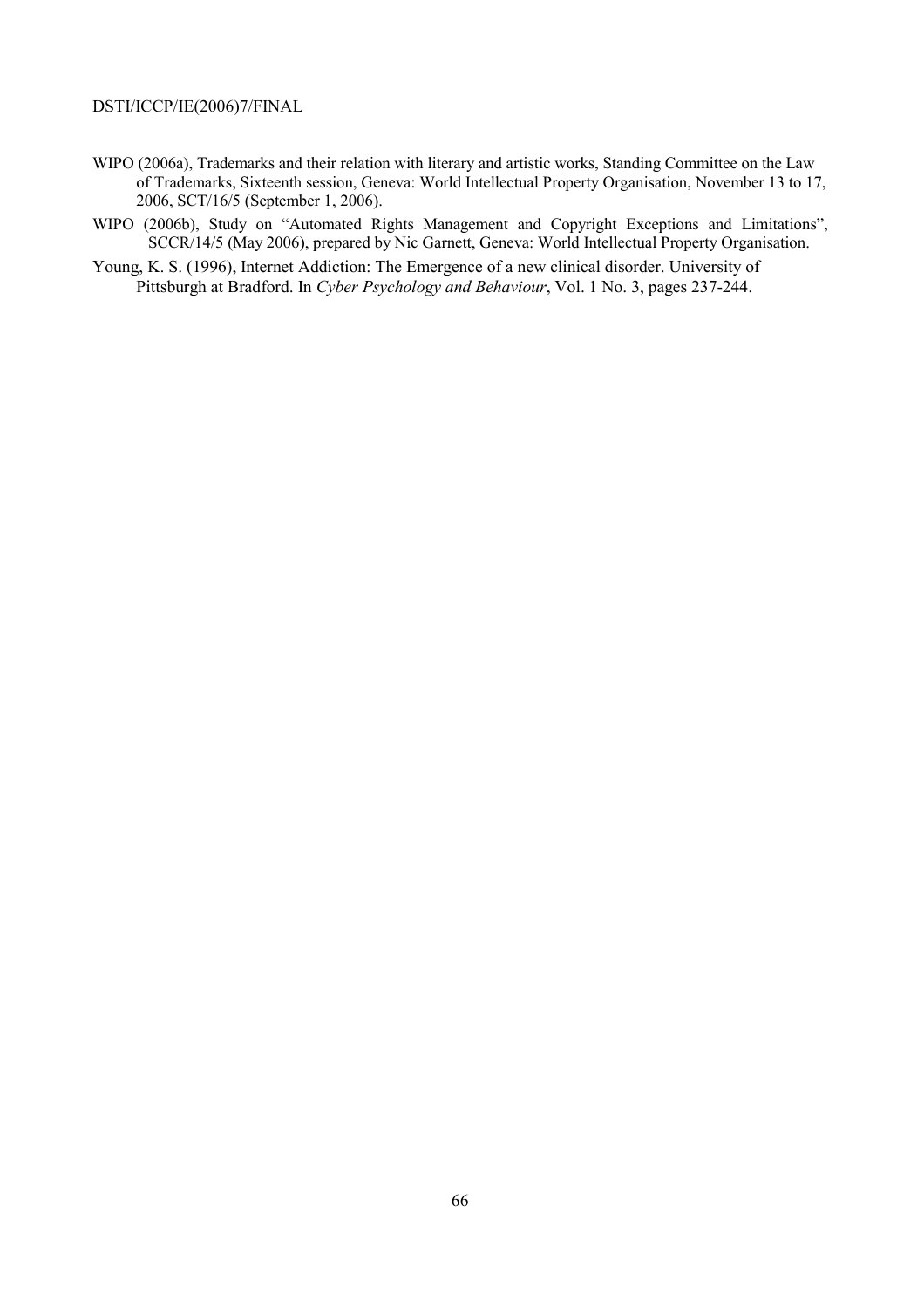WIPO (2006a), Trademarks and their relation with literary and artistic works, Standing Committee on the Law of Trademarks, Sixteenth session, Geneva: World Intellectual Property Organisation, November 13 to 17, 2006, SCT/16/5 (September 1, 2006).

WIPO (2006b), Study on "Automated Rights Management and Copyright Exceptions and Limitations", SCCR/14/5 (May 2006), prepared by Nic Garnett, Geneva: World Intellectual Property Organisation.

Young, K. S. (1996), Internet Addiction: The Emergence of a new clinical disorder. University of Pittsburgh at Bradford. In *Cyber Psychology and Behaviour*, Vol. 1 No. 3, pages 237-244.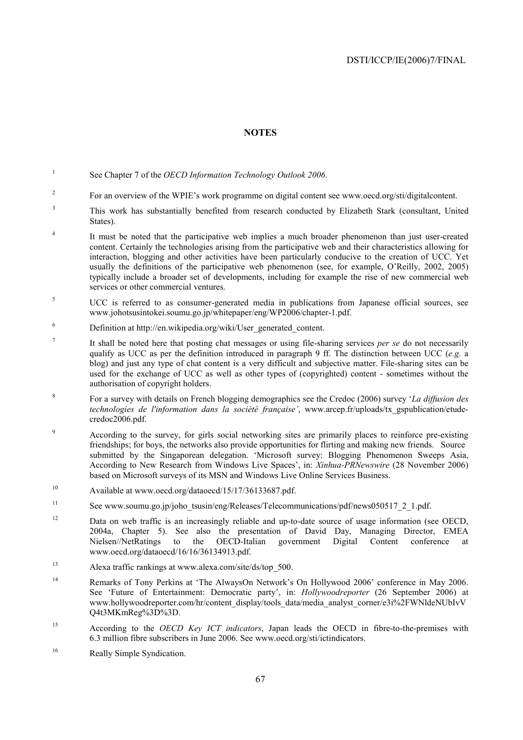**NOTES**

1. See Chapter 7 of the *OECD Information Technology Outlook 2006*.

2. For an overview of the WPIE's work programme on digital content see www.oecd.org/sti/digitalcontent.

3. This work has substantially benefited from research conducted by Elizabeth Stark (consultant, United States).

4. It must be noted that the participative web implies a much broader phenomenon than just user-created content. Certainly the technologies arising from the participative web and their characteristics allowing for interaction, blogging and other activities have been particularly conducive to the creation of UCC. Yet usually the definitions of the participative web phenomenon (see, for example, O'Reilly, 2002, 2005) typically include a broader set of developments, including for example the rise of new commercial web services or other commercial ventures.

5. UCC is referred to as consumer-generated media in publications from Japanese official sources, see www.johotsusintokei.soumu.go.jp/whitepaper/eng/WP2006/chapter-1.pdf.

6. Definition at http://en.wikipedia.org/wiki/User_generated_content.

7. It shall be noted here that posting chat messages or using file-sharing services *per se* do not necessarily qualify as UCC as per the definition introduced in paragraph 9 ff. The distinction between UCC (*e.g.* a blog) and just any type of chat content is a very difficult and subjective matter. File-sharing sites can be used for the exchange of UCC as well as other types of (copyrighted) content - sometimes without the authorisation of copyright holders.

8. For a survey with details on French blogging demographics see the Credoc (2006) survey '*La diffusion des technologies de l'information dans la société française'*, www.arcep.fr/uploads/tx_gspublication/etude-credoc2006.pdf.

9. According to the survey, for girls social networking sites are primarily places to reinforce pre-existing friendships; for boys, the networks also provide opportunities for flirting and making new friends. Source submitted by the Singaporean delegation. 'Microsoft survey: Blogging Phenomenon Sweeps Asia, According to New Research from Windows Live Spaces', in: *Xinhua-PRNewswire* (28 November 2006) based on Microsoft surveys of its MSN and Windows Live Online Services Business.

10. Available at www.oecd.org/dataoecd/15/17/36133687.pdf.

11. See www.soumu.go.jp/joho_tsusin/eng/Releases/Telecommunications/pdf/news050517_2_1.pdf.

12. Data on web traffic is an increasingly reliable and up-to-date source of usage information (see OECD, 2004a, Chapter 5). See also the presentation of David Day, Managing Director, EMEA Nielsen//NetRatings to the OECD-Italian government Digital Content conference at www.oecd.org/dataoecd/16/16/36134913.pdf.

13. Alexa traffic rankings at www.alexa.com/site/ds/top_500.

14. Remarks of Tony Perkins at 'The AlwaysOn Network's On Hollywood 2006' conference in May 2006. See 'Future of Entertainment: Democratic party', in: *Hollywoodreporter* (26 September 2006) at www.hollywoodreporter.com/hr/content_display/tools_data/media_analyst_corner/e3i%2FWNldeNUbIvVQ4t3MKmReg%3D%3D.

15. According to the *OECD Key ICT indicators*, Japan leads the OECD in fibre-to-the-premises with 6.3 million fibre subscribers in June 2006. See www.oecd.org/sti/ictindicators.

16. Really Simple Syndication.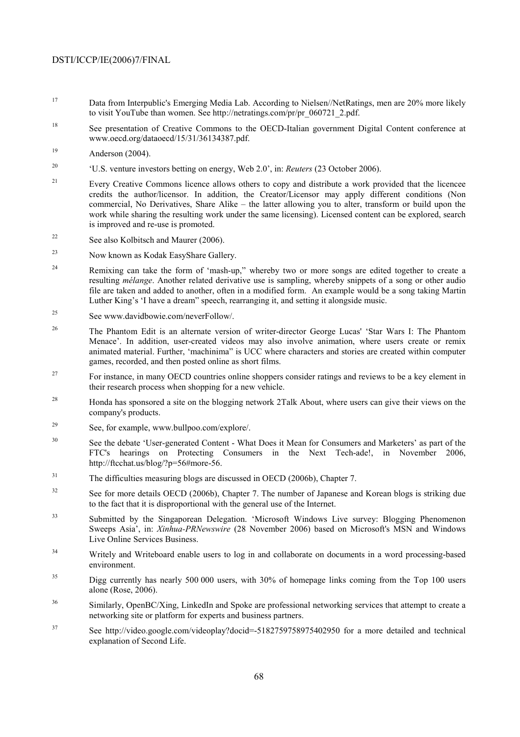[17] Data from Interpublic's Emerging Media Lab. According to Nielsen//NetRatings, men are 20% more likely to visit YouTube than women. See http://netratings.com/pr/pr_060721_2.pdf.

[18] See presentation of Creative Commons to the OECD-Italian government Digital Content conference at www.oecd.org/dataoecd/15/31/36134387.pdf.

[19] Anderson (2004).

[20] 'U.S. venture investors betting on energy, Web 2.0', in: *Reuters* (23 October 2006).

[21] Every Creative Commons licence allows others to copy and distribute a work provided that the licencee credits the author/licensor. In addition, the Creator/Licensor may apply different conditions (Non commercial, No Derivatives, Share Alike – the latter allowing you to alter, transform or build upon the work while sharing the resulting work under the same licensing). Licensed content can be explored, search is improved and re-use is promoted.

[22] See also Kolbitsch and Maurer (2006).

[23] Now known as Kodak EasyShare Gallery.

[24] Remixing can take the form of 'mash-up," whereby two or more songs are edited together to create a resulting *mélange*. Another related derivative use is sampling, whereby snippets of a song or other audio file are taken and added to another, often in a modified form. An example would be a song taking Martin Luther King's 'I have a dream" speech, rearranging it, and setting it alongside music.

[25] See www.davidbowie.com/neverFollow/.

[26] The Phantom Edit is an alternate version of writer-director George Lucas' 'Star Wars I: The Phantom Menace'. In addition, user-created videos may also involve animation, where users create or remix animated material. Further, 'machinima" is UCC where characters and stories are created within computer games, recorded, and then posted online as short films.

[27] For instance, in many OECD countries online shoppers consider ratings and reviews to be a key element in their research process when shopping for a new vehicle.

[28] Honda has sponsored a site on the blogging network 2Talk About, where users can give their views on the company's products.

[29] See, for example, www.bullpoo.com/explore/.

[30] See the debate 'User-generated Content - What Does it Mean for Consumers and Marketers' as part of the FTC's hearings on Protecting Consumers in the Next Tech-ade!, in November 2006, http://ftcchat.us/blog/?p=56#more-56.

[31] The difficulties measuring blogs are discussed in OECD (2006b), Chapter 7.

[32] See for more details OECD (2006b), Chapter 7. The number of Japanese and Korean blogs is striking due to the fact that it is disproportional with the general use of the Internet.

[33] Submitted by the Singaporean Delegation. 'Microsoft Windows Live survey: Blogging Phenomenon Sweeps Asia', in: *Xinhua-PRNewswire* (28 November 2006) based on Microsoft's MSN and Windows Live Online Services Business.

[34] Writely and Writeboard enable users to log in and collaborate on documents in a word processing-based environment.

[35] Digg currently has nearly 500 000 users, with 30% of homepage links coming from the Top 100 users alone (Rose, 2006).

[36] Similarly, OpenBC/Xing, LinkedIn and Spoke are professional networking services that attempt to create a networking site or platform for experts and business partners.

[37] See http://video.google.com/videoplay?docid=-5182759758975402950 for a more detailed and technical explanation of Second Life.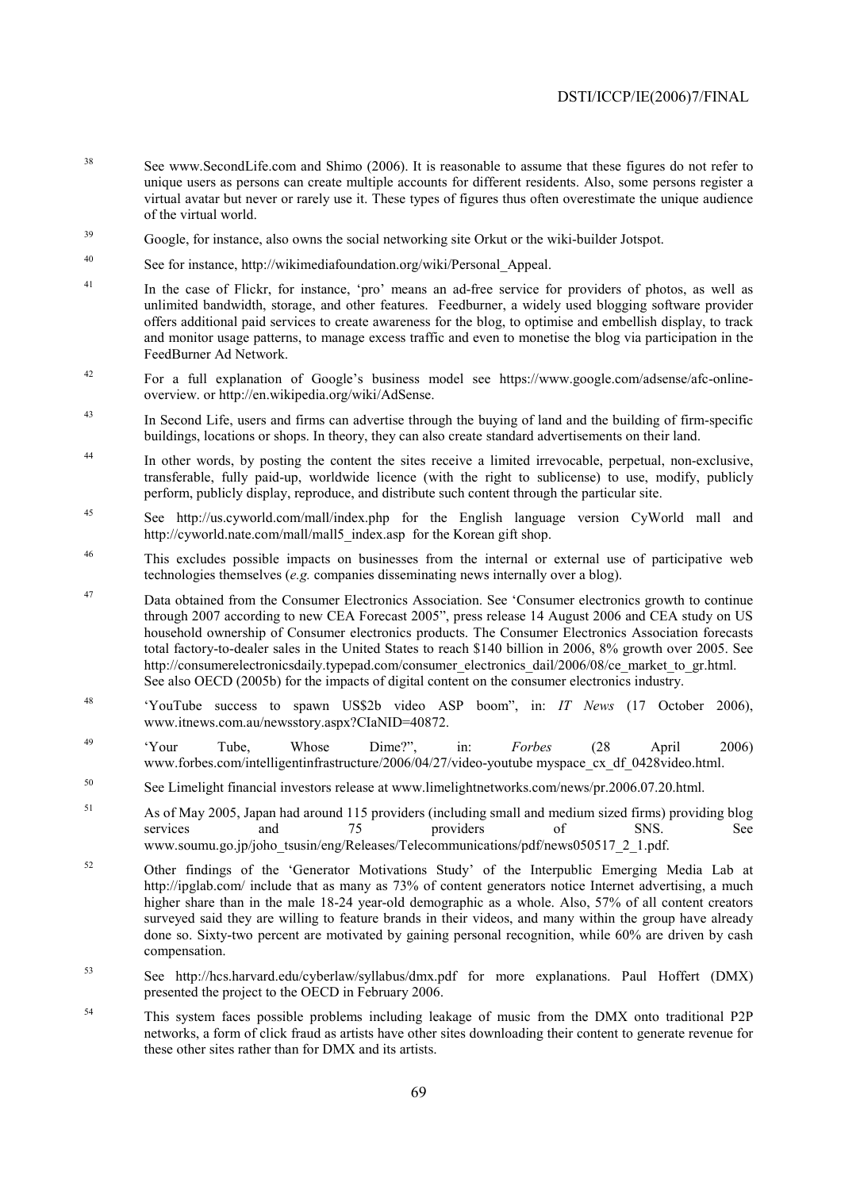38 See www.SecondLife.com and Shimo (2006). It is reasonable to assume that these figures do not refer to unique users as persons can create multiple accounts for different residents. Also, some persons register a virtual avatar but never or rarely use it. These types of figures thus often overestimate the unique audience of the virtual world.

39 Google, for instance, also owns the social networking site Orkut or the wiki-builder Jotspot.

40 See for instance, http://wikimediafoundation.org/wiki/Personal_Appeal.

41 In the case of Flickr, for instance, 'pro' means an ad-free service for providers of photos, as well as unlimited bandwidth, storage, and other features. Feedburner, a widely used blogging software provider offers additional paid services to create awareness for the blog, to optimise and embellish display, to track and monitor usage patterns, to manage excess traffic and even to monetise the blog via participation in the FeedBurner Ad Network.

42 For a full explanation of Google's business model see https://www.google.com/adsense/afc-online-overview. or http://en.wikipedia.org/wiki/AdSense.

43 In Second Life, users and firms can advertise through the buying of land and the building of firm-specific buildings, locations or shops. In theory, they can also create standard advertisements on their land.

44 In other words, by posting the content the sites receive a limited irrevocable, perpetual, non-exclusive, transferable, fully paid-up, worldwide licence (with the right to sublicense) to use, modify, publicly perform, publicly display, reproduce, and distribute such content through the particular site.

45 See http://us.cyworld.com/mall/index.php for the English language version CyWorld mall and http://cyworld.nate.com/mall/mall5_index.asp for the Korean gift shop.

46 This excludes possible impacts on businesses from the internal or external use of participative web technologies themselves (*e.g.* companies disseminating news internally over a blog).

47 Data obtained from the Consumer Electronics Association. See 'Consumer electronics growth to continue through 2007 according to new CEA Forecast 2005", press release 14 August 2006 and CEA study on US household ownership of Consumer electronics products. The Consumer Electronics Association forecasts total factory-to-dealer sales in the United States to reach $140 billion in 2006, 8% growth over 2005. See http://consumerelectronicsdaily.typepad.com/consumer_electronics_dail/2006/08/ce_market_to_gr.html. See also OECD (2005b) for the impacts of digital content on the consumer electronics industry.

48 'YouTube success to spawn US$2b video ASP boom", in: *IT News* (17 October 2006), www.itnews.com.au/newsstory.aspx?CIaNID=40872.

49 'Your Tube, Whose Dime?", in: *Forbes* (28 April 2006) www.forbes.com/intelligentinfrastructure/2006/04/27/video-youtube myspace_cx_df_0428video.html.

50 See Limelight financial investors release at www.limelightnetworks.com/news/pr.2006.07.20.html.

51 As of May 2005, Japan had around 115 providers (including small and medium sized firms) providing blog services and 75 providers of SNS. See www.soumu.go.jp/joho_tsusin/eng/Releases/Telecommunications/pdf/news050517_2_1.pdf.

52 Other findings of the 'Generator Motivations Study' of the Interpublic Emerging Media Lab at http://ipglab.com/ include that as many as 73% of content generators notice Internet advertising, a much higher share than in the male 18-24 year-old demographic as a whole. Also, 57% of all content creators surveyed said they are willing to feature brands in their videos, and many within the group have already done so. Sixty-two percent are motivated by gaining personal recognition, while 60% are driven by cash compensation.

53 See http://hcs.harvard.edu/cyberlaw/syllabus/dmx.pdf for more explanations. Paul Hoffert (DMX) presented the project to the OECD in February 2006.

54 This system faces possible problems including leakage of music from the DMX onto traditional P2P networks, a form of click fraud as artists have other sites downloading their content to generate revenue for these other sites rather than for DMX and its artists.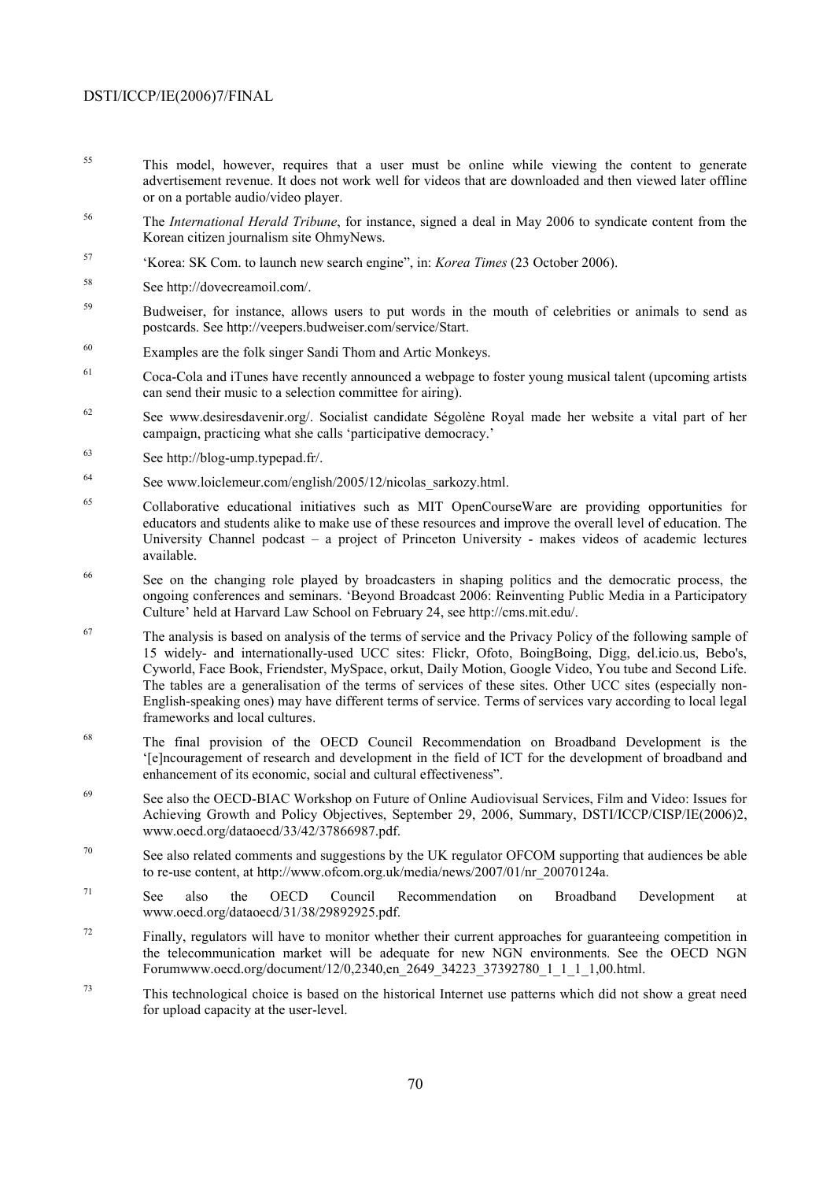55 This model, however, requires that a user must be online while viewing the content to generate advertisement revenue. It does not work well for videos that are downloaded and then viewed later offline or on a portable audio/video player.

56 The *International Herald Tribune*, for instance, signed a deal in May 2006 to syndicate content from the Korean citizen journalism site OhmyNews.

57 'Korea: SK Com. to launch new search engine", in: *Korea Times* (23 October 2006).

58 See http://dovecreamoil.com/.

59 Budweiser, for instance, allows users to put words in the mouth of celebrities or animals to send as postcards. See http://veepers.budweiser.com/service/Start.

60 Examples are the folk singer Sandi Thom and Artic Monkeys.

61 Coca-Cola and iTunes have recently announced a webpage to foster young musical talent (upcoming artists can send their music to a selection committee for airing).

62 See www.desiresdavenir.org/. Socialist candidate Ségolène Royal made her website a vital part of her campaign, practicing what she calls 'participative democracy.'

63 See http://blog-ump.typepad.fr/.

64 See www.loiclemeur.com/english/2005/12/nicolas_sarkozy.html.

65 Collaborative educational initiatives such as MIT OpenCourseWare are providing opportunities for educators and students alike to make use of these resources and improve the overall level of education. The University Channel podcast – a project of Princeton University - makes videos of academic lectures available.

66 See on the changing role played by broadcasters in shaping politics and the democratic process, the ongoing conferences and seminars. 'Beyond Broadcast 2006: Reinventing Public Media in a Participatory Culture' held at Harvard Law School on February 24, see http://cms.mit.edu/.

67 The analysis is based on analysis of the terms of service and the Privacy Policy of the following sample of 15 widely- and internationally-used UCC sites: Flickr, Ofoto, BoingBoing, Digg, del.icio.us, Bebo's, Cyworld, Face Book, Friendster, MySpace, orkut, Daily Motion, Google Video, You tube and Second Life. The tables are a generalisation of the terms of services of these sites. Other UCC sites (especially non-English-speaking ones) may have different terms of service. Terms of services vary according to local legal frameworks and local cultures.

68 The final provision of the OECD Council Recommendation on Broadband Development is the '[e]ncouragement of research and development in the field of ICT for the development of broadband and enhancement of its economic, social and cultural effectiveness".

69 See also the OECD-BIAC Workshop on Future of Online Audiovisual Services, Film and Video: Issues for Achieving Growth and Policy Objectives, September 29, 2006, Summary, DSTI/ICCP/CISP/IE(2006)2, www.oecd.org/dataoecd/33/42/37866987.pdf.

70 See also related comments and suggestions by the UK regulator OFCOM supporting that audiences be able to re-use content, at http://www.ofcom.org.uk/media/news/2007/01/nr_20070124a.

71 See also the OECD Council Recommendation on Broadband Development at www.oecd.org/dataoecd/31/38/29892925.pdf.

72 Finally, regulators will have to monitor whether their current approaches for guaranteeing competition in the telecommunication market will be adequate for new NGN environments. See the OECD NGN Forumwww.oecd.org/document/12/0,2340,en_2649_34223_37392780_1_1_1_1,00.html.

73 This technological choice is based on the historical Internet use patterns which did not show a great need for upload capacity at the user-level.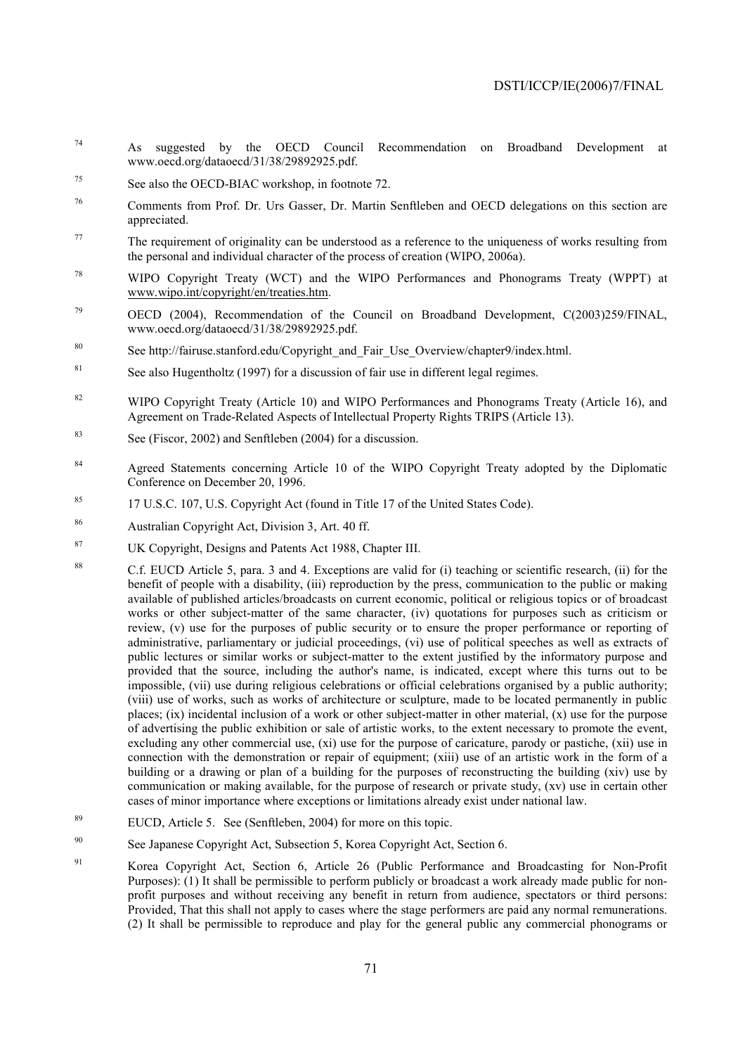74 As suggested by the OECD Council Recommendation on Broadband Development at www.oecd.org/dataoecd/31/38/29892925.pdf.

75 See also the OECD-BIAC workshop, in footnote 72.

76 Comments from Prof. Dr. Urs Gasser, Dr. Martin Senftleben and OECD delegations on this section are appreciated.

77 The requirement of originality can be understood as a reference to the uniqueness of works resulting from the personal and individual character of the process of creation (WIPO, 2006a).

78 WIPO Copyright Treaty (WCT) and the WIPO Performances and Phonograms Treaty (WPPT) at www.wipo.int/copyright/en/treaties.htm.

79 OECD (2004), Recommendation of the Council on Broadband Development, C(2003)259/FINAL, www.oecd.org/dataoecd/31/38/29892925.pdf.

80 See http://fairuse.stanford.edu/Copyright_and_Fair_Use_Overview/chapter9/index.html.

81 See also Hugentholtz (1997) for a discussion of fair use in different legal regimes.

82 WIPO Copyright Treaty (Article 10) and WIPO Performances and Phonograms Treaty (Article 16), and Agreement on Trade-Related Aspects of Intellectual Property Rights TRIPS (Article 13).

83 See (Fiscor, 2002) and Senftleben (2004) for a discussion.

84 Agreed Statements concerning Article 10 of the WIPO Copyright Treaty adopted by the Diplomatic Conference on December 20, 1996.

85 17 U.S.C. 107, U.S. Copyright Act (found in Title 17 of the United States Code).

86 Australian Copyright Act, Division 3, Art. 40 ff.

87 UK Copyright, Designs and Patents Act 1988, Chapter III.

88 C.f. EUCD Article 5, para. 3 and 4. Exceptions are valid for (i) teaching or scientific research, (ii) for the benefit of people with a disability, (iii) reproduction by the press, communication to the public or making available of published articles/broadcasts on current economic, political or religious topics or of broadcast works or other subject-matter of the same character, (iv) quotations for purposes such as criticism or review, (v) use for the purposes of public security or to ensure the proper performance or reporting of administrative, parliamentary or judicial proceedings, (vi) use of political speeches as well as extracts of public lectures or similar works or subject-matter to the extent justified by the informatory purpose and provided that the source, including the author's name, is indicated, except where this turns out to be impossible, (vii) use during religious celebrations or official celebrations organised by a public authority; (viii) use of works, such as works of architecture or sculpture, made to be located permanently in public places; (ix) incidental inclusion of a work or other subject-matter in other material, (x) use for the purpose of advertising the public exhibition or sale of artistic works, to the extent necessary to promote the event, excluding any other commercial use, (xi) use for the purpose of caricature, parody or pastiche, (xii) use in connection with the demonstration or repair of equipment; (xiii) use of an artistic work in the form of a building or a drawing or plan of a building for the purposes of reconstructing the building (xiv) use by communication or making available, for the purpose of research or private study, (xv) use in certain other cases of minor importance where exceptions or limitations already exist under national law.

89 EUCD, Article 5. See (Senftleben, 2004) for more on this topic.

90 See Japanese Copyright Act, Subsection 5, Korea Copyright Act, Section 6.

91 Korea Copyright Act, Section 6, Article 26 (Public Performance and Broadcasting for Non-Profit Purposes): (1) It shall be permissible to perform publicly or broadcast a work already made public for non-profit purposes and without receiving any benefit in return from audience, spectators or third persons: Provided, That this shall not apply to cases where the stage performers are paid any normal remunerations. (2) It shall be permissible to reproduce and play for the general public any commercial phonograms or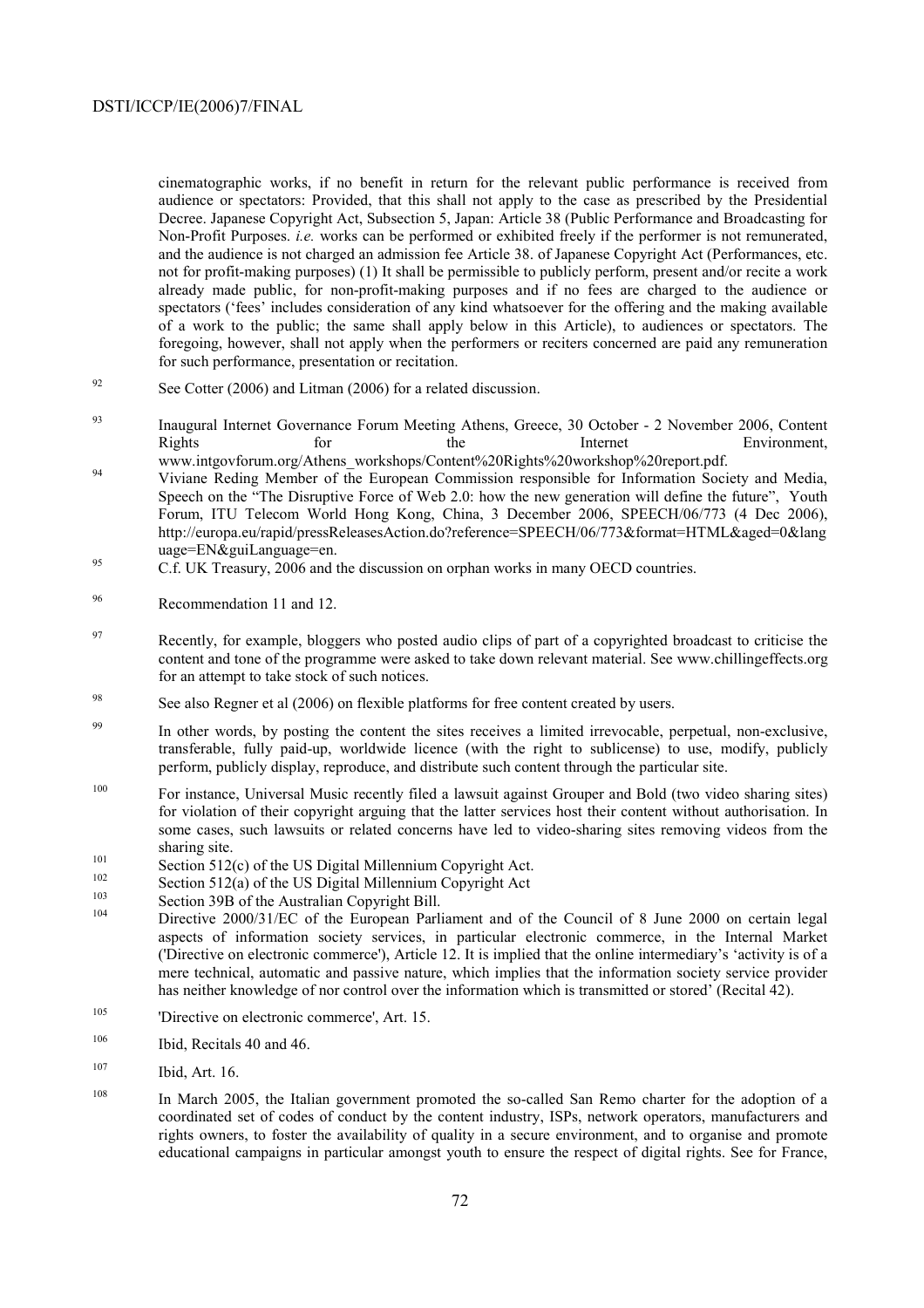cinematographic works, if no benefit in return for the relevant public performance is received from audience or spectators: Provided, that this shall not apply to the case as prescribed by the Presidential Decree. Japanese Copyright Act, Subsection 5, Japan: Article 38 (Public Performance and Broadcasting for Non-Profit Purposes. *i.e.* works can be performed or exhibited freely if the performer is not remunerated, and the audience is not charged an admission fee Article 38. of Japanese Copyright Act (Performances, etc. not for profit-making purposes) (1) It shall be permissible to publicly perform, present and/or recite a work already made public, for non-profit-making purposes and if no fees are charged to the audience or spectators ('fees' includes consideration of any kind whatsoever for the offering and the making available of a work to the public; the same shall apply below in this Article), to audiences or spectators. The foregoing, however, shall not apply when the performers or reciters concerned are paid any remuneration for such performance, presentation or recitation.

[92] See Cotter (2006) and Litman (2006) for a related discussion.

[93] Inaugural Internet Governance Forum Meeting Athens, Greece, 30 October - 2 November 2006, Content Rights for the Internet Environment, www.intgovforum.org/Athens_workshops/Content%20Rights%20workshop%20report.pdf.

[94] Viviane Reding Member of the European Commission responsible for Information Society and Media, Speech on the "The Disruptive Force of Web 2.0: how the new generation will define the future", Youth Forum, ITU Telecom World Hong Kong, China, 3 December 2006, SPEECH/06/773 (4 Dec 2006), http://europa.eu/rapid/pressReleasesAction.do?reference=SPEECH/06/773&format=HTML&aged=0&language=EN&guiLanguage=en.

[95] C.f. UK Treasury, 2006 and the discussion on orphan works in many OECD countries.

[96] Recommendation 11 and 12.

[97] Recently, for example, bloggers who posted audio clips of part of a copyrighted broadcast to criticise the content and tone of the programme were asked to take down relevant material. See www.chillingeffects.org for an attempt to take stock of such notices.

[98] See also Regner et al (2006) on flexible platforms for free content created by users.

[99] In other words, by posting the content the sites receives a limited irrevocable, perpetual, non-exclusive, transferable, fully paid-up, worldwide licence (with the right to sublicense) to use, modify, publicly perform, publicly display, reproduce, and distribute such content through the particular site.

[100] For instance, Universal Music recently filed a lawsuit against Grouper and Bold (two video sharing sites) for violation of their copyright arguing that the latter services host their content without authorisation. In some cases, such lawsuits or related concerns have led to video-sharing sites removing videos from the sharing site.

[101] Section 512(c) of the US Digital Millennium Copyright Act.

[102] Section 512(a) of the US Digital Millennium Copyright Act

[103] Section 39B of the Australian Copyright Bill.

[104] Directive 2000/31/EC of the European Parliament and of the Council of 8 June 2000 on certain legal aspects of information society services, in particular electronic commerce, in the Internal Market ('Directive on electronic commerce'), Article 12. It is implied that the online intermediary's 'activity is of a mere technical, automatic and passive nature, which implies that the information society service provider has neither knowledge of nor control over the information which is transmitted or stored' (Recital 42).

[105] 'Directive on electronic commerce', Art. 15.

[106] Ibid, Recitals 40 and 46.

[107] Ibid, Art. 16.

[108] In March 2005, the Italian government promoted the so-called San Remo charter for the adoption of a coordinated set of codes of conduct by the content industry, ISPs, network operators, manufacturers and rights owners, to foster the availability of quality in a secure environment, and to organise and promote educational campaigns in particular amongst youth to ensure the respect of digital rights. See for France,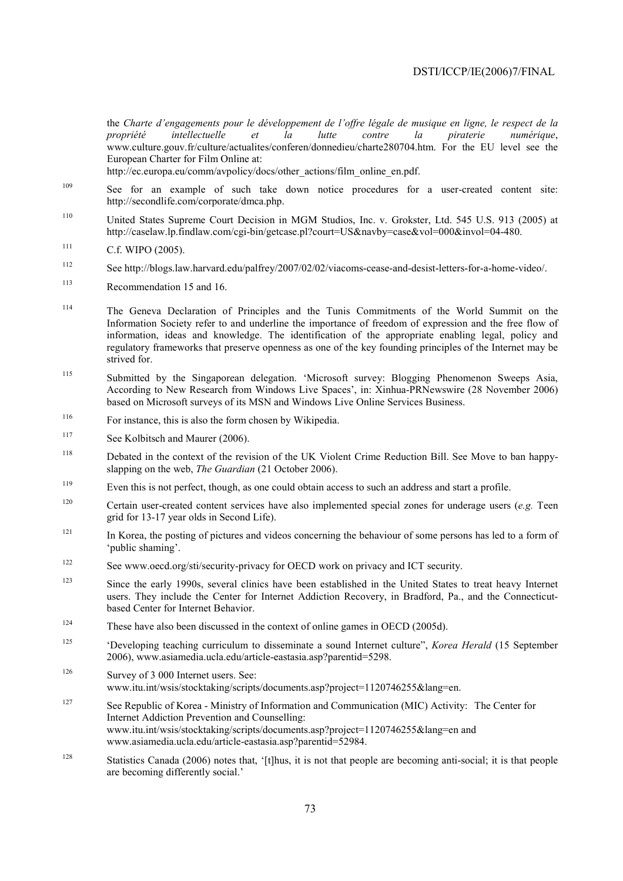the *Charte d'engagements pour le développement de l'offre légale de musique en ligne, le respect de la propriété intellectuelle et la lutte contre la piraterie numérique*, www.culture.gouv.fr/culture/actualites/conferen/donnedieu/charte280704.htm. For the EU level see the European Charter for Film Online at: http://ec.europa.eu/comm/avpolicy/docs/other_actions/film_online_en.pdf.

[109] See for an example of such take down notice procedures for a user-created content site: http://secondlife.com/corporate/dmca.php.

[110] United States Supreme Court Decision in MGM Studios, Inc. v. Grokster, Ltd. 545 U.S. 913 (2005) at http://caselaw.lp.findlaw.com/cgi-bin/getcase.pl?court=US&navby=case&vol=000&invol=04-480.

[111] C.f. WIPO (2005).

[112] See http://blogs.law.harvard.edu/palfrey/2007/02/02/viacoms-cease-and-desist-letters-for-a-home-video/.

[113] Recommendation 15 and 16.

[114] The Geneva Declaration of Principles and the Tunis Commitments of the World Summit on the Information Society refer to and underline the importance of freedom of expression and the free flow of information, ideas and knowledge. The identification of the appropriate enabling legal, policy and regulatory frameworks that preserve openness as one of the key founding principles of the Internet may be strived for.

[115] Submitted by the Singaporean delegation. 'Microsoft survey: Blogging Phenomenon Sweeps Asia, According to New Research from Windows Live Spaces', in: Xinhua-PRNewswire (28 November 2006) based on Microsoft surveys of its MSN and Windows Live Online Services Business.

[116] For instance, this is also the form chosen by Wikipedia.

[117] See Kolbitsch and Maurer (2006).

[118] Debated in the context of the revision of the UK Violent Crime Reduction Bill. See Move to ban happy-slapping on the web, *The Guardian* (21 October 2006).

[119] Even this is not perfect, though, as one could obtain access to such an address and start a profile.

[120] Certain user-created content services have also implemented special zones for underage users (*e.g.* Teen grid for 13-17 year olds in Second Life).

[121] In Korea, the posting of pictures and videos concerning the behaviour of some persons has led to a form of 'public shaming'.

[122] See www.oecd.org/sti/security-privacy for OECD work on privacy and ICT security.

[123] Since the early 1990s, several clinics have been established in the United States to treat heavy Internet users. They include the Center for Internet Addiction Recovery, in Bradford, Pa., and the Connecticut-based Center for Internet Behavior.

[124] These have also been discussed in the context of online games in OECD (2005d).

[125] 'Developing teaching curriculum to disseminate a sound Internet culture", *Korea Herald* (15 September 2006), www.asiamedia.ucla.edu/article-eastasia.asp?parentid=5298.

[126] Survey of 3 000 Internet users. See: www.itu.int/wsis/stocktaking/scripts/documents.asp?project=1120746255&lang=en.

[127] See Republic of Korea - Ministry of Information and Communication (MIC) Activity: The Center for Internet Addiction Prevention and Counselling: www.itu.int/wsis/stocktaking/scripts/documents.asp?project=1120746255&lang=en and www.asiamedia.ucla.edu/article-eastasia.asp?parentid=52984.

[128] Statistics Canada (2006) notes that, '[t]hus, it is not that people are becoming anti-social; it is that people are becoming differently social.'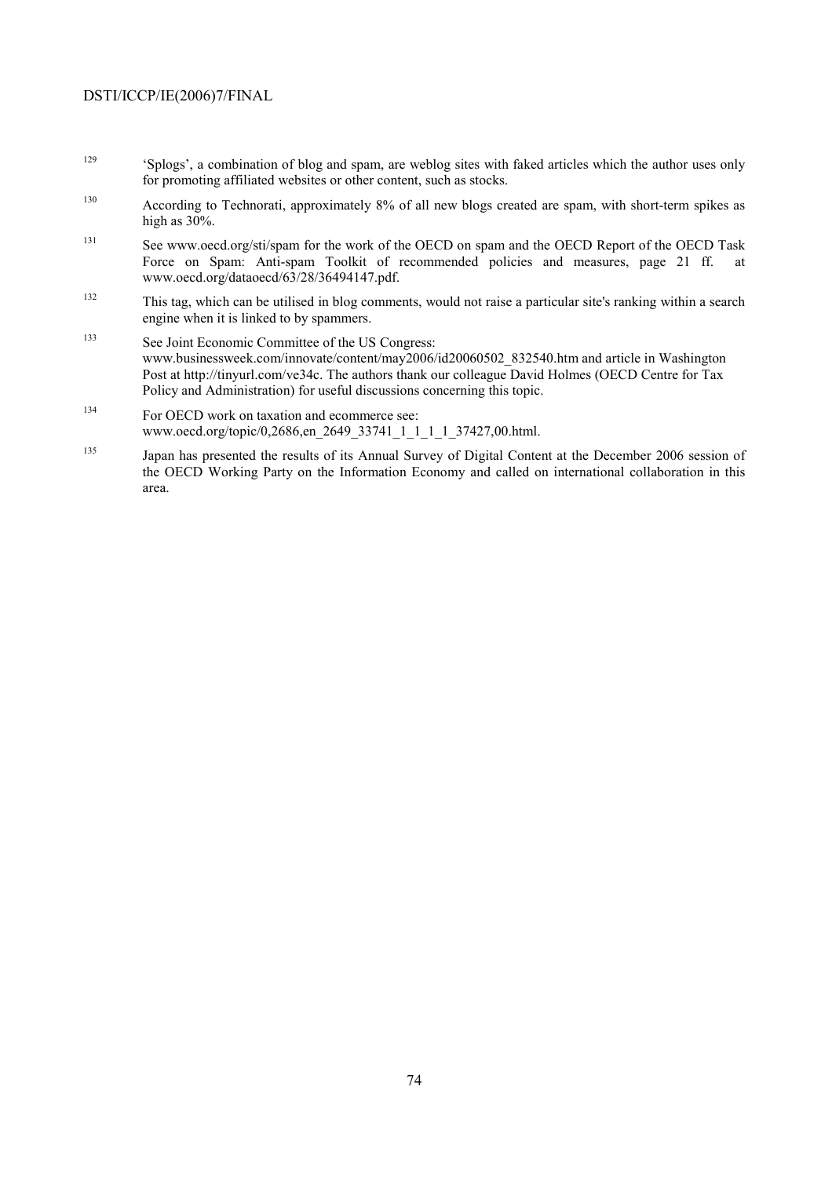[129] 'Splogs', a combination of blog and spam, are weblog sites with faked articles which the author uses only for promoting affiliated websites or other content, such as stocks.

[130] According to Technorati, approximately 8% of all new blogs created are spam, with short-term spikes as high as 30%.

[131] See www.oecd.org/sti/spam for the work of the OECD on spam and the OECD Report of the OECD Task Force on Spam: Anti-spam Toolkit of recommended policies and measures, page 21 ff. at www.oecd.org/dataoecd/63/28/36494147.pdf.

[132] This tag, which can be utilised in blog comments, would not raise a particular site's ranking within a search engine when it is linked to by spammers.

[133] See Joint Economic Committee of the US Congress: www.businessweek.com/innovate/content/may2006/id20060502_832540.htm and article in Washington Post at http://tinyurl.com/ve34c. The authors thank our colleague David Holmes (OECD Centre for Tax Policy and Administration) for useful discussions concerning this topic.

[134] For OECD work on taxation and ecommerce see: www.oecd.org/topic/0,2686,en_2649_33741_1_1_1_1_37427,00.html.

[135] Japan has presented the results of its Annual Survey of Digital Content at the December 2006 session of the OECD Working Party on the Information Economy and called on international collaboration in this area.